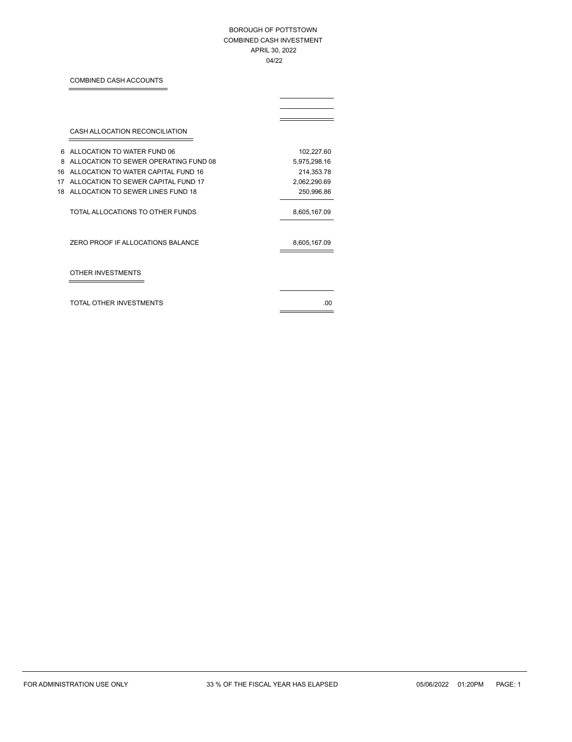BOROUGH OF POTTSTOWN
COMBINED CASH INVESTMENT
APRIL 30, 2022
04/22

## COMBINED CASH ACCOUNTS

## CASH ALLOCATION RECONCILIATION

| | | |
|---|---|---|
| 6 | ALLOCATION TO WATER FUND 06 | 102,227.60 |
| 8 | ALLOCATION TO SEWER OPERATING FUND 08 | 5,975,298.16 |
| 16 | ALLOCATION TO WATER CAPITAL FUND 16 | 214,353.78 |
| 17 | ALLOCATION TO SEWER CAPITAL FUND 17 | 2,062,290.69 |
| 18 | ALLOCATION TO SEWER LINES FUND 18 | 250,996.86 |
| | TOTAL ALLOCATIONS TO OTHER FUNDS | 8,605,167.09 |
| | ZERO PROOF IF ALLOCATIONS BALANCE | 8,605,167.09 |

## OTHER INVESTMENTS

| | |
|---|---|
| TOTAL OTHER INVESTMENTS | .00 |

FOR ADMINISTRATION USE ONLY 33 % OF THE FISCAL YEAR HAS ELAPSED 05/06/2022 01:20PM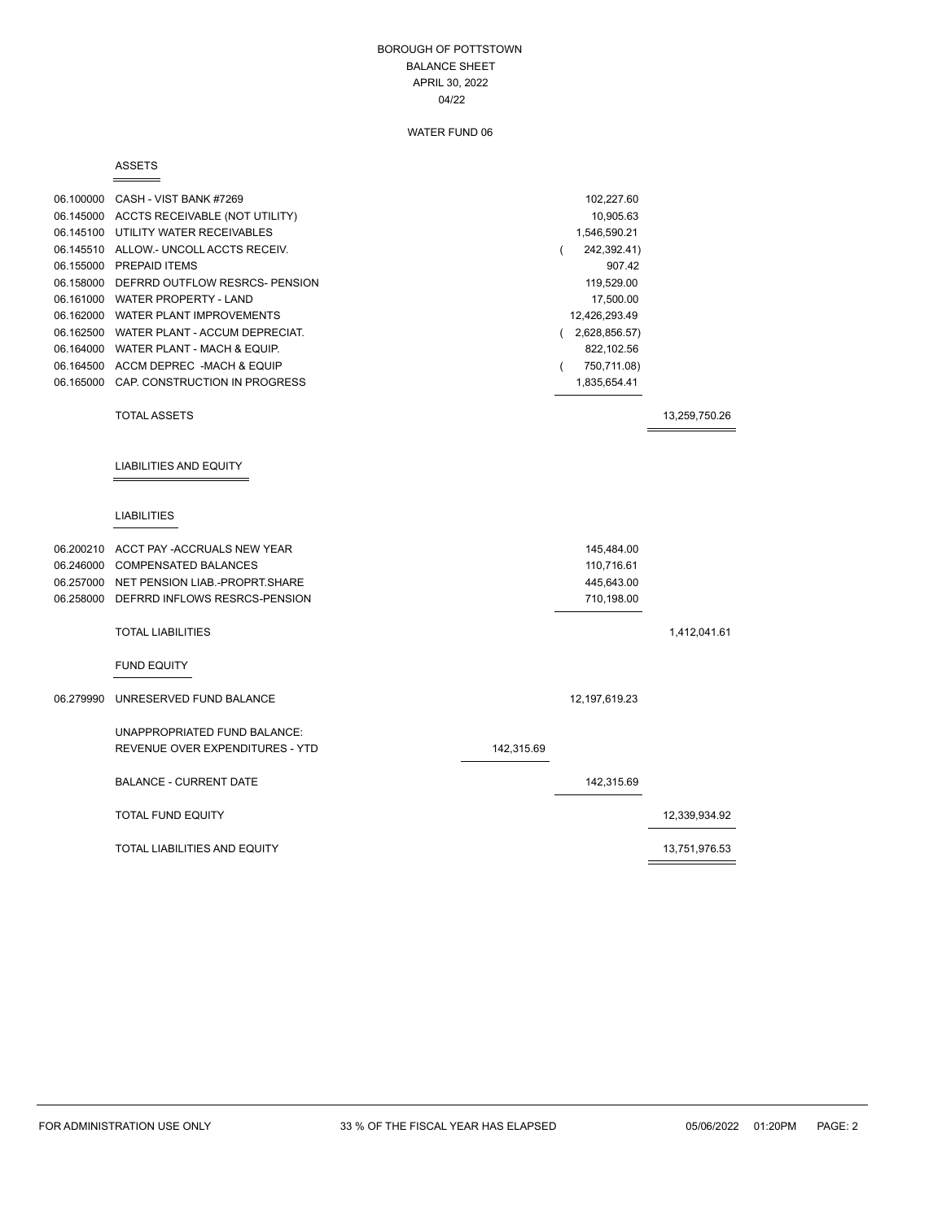# BOROUGH OF POTTSTOWN
## BALANCE SHEET
### APRIL 30, 2022
### 04/22

### WATER FUND 06

#### ASSETS

| Account | Description | | | |
|---|---|---|---|---|
| 06.100000 | CASH - VIST BANK #7269 | | 102,227.60 | |
| 06.145000 | ACCTS RECEIVABLE (NOT UTILITY) | | 10,905.63 | |
| 06.145100 | UTILITY WATER RECEIVABLES | | 1,546,590.21 | |
| 06.145510 | ALLOW.- UNCOLL ACCTS RECEIV. | | ( 242,392.41) | |
| 06.155000 | PREPAID ITEMS | | 907.42 | |
| 06.158000 | DEFRRD OUTFLOW RESRCS- PENSION | | 119,529.00 | |
| 06.161000 | WATER PROPERTY - LAND | | 17,500.00 | |
| 06.162000 | WATER PLANT IMPROVEMENTS | | 12,426,293.49 | |
| 06.162500 | WATER PLANT - ACCUM DEPRECIAT. | | ( 2,628,856.57) | |
| 06.164000 | WATER PLANT - MACH & EQUIP. | | 822,102.56 | |
| 06.164500 | ACCM DEPREC -MACH & EQUIP | | ( 750,711.08) | |
| 06.165000 | CAP. CONSTRUCTION IN PROGRESS | | 1,835,654.41 | |
| | TOTAL ASSETS | | | 13,259,750.26 |

#### LIABILITIES AND EQUITY

#### LIABILITIES

| Account | Description | | | |
|---|---|---|---|---|
| 06.200210 | ACCT PAY -ACCRUALS NEW YEAR | | 145,484.00 | |
| 06.246000 | COMPENSATED BALANCES | | 110,716.61 | |
| 06.257000 | NET PENSION LIAB.-PROPRT.SHARE | | 445,643.00 | |
| 06.258000 | DEFRRD INFLOWS RESRCS-PENSION | | 710,198.00 | |
| | TOTAL LIABILITIES | | | 1,412,041.61 |

#### FUND EQUITY

| Account | Description | | | |
|---|---|---|---|---|
| 06.279990 | UNRESERVED FUND BALANCE | | 12,197,619.23 | |
| | UNAPPROPRIATED FUND BALANCE: | | | |
| | REVENUE OVER EXPENDITURES - YTD | 142,315.69 | | |
| | BALANCE - CURRENT DATE | | 142,315.69 | |
| | TOTAL FUND EQUITY | | | 12,339,934.92 |
| | TOTAL LIABILITIES AND EQUITY | | | 13,751,976.53 |

FOR ADMINISTRATION USE ONLY 33 % OF THE FISCAL YEAR HAS ELAPSED 05/06/2022 01:20PM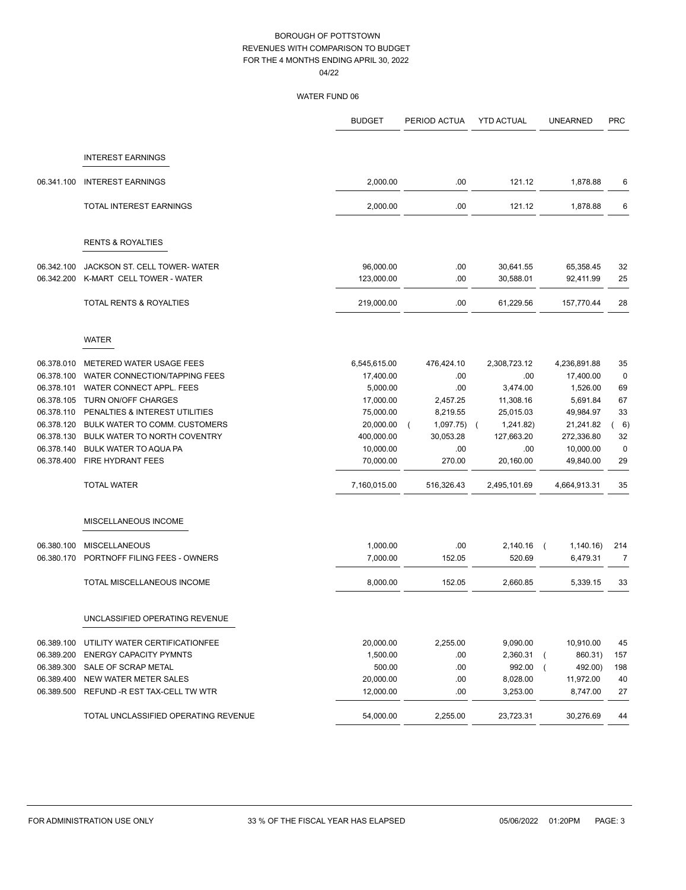BOROUGH OF POTTSTOWN
REVENUES WITH COMPARISON TO BUDGET
FOR THE 4 MONTHS ENDING APRIL 30, 2022
04/22

WATER FUND 06

| | | BUDGET | PERIOD ACTUA | YTD ACTUAL | UNEARNED | PRC |
|---|---|---|---|---|---|---|
| | **INTEREST EARNINGS** | | | | | |
| 06.341.100 | INTEREST EARNINGS | 2,000.00 | .00 | 121.12 | 1,878.88 | 6 |
| | TOTAL INTEREST EARNINGS | 2,000.00 | .00 | 121.12 | 1,878.88 | 6 |
| | **RENTS & ROYALTIES** | | | | | |
| 06.342.100 | JACKSON ST. CELL TOWER- WATER | 96,000.00 | .00 | 30,641.55 | 65,358.45 | 32 |
| 06.342.200 | K-MART CELL TOWER - WATER | 123,000.00 | .00 | 30,588.01 | 92,411.99 | 25 |
| | TOTAL RENTS & ROYALTIES | 219,000.00 | .00 | 61,229.56 | 157,770.44 | 28 |
| | **WATER** | | | | | |
| 06.378.010 | METERED WATER USAGE FEES | 6,545,615.00 | 476,424.10 | 2,308,723.12 | 4,236,891.88 | 35 |
| 06.378.100 | WATER CONNECTION/TAPPING FEES | 17,400.00 | .00 | .00 | 17,400.00 | 0 |
| 06.378.101 | WATER CONNECT APPL. FEES | 5,000.00 | .00 | 3,474.00 | 1,526.00 | 69 |
| 06.378.105 | TURN ON/OFF CHARGES | 17,000.00 | 2,457.25 | 11,308.16 | 5,691.84 | 67 |
| 06.378.110 | PENALTIES & INTEREST UTILITIES | 75,000.00 | 8,219.55 | 25,015.03 | 49,984.97 | 33 |
| 06.378.120 | BULK WATER TO COMM. CUSTOMERS | 20,000.00 | ( 1,097.75) | ( 1,241.82) | 21,241.82 | ( 6) |
| 06.378.130 | BULK WATER TO NORTH COVENTRY | 400,000.00 | 30,053.28 | 127,663.20 | 272,336.80 | 32 |
| 06.378.140 | BULK WATER TO AQUA PA | 10,000.00 | .00 | .00 | 10,000.00 | 0 |
| 06.378.400 | FIRE HYDRANT FEES | 70,000.00 | 270.00 | 20,160.00 | 49,840.00 | 29 |
| | TOTAL WATER | 7,160,015.00 | 516,326.43 | 2,495,101.69 | 4,664,913.31 | 35 |
| | **MISCELLANEOUS INCOME** | | | | | |
| 06.380.100 | MISCELLANEOUS | 1,000.00 | .00 | 2,140.16 | ( 1,140.16) | 214 |
| 06.380.170 | PORTNOFF FILING FEES - OWNERS | 7,000.00 | 152.05 | 520.69 | 6,479.31 | 7 |
| | TOTAL MISCELLANEOUS INCOME | 8,000.00 | 152.05 | 2,660.85 | 5,339.15 | 33 |
| | **UNCLASSIFIED OPERATING REVENUE** | | | | | |
| 06.389.100 | UTILITY WATER CERTIFICATIONFEE | 20,000.00 | 2,255.00 | 9,090.00 | 10,910.00 | 45 |
| 06.389.200 | ENERGY CAPACITY PYMNTS | 1,500.00 | .00 | 2,360.31 | ( 860.31) | 157 |
| 06.389.300 | SALE OF SCRAP METAL | 500.00 | .00 | 992.00 | ( 492.00) | 198 |
| 06.389.400 | NEW WATER METER SALES | 20,000.00 | .00 | 8,028.00 | 11,972.00 | 40 |
| 06.389.500 | REFUND -R EST TAX-CELL TW WTR | 12,000.00 | .00 | 3,253.00 | 8,747.00 | 27 |
| | TOTAL UNCLASSIFIED OPERATING REVENUE | 54,000.00 | 2,255.00 | 23,723.31 | 30,276.69 | 44 |

FOR ADMINISTRATION USE ONLY    33 % OF THE FISCAL YEAR HAS ELAPSED    05/06/2022 01:20PM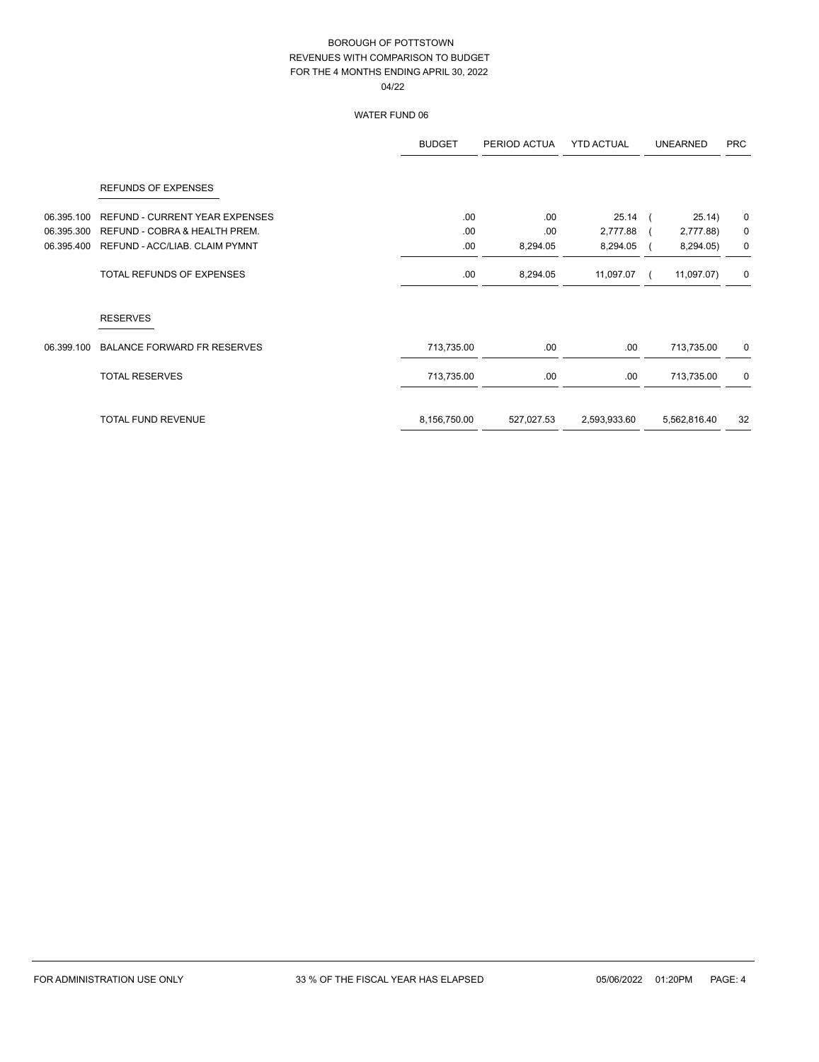# BOROUGH OF POTTSTOWN
## REVENUES WITH COMPARISON TO BUDGET
## FOR THE 4 MONTHS ENDING APRIL 30, 2022
04/22

### WATER FUND 06

| | | BUDGET | PERIOD ACTUA | YTD ACTUAL | UNEARNED | PRC |
|---|---|---|---|---|---|---|
| | **REFUNDS OF EXPENSES** | | | | | |
| 06.395.100 | REFUND - CURRENT YEAR EXPENSES | .00 | .00 | 25.14 | ( 25.14) | 0 |
| 06.395.300 | REFUND - COBRA & HEALTH PREM. | .00 | .00 | 2,777.88 | ( 2,777.88) | 0 |
| 06.395.400 | REFUND - ACC/LIAB. CLAIM PYMNT | .00 | 8,294.05 | 8,294.05 | ( 8,294.05) | 0 |
| | TOTAL REFUNDS OF EXPENSES | .00 | 8,294.05 | 11,097.07 | ( 11,097.07) | 0 |
| | **RESERVES** | | | | | |
| 06.399.100 | BALANCE FORWARD FR RESERVES | 713,735.00 | .00 | .00 | 713,735.00 | 0 |
| | TOTAL RESERVES | 713,735.00 | .00 | .00 | 713,735.00 | 0 |
| | TOTAL FUND REVENUE | 8,156,750.00 | 527,027.53 | 2,593,933.60 | 5,562,816.40 | 32 |

FOR ADMINISTRATION USE ONLY — 33 % OF THE FISCAL YEAR HAS ELAPSED — 05/06/2022 01:20PM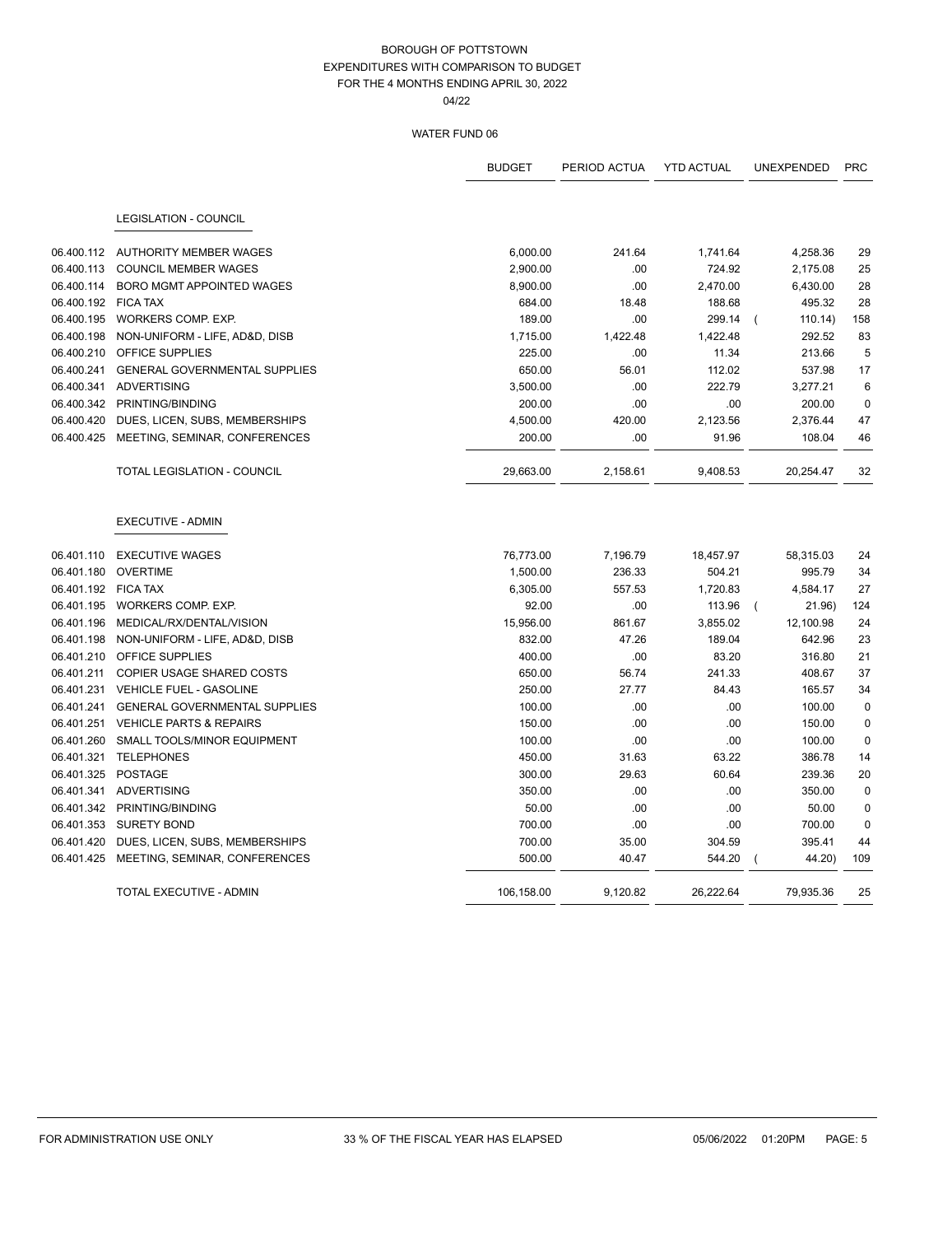# BOROUGH OF POTTSTOWN
## EXPENDITURES WITH COMPARISON TO BUDGET
## FOR THE 4 MONTHS ENDING APRIL 30, 2022
04/22

### WATER FUND 06

| | | BUDGET | PERIOD ACTUA | YTD ACTUAL | UNEXPENDED | PRC |
|---|---|---|---|---|---|---|
| | **LEGISLATION - COUNCIL** | | | | | |
| 06.400.112 | AUTHORITY MEMBER WAGES | 6,000.00 | 241.64 | 1,741.64 | 4,258.36 | 29 |
| 06.400.113 | COUNCIL MEMBER WAGES | 2,900.00 | .00 | 724.92 | 2,175.08 | 25 |
| 06.400.114 | BORO MGMT APPOINTED WAGES | 8,900.00 | .00 | 2,470.00 | 6,430.00 | 28 |
| 06.400.192 | FICA TAX | 684.00 | 18.48 | 188.68 | 495.32 | 28 |
| 06.400.195 | WORKERS COMP. EXP. | 189.00 | .00 | 299.14 | ( 110.14) | 158 |
| 06.400.198 | NON-UNIFORM - LIFE, AD&D, DISB | 1,715.00 | 1,422.48 | 1,422.48 | 292.52 | 83 |
| 06.400.210 | OFFICE SUPPLIES | 225.00 | .00 | 11.34 | 213.66 | 5 |
| 06.400.241 | GENERAL GOVERNMENTAL SUPPLIES | 650.00 | 56.01 | 112.02 | 537.98 | 17 |
| 06.400.341 | ADVERTISING | 3,500.00 | .00 | 222.79 | 3,277.21 | 6 |
| 06.400.342 | PRINTING/BINDING | 200.00 | .00 | .00 | 200.00 | 0 |
| 06.400.420 | DUES, LICEN, SUBS, MEMBERSHIPS | 4,500.00 | 420.00 | 2,123.56 | 2,376.44 | 47 |
| 06.400.425 | MEETING, SEMINAR, CONFERENCES | 200.00 | .00 | 91.96 | 108.04 | 46 |
| | TOTAL LEGISLATION - COUNCIL | 29,663.00 | 2,158.61 | 9,408.53 | 20,254.47 | 32 |
| | **EXECUTIVE - ADMIN** | | | | | |
| 06.401.110 | EXECUTIVE WAGES | 76,773.00 | 7,196.79 | 18,457.97 | 58,315.03 | 24 |
| 06.401.180 | OVERTIME | 1,500.00 | 236.33 | 504.21 | 995.79 | 34 |
| 06.401.192 | FICA TAX | 6,305.00 | 557.53 | 1,720.83 | 4,584.17 | 27 |
| 06.401.195 | WORKERS COMP. EXP. | 92.00 | .00 | 113.96 | ( 21.96) | 124 |
| 06.401.196 | MEDICAL/RX/DENTAL/VISION | 15,956.00 | 861.67 | 3,855.02 | 12,100.98 | 24 |
| 06.401.198 | NON-UNIFORM - LIFE, AD&D, DISB | 832.00 | 47.26 | 189.04 | 642.96 | 23 |
| 06.401.210 | OFFICE SUPPLIES | 400.00 | .00 | 83.20 | 316.80 | 21 |
| 06.401.211 | COPIER USAGE SHARED COSTS | 650.00 | 56.74 | 241.33 | 408.67 | 37 |
| 06.401.231 | VEHICLE FUEL - GASOLINE | 250.00 | 27.77 | 84.43 | 165.57 | 34 |
| 06.401.241 | GENERAL GOVERNMENTAL SUPPLIES | 100.00 | .00 | .00 | 100.00 | 0 |
| 06.401.251 | VEHICLE PARTS & REPAIRS | 150.00 | .00 | .00 | 150.00 | 0 |
| 06.401.260 | SMALL TOOLS/MINOR EQUIPMENT | 100.00 | .00 | .00 | 100.00 | 0 |
| 06.401.321 | TELEPHONES | 450.00 | 31.63 | 63.22 | 386.78 | 14 |
| 06.401.325 | POSTAGE | 300.00 | 29.63 | 60.64 | 239.36 | 20 |
| 06.401.341 | ADVERTISING | 350.00 | .00 | .00 | 350.00 | 0 |
| 06.401.342 | PRINTING/BINDING | 50.00 | .00 | .00 | 50.00 | 0 |
| 06.401.353 | SURETY BOND | 700.00 | .00 | .00 | 700.00 | 0 |
| 06.401.420 | DUES, LICEN, SUBS, MEMBERSHIPS | 700.00 | 35.00 | 304.59 | 395.41 | 44 |
| 06.401.425 | MEETING, SEMINAR, CONFERENCES | 500.00 | 40.47 | 544.20 | ( 44.20) | 109 |
| | TOTAL EXECUTIVE - ADMIN | 106,158.00 | 9,120.82 | 26,222.64 | 79,935.36 | 25 |

FOR ADMINISTRATION USE ONLY — 33 % OF THE FISCAL YEAR HAS ELAPSED — 05/06/2022 01:20PM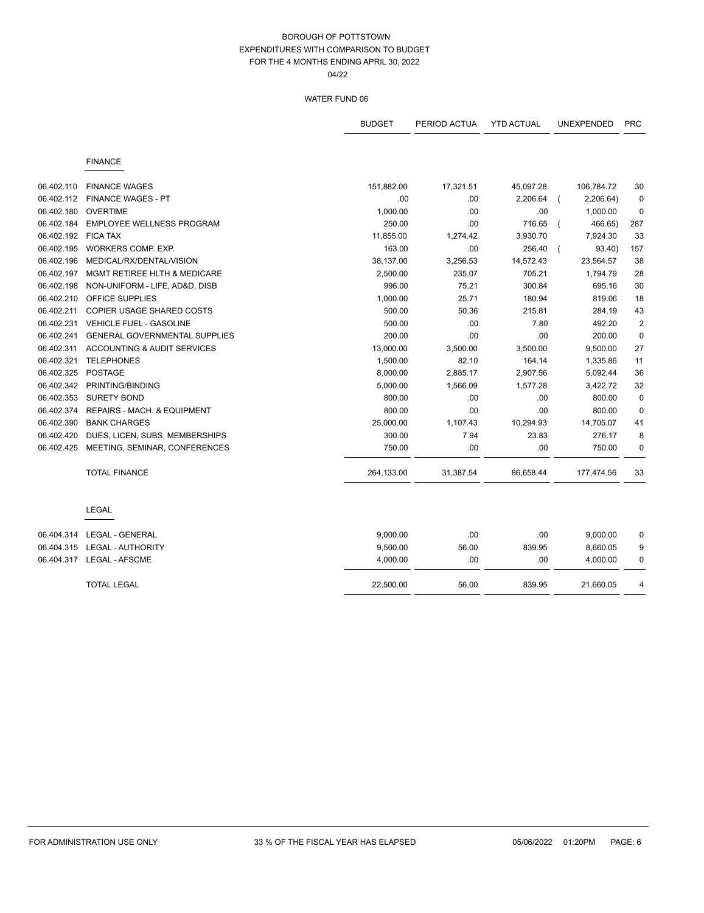# BOROUGH OF POTTSTOWN
## EXPENDITURES WITH COMPARISON TO BUDGET
## FOR THE 4 MONTHS ENDING APRIL 30, 2022
04/22

### WATER FUND 06

| | | BUDGET | PERIOD ACTUA | YTD ACTUAL | UNEXPENDED | PRC |
|---|---|---|---|---|---|---|
| | **FINANCE** | | | | | |
| 06.402.110 | FINANCE WAGES | 151,882.00 | 17,321.51 | 45,097.28 | 106,784.72 | 30 |
| 06.402.112 | FINANCE WAGES - PT | .00 | .00 | 2,206.64 | ( 2,206.64) | 0 |
| 06.402.180 | OVERTIME | 1,000.00 | .00 | .00 | 1,000.00 | 0 |
| 06.402.184 | EMPLOYEE WELLNESS PROGRAM | 250.00 | .00 | 716.65 | ( 466.65) | 287 |
| 06.402.192 | FICA TAX | 11,855.00 | 1,274.42 | 3,930.70 | 7,924.30 | 33 |
| 06.402.195 | WORKERS COMP. EXP. | 163.00 | .00 | 256.40 | ( 93.40) | 157 |
| 06.402.196 | MEDICAL/RX/DENTAL/VISION | 38,137.00 | 3,256.53 | 14,572.43 | 23,564.57 | 38 |
| 06.402.197 | MGMT RETIREE HLTH & MEDICARE | 2,500.00 | 235.07 | 705.21 | 1,794.79 | 28 |
| 06.402.198 | NON-UNIFORM - LIFE, AD&D, DISB | 996.00 | 75.21 | 300.84 | 695.16 | 30 |
| 06.402.210 | OFFICE SUPPLIES | 1,000.00 | 25.71 | 180.94 | 819.06 | 18 |
| 06.402.211 | COPIER USAGE SHARED COSTS | 500.00 | 50.36 | 215.81 | 284.19 | 43 |
| 06.402.231 | VEHICLE FUEL - GASOLINE | 500.00 | .00 | 7.80 | 492.20 | 2 |
| 06.402.241 | GENERAL GOVERNMENTAL SUPPLIES | 200.00 | .00 | .00 | 200.00 | 0 |
| 06.402.311 | ACCOUNTING & AUDIT SERVICES | 13,000.00 | 3,500.00 | 3,500.00 | 9,500.00 | 27 |
| 06.402.321 | TELEPHONES | 1,500.00 | 82.10 | 164.14 | 1,335.86 | 11 |
| 06.402.325 | POSTAGE | 8,000.00 | 2,885.17 | 2,907.56 | 5,092.44 | 36 |
| 06.402.342 | PRINTING/BINDING | 5,000.00 | 1,566.09 | 1,577.28 | 3,422.72 | 32 |
| 06.402.353 | SURETY BOND | 800.00 | .00 | .00 | 800.00 | 0 |
| 06.402.374 | REPAIRS - MACH. & EQUIPMENT | 800.00 | .00 | .00 | 800.00 | 0 |
| 06.402.390 | BANK CHARGES | 25,000.00 | 1,107.43 | 10,294.93 | 14,705.07 | 41 |
| 06.402.420 | DUES, LICEN, SUBS, MEMBERSHIPS | 300.00 | 7.94 | 23.83 | 276.17 | 8 |
| 06.402.425 | MEETING, SEMINAR, CONFERENCES | 750.00 | .00 | .00 | 750.00 | 0 |
| | TOTAL FINANCE | 264,133.00 | 31,387.54 | 86,658.44 | 177,474.56 | 33 |
| | **LEGAL** | | | | | |
| 06.404.314 | LEGAL - GENERAL | 9,000.00 | .00 | .00 | 9,000.00 | 0 |
| 06.404.315 | LEGAL - AUTHORITY | 9,500.00 | 56.00 | 839.95 | 8,660.05 | 9 |
| 06.404.317 | LEGAL - AFSCME | 4,000.00 | .00 | .00 | 4,000.00 | 0 |
| | TOTAL LEGAL | 22,500.00 | 56.00 | 839.95 | 21,660.05 | 4 |

FOR ADMINISTRATION USE ONLY — 33 % OF THE FISCAL YEAR HAS ELAPSED — 05/06/2022 01:20PM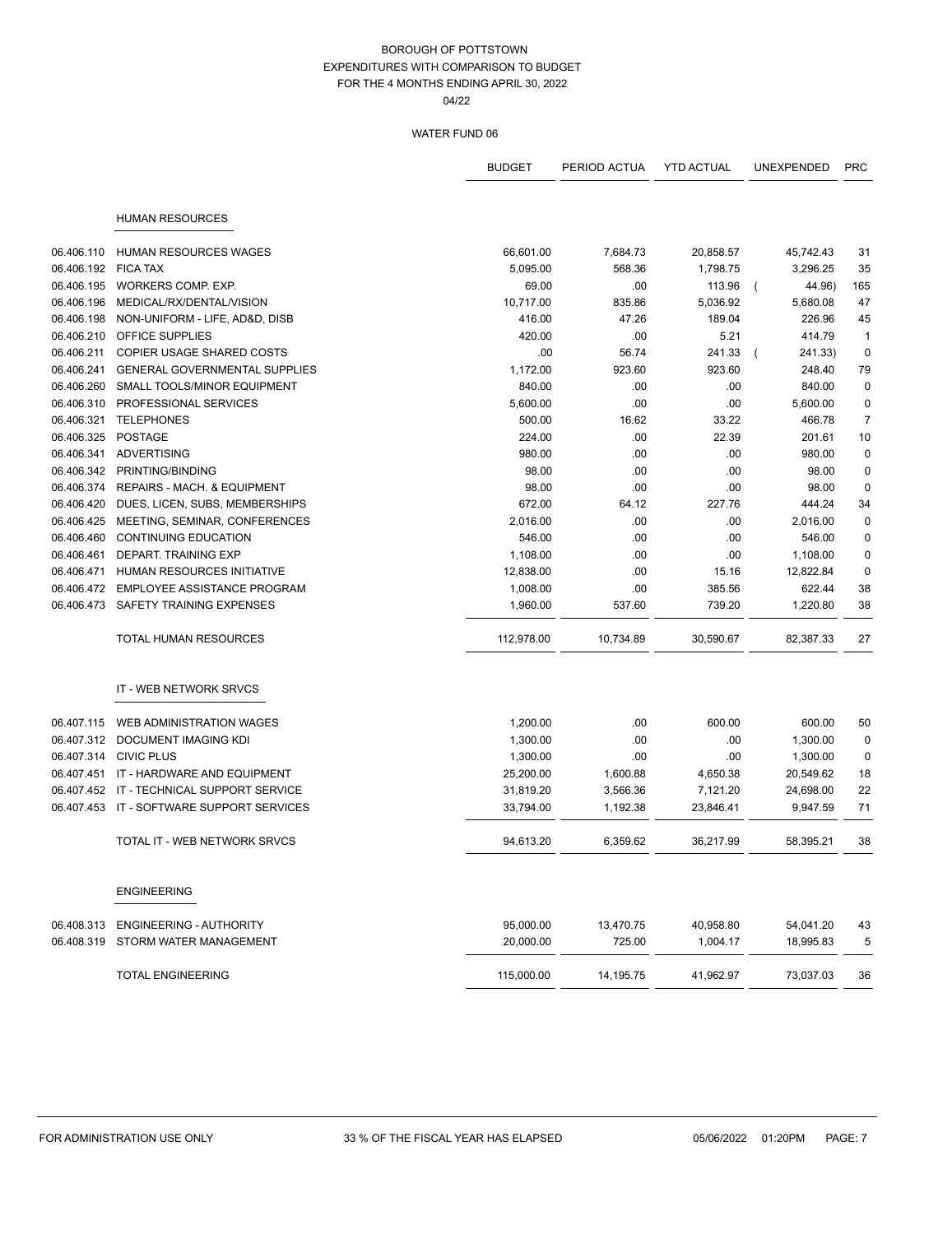# BOROUGH OF POTTSTOWN
## EXPENDITURES WITH COMPARISON TO BUDGET
## FOR THE 4 MONTHS ENDING APRIL 30, 2022
04/22

### WATER FUND 06

| | | BUDGET | PERIOD ACTUA | YTD ACTUAL | UNEXPENDED | PRC |
|---|---|---|---|---|---|---|
| | **HUMAN RESOURCES** | | | | | |
| 06.406.110 | HUMAN RESOURCES WAGES | 66,601.00 | 7,684.73 | 20,858.57 | 45,742.43 | 31 |
| 06.406.192 | FICA TAX | 5,095.00 | 568.36 | 1,798.75 | 3,296.25 | 35 |
| 06.406.195 | WORKERS COMP. EXP. | 69.00 | .00 | 113.96 | ( 44.96) | 165 |
| 06.406.196 | MEDICAL/RX/DENTAL/VISION | 10,717.00 | 835.86 | 5,036.92 | 5,680.08 | 47 |
| 06.406.198 | NON-UNIFORM - LIFE, AD&D, DISB | 416.00 | 47.26 | 189.04 | 226.96 | 45 |
| 06.406.210 | OFFICE SUPPLIES | 420.00 | .00 | 5.21 | 414.79 | 1 |
| 06.406.211 | COPIER USAGE SHARED COSTS | .00 | 56.74 | 241.33 | ( 241.33) | 0 |
| 06.406.241 | GENERAL GOVERNMENTAL SUPPLIES | 1,172.00 | 923.60 | 923.60 | 248.40 | 79 |
| 06.406.260 | SMALL TOOLS/MINOR EQUIPMENT | 840.00 | .00 | .00 | 840.00 | 0 |
| 06.406.310 | PROFESSIONAL SERVICES | 5,600.00 | .00 | .00 | 5,600.00 | 0 |
| 06.406.321 | TELEPHONES | 500.00 | 16.62 | 33.22 | 466.78 | 7 |
| 06.406.325 | POSTAGE | 224.00 | .00 | 22.39 | 201.61 | 10 |
| 06.406.341 | ADVERTISING | 980.00 | .00 | .00 | 980.00 | 0 |
| 06.406.342 | PRINTING/BINDING | 98.00 | .00 | .00 | 98.00 | 0 |
| 06.406.374 | REPAIRS - MACH. & EQUIPMENT | 98.00 | .00 | .00 | 98.00 | 0 |
| 06.406.420 | DUES, LICEN, SUBS, MEMBERSHIPS | 672.00 | 64.12 | 227.76 | 444.24 | 34 |
| 06.406.425 | MEETING, SEMINAR, CONFERENCES | 2,016.00 | .00 | .00 | 2,016.00 | 0 |
| 06.406.460 | CONTINUING EDUCATION | 546.00 | .00 | .00 | 546.00 | 0 |
| 06.406.461 | DEPART. TRAINING EXP | 1,108.00 | .00 | .00 | 1,108.00 | 0 |
| 06.406.471 | HUMAN RESOURCES INITIATIVE | 12,838.00 | .00 | 15.16 | 12,822.84 | 0 |
| 06.406.472 | EMPLOYEE ASSISTANCE PROGRAM | 1,008.00 | .00 | 385.56 | 622.44 | 38 |
| 06.406.473 | SAFETY TRAINING EXPENSES | 1,960.00 | 537.60 | 739.20 | 1,220.80 | 38 |
| | TOTAL HUMAN RESOURCES | 112,978.00 | 10,734.89 | 30,590.67 | 82,387.33 | 27 |
| | **IT - WEB NETWORK SRVCS** | | | | | |
| 06.407.115 | WEB ADMINISTRATION WAGES | 1,200.00 | .00 | 600.00 | 600.00 | 50 |
| 06.407.312 | DOCUMENT IMAGING KDI | 1,300.00 | .00 | .00 | 1,300.00 | 0 |
| 06.407.314 | CIVIC PLUS | 1,300.00 | .00 | .00 | 1,300.00 | 0 |
| 06.407.451 | IT - HARDWARE AND EQUIPMENT | 25,200.00 | 1,600.88 | 4,650.38 | 20,549.62 | 18 |
| 06.407.452 | IT - TECHNICAL SUPPORT SERVICE | 31,819.20 | 3,566.36 | 7,121.20 | 24,698.00 | 22 |
| 06.407.453 | IT - SOFTWARE SUPPORT SERVICES | 33,794.00 | 1,192.38 | 23,846.41 | 9,947.59 | 71 |
| | TOTAL IT - WEB NETWORK SRVCS | 94,613.20 | 6,359.62 | 36,217.99 | 58,395.21 | 38 |
| | **ENGINEERING** | | | | | |
| 06.408.313 | ENGINEERING - AUTHORITY | 95,000.00 | 13,470.75 | 40,958.80 | 54,041.20 | 43 |
| 06.408.319 | STORM WATER MANAGEMENT | 20,000.00 | 725.00 | 1,004.17 | 18,995.83 | 5 |
| | TOTAL ENGINEERING | 115,000.00 | 14,195.75 | 41,962.97 | 73,037.03 | 36 |

FOR ADMINISTRATION USE ONLY — 33 % OF THE FISCAL YEAR HAS ELAPSED — 05/06/2022 01:20PM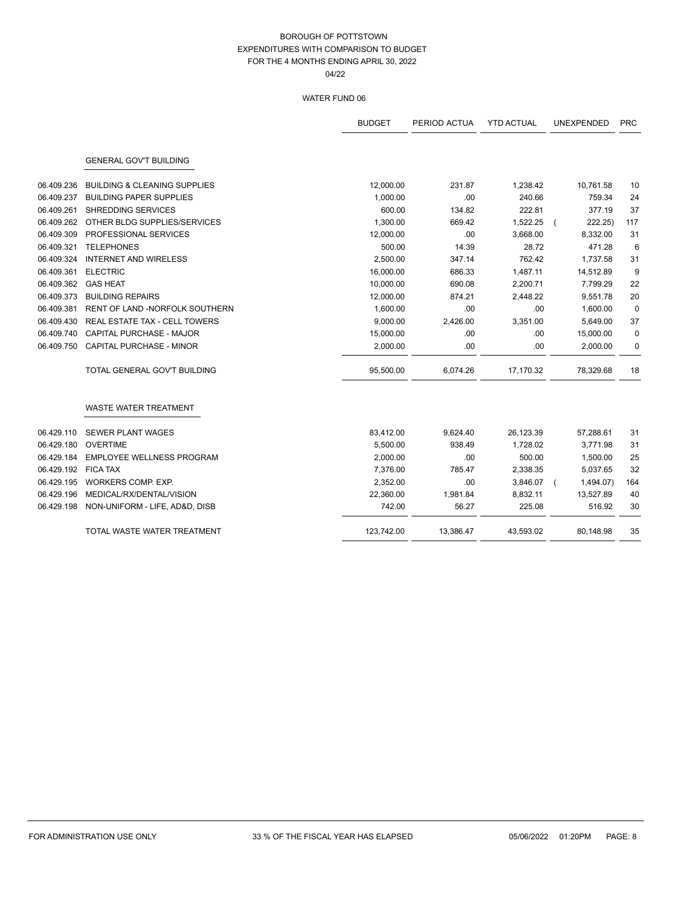BOROUGH OF POTTSTOWN
EXPENDITURES WITH COMPARISON TO BUDGET
FOR THE 4 MONTHS ENDING APRIL 30, 2022
04/22

WATER FUND 06

| | | BUDGET | PERIOD ACTUA | YTD ACTUAL | UNEXPENDED | PRC |
|---|---|---|---|---|---|---|
| | **GENERAL GOV'T BUILDING** | | | | | |
| 06.409.236 | BUILDING & CLEANING SUPPLIES | 12,000.00 | 231.87 | 1,238.42 | 10,761.58 | 10 |
| 06.409.237 | BUILDING PAPER SUPPLIES | 1,000.00 | .00 | 240.66 | 759.34 | 24 |
| 06.409.261 | SHREDDING SERVICES | 600.00 | 134.82 | 222.81 | 377.19 | 37 |
| 06.409.262 | OTHER BLDG SUPPLIES/SERVICES | 1,300.00 | 669.42 | 1,522.25 | ( 222.25) | 117 |
| 06.409.309 | PROFESSIONAL SERVICES | 12,000.00 | .00 | 3,668.00 | 8,332.00 | 31 |
| 06.409.321 | TELEPHONES | 500.00 | 14.39 | 28.72 | 471.28 | 6 |
| 06.409.324 | INTERNET AND WIRELESS | 2,500.00 | 347.14 | 762.42 | 1,737.58 | 31 |
| 06.409.361 | ELECTRIC | 16,000.00 | 686.33 | 1,487.11 | 14,512.89 | 9 |
| 06.409.362 | GAS HEAT | 10,000.00 | 690.08 | 2,200.71 | 7,799.29 | 22 |
| 06.409.373 | BUILDING REPAIRS | 12,000.00 | 874.21 | 2,448.22 | 9,551.78 | 20 |
| 06.409.381 | RENT OF LAND -NORFOLK SOUTHERN | 1,600.00 | .00 | .00 | 1,600.00 | 0 |
| 06.409.430 | REAL ESTATE TAX - CELL TOWERS | 9,000.00 | 2,426.00 | 3,351.00 | 5,649.00 | 37 |
| 06.409.740 | CAPITAL PURCHASE - MAJOR | 15,000.00 | .00 | .00 | 15,000.00 | 0 |
| 06.409.750 | CAPITAL PURCHASE - MINOR | 2,000.00 | .00 | .00 | 2,000.00 | 0 |
| | TOTAL GENERAL GOV'T BUILDING | 95,500.00 | 6,074.26 | 17,170.32 | 78,329.68 | 18 |
| | **WASTE WATER TREATMENT** | | | | | |
| 06.429.110 | SEWER PLANT WAGES | 83,412.00 | 9,624.40 | 26,123.39 | 57,288.61 | 31 |
| 06.429.180 | OVERTIME | 5,500.00 | 938.49 | 1,728.02 | 3,771.98 | 31 |
| 06.429.184 | EMPLOYEE WELLNESS PROGRAM | 2,000.00 | .00 | 500.00 | 1,500.00 | 25 |
| 06.429.192 | FICA TAX | 7,376.00 | 785.47 | 2,338.35 | 5,037.65 | 32 |
| 06.429.195 | WORKERS COMP. EXP. | 2,352.00 | .00 | 3,846.07 | ( 1,494.07) | 164 |
| 06.429.196 | MEDICAL/RX/DENTAL/VISION | 22,360.00 | 1,981.84 | 8,832.11 | 13,527.89 | 40 |
| 06.429.198 | NON-UNIFORM - LIFE, AD&D, DISB | 742.00 | 56.27 | 225.08 | 516.92 | 30 |
| | TOTAL WASTE WATER TREATMENT | 123,742.00 | 13,386.47 | 43,593.02 | 80,148.98 | 35 |

FOR ADMINISTRATION USE ONLY — 33 % OF THE FISCAL YEAR HAS ELAPSED — 05/06/2022 01:20PM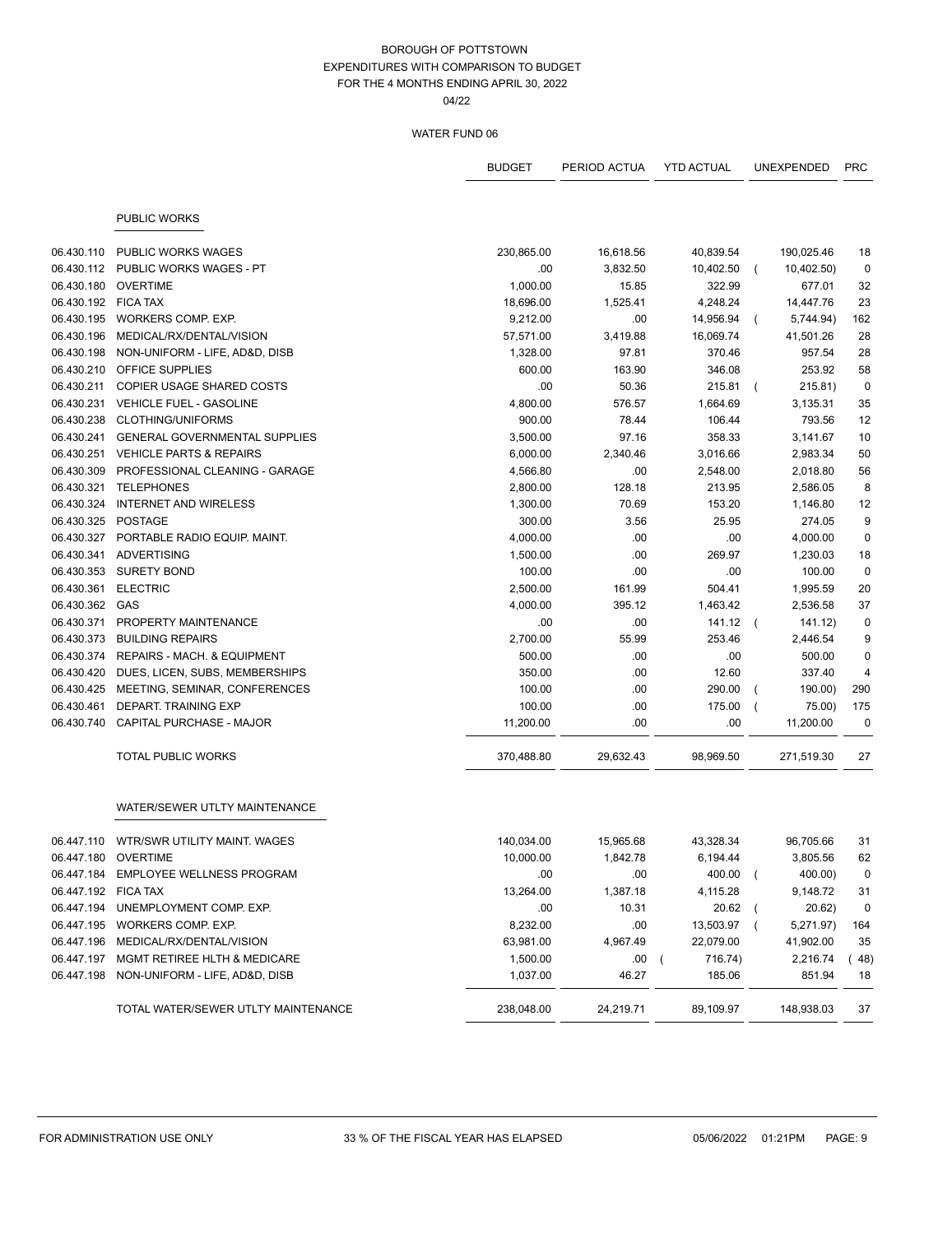BOROUGH OF POTTSTOWN
EXPENDITURES WITH COMPARISON TO BUDGET
FOR THE 4 MONTHS ENDING APRIL 30, 2022
04/22

WATER FUND 06

| | | BUDGET | PERIOD ACTUA | YTD ACTUAL | UNEXPENDED | PRC |
|---|---|---|---|---|---|---|
| | **PUBLIC WORKS** | | | | | |
| 06.430.110 | PUBLIC WORKS WAGES | 230,865.00 | 16,618.56 | 40,839.54 | 190,025.46 | 18 |
| 06.430.112 | PUBLIC WORKS WAGES - PT | .00 | 3,832.50 | 10,402.50 | ( 10,402.50) | 0 |
| 06.430.180 | OVERTIME | 1,000.00 | 15.85 | 322.99 | 677.01 | 32 |
| 06.430.192 | FICA TAX | 18,696.00 | 1,525.41 | 4,248.24 | 14,447.76 | 23 |
| 06.430.195 | WORKERS COMP. EXP. | 9,212.00 | .00 | 14,956.94 | ( 5,744.94) | 162 |
| 06.430.196 | MEDICAL/RX/DENTAL/VISION | 57,571.00 | 3,419.88 | 16,069.74 | 41,501.26 | 28 |
| 06.430.198 | NON-UNIFORM - LIFE, AD&D, DISB | 1,328.00 | 97.81 | 370.46 | 957.54 | 28 |
| 06.430.210 | OFFICE SUPPLIES | 600.00 | 163.90 | 346.08 | 253.92 | 58 |
| 06.430.211 | COPIER USAGE SHARED COSTS | .00 | 50.36 | 215.81 | ( 215.81) | 0 |
| 06.430.231 | VEHICLE FUEL - GASOLINE | 4,800.00 | 576.57 | 1,664.69 | 3,135.31 | 35 |
| 06.430.238 | CLOTHING/UNIFORMS | 900.00 | 78.44 | 106.44 | 793.56 | 12 |
| 06.430.241 | GENERAL GOVERNMENTAL SUPPLIES | 3,500.00 | 97.16 | 358.33 | 3,141.67 | 10 |
| 06.430.251 | VEHICLE PARTS & REPAIRS | 6,000.00 | 2,340.46 | 3,016.66 | 2,983.34 | 50 |
| 06.430.309 | PROFESSIONAL CLEANING - GARAGE | 4,566.80 | .00 | 2,548.00 | 2,018.80 | 56 |
| 06.430.321 | TELEPHONES | 2,800.00 | 128.18 | 213.95 | 2,586.05 | 8 |
| 06.430.324 | INTERNET AND WIRELESS | 1,300.00 | 70.69 | 153.20 | 1,146.80 | 12 |
| 06.430.325 | POSTAGE | 300.00 | 3.56 | 25.95 | 274.05 | 9 |
| 06.430.327 | PORTABLE RADIO EQUIP. MAINT. | 4,000.00 | .00 | .00 | 4,000.00 | 0 |
| 06.430.341 | ADVERTISING | 1,500.00 | .00 | 269.97 | 1,230.03 | 18 |
| 06.430.353 | SURETY BOND | 100.00 | .00 | .00 | 100.00 | 0 |
| 06.430.361 | ELECTRIC | 2,500.00 | 161.99 | 504.41 | 1,995.59 | 20 |
| 06.430.362 | GAS | 4,000.00 | 395.12 | 1,463.42 | 2,536.58 | 37 |
| 06.430.371 | PROPERTY MAINTENANCE | .00 | .00 | 141.12 | ( 141.12) | 0 |
| 06.430.373 | BUILDING REPAIRS | 2,700.00 | 55.99 | 253.46 | 2,446.54 | 9 |
| 06.430.374 | REPAIRS - MACH. & EQUIPMENT | 500.00 | .00 | .00 | 500.00 | 0 |
| 06.430.420 | DUES, LICEN, SUBS, MEMBERSHIPS | 350.00 | .00 | 12.60 | 337.40 | 4 |
| 06.430.425 | MEETING, SEMINAR, CONFERENCES | 100.00 | .00 | 290.00 | ( 190.00) | 290 |
| 06.430.461 | DEPART. TRAINING EXP | 100.00 | .00 | 175.00 | ( 75.00) | 175 |
| 06.430.740 | CAPITAL PURCHASE - MAJOR | 11,200.00 | .00 | .00 | 11,200.00 | 0 |
| | TOTAL PUBLIC WORKS | 370,488.80 | 29,632.43 | 98,969.50 | 271,519.30 | 27 |
| | **WATER/SEWER UTLTY MAINTENANCE** | | | | | |
| 06.447.110 | WTR/SWR UTILITY MAINT. WAGES | 140,034.00 | 15,965.68 | 43,328.34 | 96,705.66 | 31 |
| 06.447.180 | OVERTIME | 10,000.00 | 1,842.78 | 6,194.44 | 3,805.56 | 62 |
| 06.447.184 | EMPLOYEE WELLNESS PROGRAM | .00 | .00 | 400.00 | ( 400.00) | 0 |
| 06.447.192 | FICA TAX | 13,264.00 | 1,387.18 | 4,115.28 | 9,148.72 | 31 |
| 06.447.194 | UNEMPLOYMENT COMP. EXP. | .00 | 10.31 | 20.62 | ( 20.62) | 0 |
| 06.447.195 | WORKERS COMP. EXP. | 8,232.00 | .00 | 13,503.97 | ( 5,271.97) | 164 |
| 06.447.196 | MEDICAL/RX/DENTAL/VISION | 63,981.00 | 4,967.49 | 22,079.00 | 41,902.00 | 35 |
| 06.447.197 | MGMT RETIREE HLTH & MEDICARE | 1,500.00 | .00 | ( 716.74) | 2,216.74 | ( 48) |
| 06.447.198 | NON-UNIFORM - LIFE, AD&D, DISB | 1,037.00 | 46.27 | 185.06 | 851.94 | 18 |
| | TOTAL WATER/SEWER UTLTY MAINTENANCE | 238,048.00 | 24,219.71 | 89,109.97 | 148,938.03 | 37 |

FOR ADMINISTRATION USE ONLY — 33 % OF THE FISCAL YEAR HAS ELAPSED — 05/06/2022 01:21PM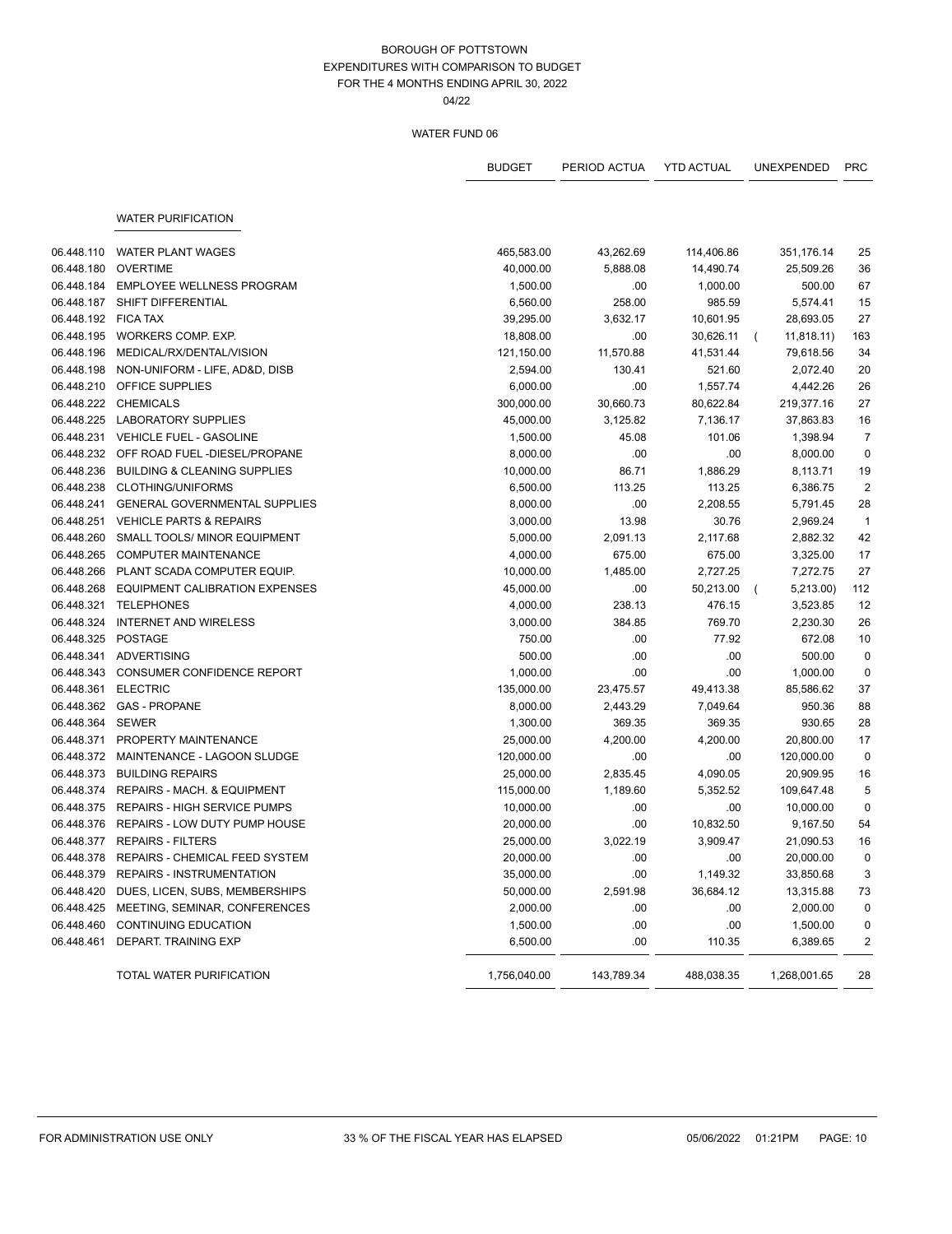# BOROUGH OF POTTSTOWN
## EXPENDITURES WITH COMPARISON TO BUDGET
## FOR THE 4 MONTHS ENDING APRIL 30, 2022
04/22

### WATER FUND 06

| | | BUDGET | PERIOD ACTUA | YTD ACTUAL | UNEXPENDED | PRC |
|---|---|---|---|---|---|---|
| | **WATER PURIFICATION** | | | | | |
| 06.448.110 | WATER PLANT WAGES | 465,583.00 | 43,262.69 | 114,406.86 | 351,176.14 | 25 |
| 06.448.180 | OVERTIME | 40,000.00 | 5,888.08 | 14,490.74 | 25,509.26 | 36 |
| 06.448.184 | EMPLOYEE WELLNESS PROGRAM | 1,500.00 | .00 | 1,000.00 | 500.00 | 67 |
| 06.448.187 | SHIFT DIFFERENTIAL | 6,560.00 | 258.00 | 985.59 | 5,574.41 | 15 |
| 06.448.192 | FICA TAX | 39,295.00 | 3,632.17 | 10,601.95 | 28,693.05 | 27 |
| 06.448.195 | WORKERS COMP. EXP. | 18,808.00 | .00 | 30,626.11 | ( 11,818.11) | 163 |
| 06.448.196 | MEDICAL/RX/DENTAL/VISION | 121,150.00 | 11,570.88 | 41,531.44 | 79,618.56 | 34 |
| 06.448.198 | NON-UNIFORM - LIFE, AD&D, DISB | 2,594.00 | 130.41 | 521.60 | 2,072.40 | 20 |
| 06.448.210 | OFFICE SUPPLIES | 6,000.00 | .00 | 1,557.74 | 4,442.26 | 26 |
| 06.448.222 | CHEMICALS | 300,000.00 | 30,660.73 | 80,622.84 | 219,377.16 | 27 |
| 06.448.225 | LABORATORY SUPPLIES | 45,000.00 | 3,125.82 | 7,136.17 | 37,863.83 | 16 |
| 06.448.231 | VEHICLE FUEL - GASOLINE | 1,500.00 | 45.08 | 101.06 | 1,398.94 | 7 |
| 06.448.232 | OFF ROAD FUEL -DIESEL/PROPANE | 8,000.00 | .00 | .00 | 8,000.00 | 0 |
| 06.448.236 | BUILDING & CLEANING SUPPLIES | 10,000.00 | 86.71 | 1,886.29 | 8,113.71 | 19 |
| 06.448.238 | CLOTHING/UNIFORMS | 6,500.00 | 113.25 | 113.25 | 6,386.75 | 2 |
| 06.448.241 | GENERAL GOVERNMENTAL SUPPLIES | 8,000.00 | .00 | 2,208.55 | 5,791.45 | 28 |
| 06.448.251 | VEHICLE PARTS & REPAIRS | 3,000.00 | 13.98 | 30.76 | 2,969.24 | 1 |
| 06.448.260 | SMALL TOOLS/ MINOR EQUIPMENT | 5,000.00 | 2,091.13 | 2,117.68 | 2,882.32 | 42 |
| 06.448.265 | COMPUTER MAINTENANCE | 4,000.00 | 675.00 | 675.00 | 3,325.00 | 17 |
| 06.448.266 | PLANT SCADA COMPUTER EQUIP. | 10,000.00 | 1,485.00 | 2,727.25 | 7,272.75 | 27 |
| 06.448.268 | EQUIPMENT CALIBRATION EXPENSES | 45,000.00 | .00 | 50,213.00 | ( 5,213.00) | 112 |
| 06.448.321 | TELEPHONES | 4,000.00 | 238.13 | 476.15 | 3,523.85 | 12 |
| 06.448.324 | INTERNET AND WIRELESS | 3,000.00 | 384.85 | 769.70 | 2,230.30 | 26 |
| 06.448.325 | POSTAGE | 750.00 | .00 | 77.92 | 672.08 | 10 |
| 06.448.341 | ADVERTISING | 500.00 | .00 | .00 | 500.00 | 0 |
| 06.448.343 | CONSUMER CONFIDENCE REPORT | 1,000.00 | .00 | .00 | 1,000.00 | 0 |
| 06.448.361 | ELECTRIC | 135,000.00 | 23,475.57 | 49,413.38 | 85,586.62 | 37 |
| 06.448.362 | GAS - PROPANE | 8,000.00 | 2,443.29 | 7,049.64 | 950.36 | 88 |
| 06.448.364 | SEWER | 1,300.00 | 369.35 | 369.35 | 930.65 | 28 |
| 06.448.371 | PROPERTY MAINTENANCE | 25,000.00 | 4,200.00 | 4,200.00 | 20,800.00 | 17 |
| 06.448.372 | MAINTENANCE - LAGOON SLUDGE | 120,000.00 | .00 | .00 | 120,000.00 | 0 |
| 06.448.373 | BUILDING REPAIRS | 25,000.00 | 2,835.45 | 4,090.05 | 20,909.95 | 16 |
| 06.448.374 | REPAIRS - MACH. & EQUIPMENT | 115,000.00 | 1,189.60 | 5,352.52 | 109,647.48 | 5 |
| 06.448.375 | REPAIRS - HIGH SERVICE PUMPS | 10,000.00 | .00 | .00 | 10,000.00 | 0 |
| 06.448.376 | REPAIRS - LOW DUTY PUMP HOUSE | 20,000.00 | .00 | 10,832.50 | 9,167.50 | 54 |
| 06.448.377 | REPAIRS - FILTERS | 25,000.00 | 3,022.19 | 3,909.47 | 21,090.53 | 16 |
| 06.448.378 | REPAIRS - CHEMICAL FEED SYSTEM | 20,000.00 | .00 | .00 | 20,000.00 | 0 |
| 06.448.379 | REPAIRS - INSTRUMENTATION | 35,000.00 | .00 | 1,149.32 | 33,850.68 | 3 |
| 06.448.420 | DUES, LICEN, SUBS, MEMBERSHIPS | 50,000.00 | 2,591.98 | 36,684.12 | 13,315.88 | 73 |
| 06.448.425 | MEETING, SEMINAR, CONFERENCES | 2,000.00 | .00 | .00 | 2,000.00 | 0 |
| 06.448.460 | CONTINUING EDUCATION | 1,500.00 | .00 | .00 | 1,500.00 | 0 |
| 06.448.461 | DEPART. TRAINING EXP | 6,500.00 | .00 | 110.35 | 6,389.65 | 2 |
| | TOTAL WATER PURIFICATION | 1,756,040.00 | 143,789.34 | 488,038.35 | 1,268,001.65 | 28 |

FOR ADMINISTRATION USE ONLY &nbsp;&nbsp; 33 % OF THE FISCAL YEAR HAS ELAPSED &nbsp;&nbsp; 05/06/2022 01:21PM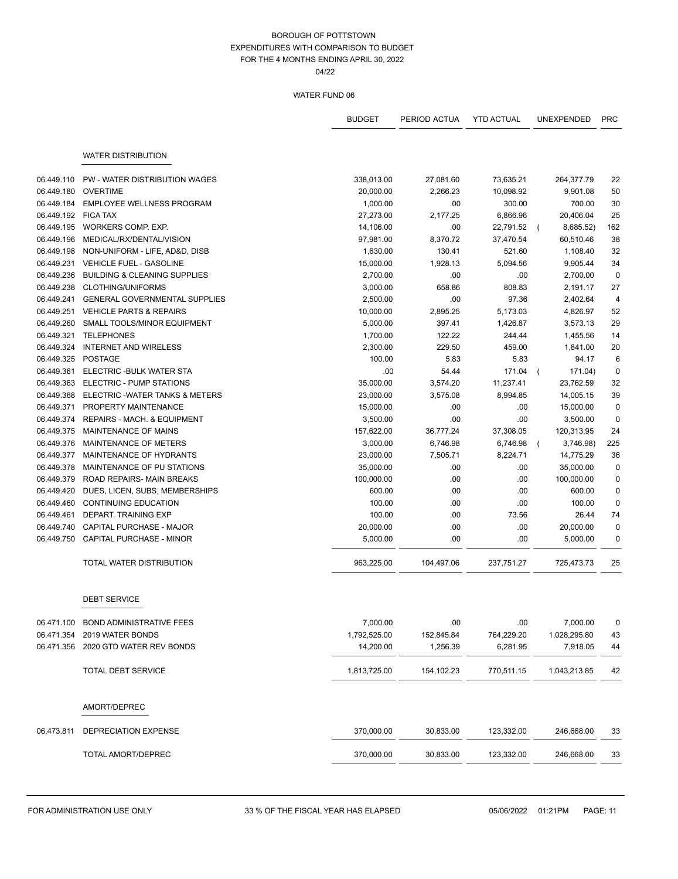# BOROUGH OF POTTSTOWN
## EXPENDITURES WITH COMPARISON TO BUDGET
## FOR THE 4 MONTHS ENDING APRIL 30, 2022
04/22

### WATER FUND 06

| | | BUDGET | PERIOD ACTUA | YTD ACTUAL | UNEXPENDED | PRC |
|---|---|---|---|---|---|---|
| | **WATER DISTRIBUTION** | | | | | |
| 06.449.110 | PW - WATER DISTRIBUTION WAGES | 338,013.00 | 27,081.60 | 73,635.21 | 264,377.79 | 22 |
| 06.449.180 | OVERTIME | 20,000.00 | 2,266.23 | 10,098.92 | 9,901.08 | 50 |
| 06.449.184 | EMPLOYEE WELLNESS PROGRAM | 1,000.00 | .00 | 300.00 | 700.00 | 30 |
| 06.449.192 | FICA TAX | 27,273.00 | 2,177.25 | 6,866.96 | 20,406.04 | 25 |
| 06.449.195 | WORKERS COMP. EXP. | 14,106.00 | .00 | 22,791.52 | ( 8,685.52) | 162 |
| 06.449.196 | MEDICAL/RX/DENTAL/VISION | 97,981.00 | 8,370.72 | 37,470.54 | 60,510.46 | 38 |
| 06.449.198 | NON-UNIFORM - LIFE, AD&D, DISB | 1,630.00 | 130.41 | 521.60 | 1,108.40 | 32 |
| 06.449.231 | VEHICLE FUEL - GASOLINE | 15,000.00 | 1,928.13 | 5,094.56 | 9,905.44 | 34 |
| 06.449.236 | BUILDING & CLEANING SUPPLIES | 2,700.00 | .00 | .00 | 2,700.00 | 0 |
| 06.449.238 | CLOTHING/UNIFORMS | 3,000.00 | 658.86 | 808.83 | 2,191.17 | 27 |
| 06.449.241 | GENERAL GOVERNMENTAL SUPPLIES | 2,500.00 | .00 | 97.36 | 2,402.64 | 4 |
| 06.449.251 | VEHICLE PARTS & REPAIRS | 10,000.00 | 2,895.25 | 5,173.03 | 4,826.97 | 52 |
| 06.449.260 | SMALL TOOLS/MINOR EQUIPMENT | 5,000.00 | 397.41 | 1,426.87 | 3,573.13 | 29 |
| 06.449.321 | TELEPHONES | 1,700.00 | 122.22 | 244.44 | 1,455.56 | 14 |
| 06.449.324 | INTERNET AND WIRELESS | 2,300.00 | 229.50 | 459.00 | 1,841.00 | 20 |
| 06.449.325 | POSTAGE | 100.00 | 5.83 | 5.83 | 94.17 | 6 |
| 06.449.361 | ELECTRIC -BULK WATER STA | .00 | 54.44 | 171.04 | ( 171.04) | 0 |
| 06.449.363 | ELECTRIC - PUMP STATIONS | 35,000.00 | 3,574.20 | 11,237.41 | 23,762.59 | 32 |
| 06.449.368 | ELECTRIC -WATER TANKS & METERS | 23,000.00 | 3,575.08 | 8,994.85 | 14,005.15 | 39 |
| 06.449.371 | PROPERTY MAINTENANCE | 15,000.00 | .00 | .00 | 15,000.00 | 0 |
| 06.449.374 | REPAIRS - MACH. & EQUIPMENT | 3,500.00 | .00 | .00 | 3,500.00 | 0 |
| 06.449.375 | MAINTENANCE OF MAINS | 157,622.00 | 36,777.24 | 37,308.05 | 120,313.95 | 24 |
| 06.449.376 | MAINTENANCE OF METERS | 3,000.00 | 6,746.98 | 6,746.98 | ( 3,746.98) | 225 |
| 06.449.377 | MAINTENANCE OF HYDRANTS | 23,000.00 | 7,505.71 | 8,224.71 | 14,775.29 | 36 |
| 06.449.378 | MAINTENANCE OF PU STATIONS | 35,000.00 | .00 | .00 | 35,000.00 | 0 |
| 06.449.379 | ROAD REPAIRS- MAIN BREAKS | 100,000.00 | .00 | .00 | 100,000.00 | 0 |
| 06.449.420 | DUES, LICEN, SUBS, MEMBERSHIPS | 600.00 | .00 | .00 | 600.00 | 0 |
| 06.449.460 | CONTINUING EDUCATION | 100.00 | .00 | .00 | 100.00 | 0 |
| 06.449.461 | DEPART. TRAINING EXP | 100.00 | .00 | 73.56 | 26.44 | 74 |
| 06.449.740 | CAPITAL PURCHASE - MAJOR | 20,000.00 | .00 | .00 | 20,000.00 | 0 |
| 06.449.750 | CAPITAL PURCHASE - MINOR | 5,000.00 | .00 | .00 | 5,000.00 | 0 |
| | TOTAL WATER DISTRIBUTION | 963,225.00 | 104,497.06 | 237,751.27 | 725,473.73 | 25 |
| | **DEBT SERVICE** | | | | | |
| 06.471.100 | BOND ADMINISTRATIVE FEES | 7,000.00 | .00 | .00 | 7,000.00 | 0 |
| 06.471.354 | 2019 WATER BONDS | 1,792,525.00 | 152,845.84 | 764,229.20 | 1,028,295.80 | 43 |
| 06.471.356 | 2020 GTD WATER REV BONDS | 14,200.00 | 1,256.39 | 6,281.95 | 7,918.05 | 44 |
| | TOTAL DEBT SERVICE | 1,813,725.00 | 154,102.23 | 770,511.15 | 1,043,213.85 | 42 |
| | **AMORT/DEPREC** | | | | | |
| 06.473.811 | DEPRECIATION EXPENSE | 370,000.00 | 30,833.00 | 123,332.00 | 246,668.00 | 33 |
| | TOTAL AMORT/DEPREC | 370,000.00 | 30,833.00 | 123,332.00 | 246,668.00 | 33 |

FOR ADMINISTRATION USE ONLY — 33 % OF THE FISCAL YEAR HAS ELAPSED — 05/06/2022 01:21PM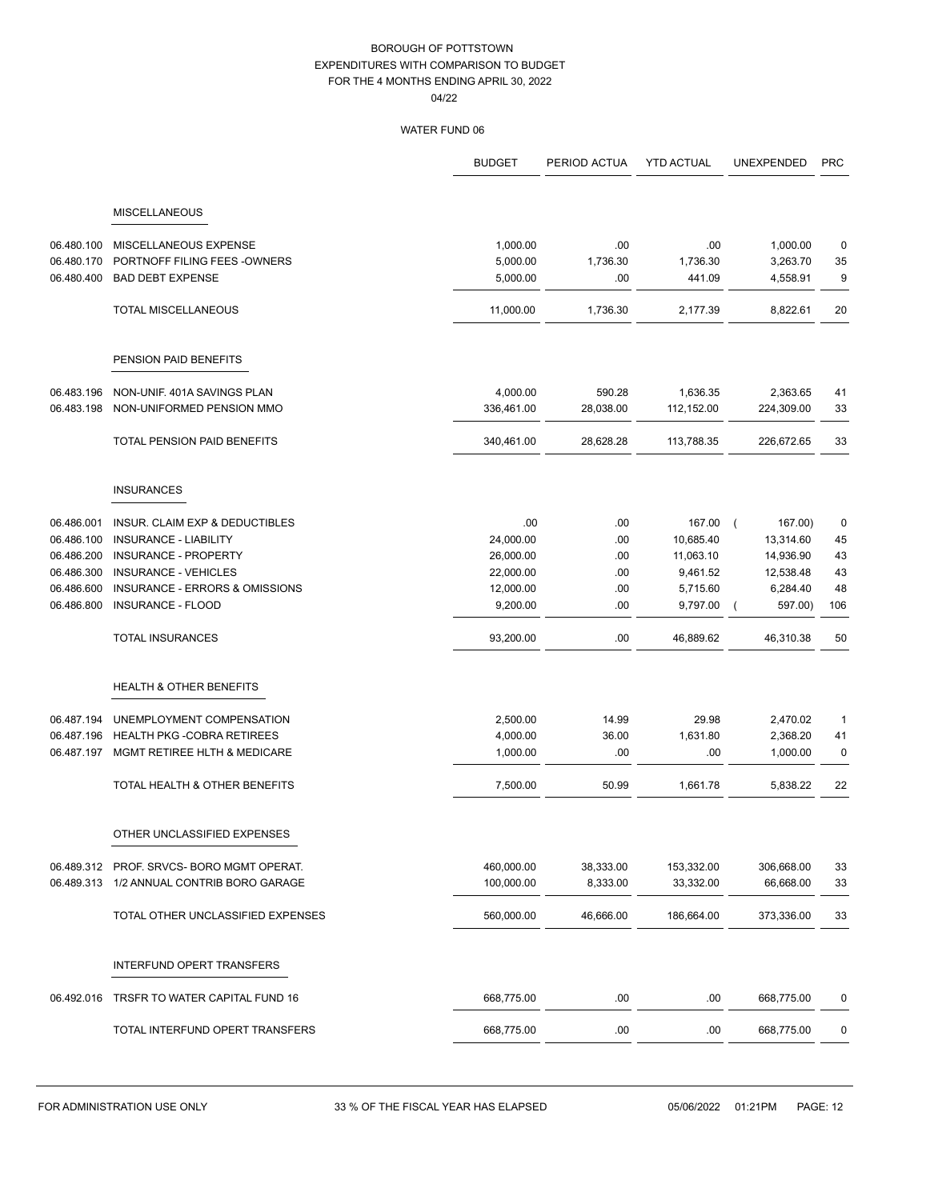# BOROUGH OF POTTSTOWN
## EXPENDITURES WITH COMPARISON TO BUDGET
## FOR THE 4 MONTHS ENDING APRIL 30, 2022
04/22

### WATER FUND 06

| | | BUDGET | PERIOD ACTUA | YTD ACTUAL | UNEXPENDED | PRC |
|---|---|---|---|---|---|---|
| | **MISCELLANEOUS** | | | | | |
| 06.480.100 | MISCELLANEOUS EXPENSE | 1,000.00 | .00 | .00 | 1,000.00 | 0 |
| 06.480.170 | PORTNOFF FILING FEES -OWNERS | 5,000.00 | 1,736.30 | 1,736.30 | 3,263.70 | 35 |
| 06.480.400 | BAD DEBT EXPENSE | 5,000.00 | .00 | 441.09 | 4,558.91 | 9 |
| | TOTAL MISCELLANEOUS | 11,000.00 | 1,736.30 | 2,177.39 | 8,822.61 | 20 |
| | **PENSION PAID BENEFITS** | | | | | |
| 06.483.196 | NON-UNIF. 401A SAVINGS PLAN | 4,000.00 | 590.28 | 1,636.35 | 2,363.65 | 41 |
| 06.483.198 | NON-UNIFORMED PENSION MMO | 336,461.00 | 28,038.00 | 112,152.00 | 224,309.00 | 33 |
| | TOTAL PENSION PAID BENEFITS | 340,461.00 | 28,628.28 | 113,788.35 | 226,672.65 | 33 |
| | **INSURANCES** | | | | | |
| 06.486.001 | INSUR. CLAIM EXP & DEDUCTIBLES | .00 | .00 | 167.00 | ( 167.00) | 0 |
| 06.486.100 | INSURANCE - LIABILITY | 24,000.00 | .00 | 10,685.40 | 13,314.60 | 45 |
| 06.486.200 | INSURANCE - PROPERTY | 26,000.00 | .00 | 11,063.10 | 14,936.90 | 43 |
| 06.486.300 | INSURANCE - VEHICLES | 22,000.00 | .00 | 9,461.52 | 12,538.48 | 43 |
| 06.486.600 | INSURANCE - ERRORS & OMISSIONS | 12,000.00 | .00 | 5,715.60 | 6,284.40 | 48 |
| 06.486.800 | INSURANCE - FLOOD | 9,200.00 | .00 | 9,797.00 | ( 597.00) | 106 |
| | TOTAL INSURANCES | 93,200.00 | .00 | 46,889.62 | 46,310.38 | 50 |
| | **HEALTH & OTHER BENEFITS** | | | | | |
| 06.487.194 | UNEMPLOYMENT COMPENSATION | 2,500.00 | 14.99 | 29.98 | 2,470.02 | 1 |
| 06.487.196 | HEALTH PKG -COBRA RETIREES | 4,000.00 | 36.00 | 1,631.80 | 2,368.20 | 41 |
| 06.487.197 | MGMT RETIREE HLTH & MEDICARE | 1,000.00 | .00 | .00 | 1,000.00 | 0 |
| | TOTAL HEALTH & OTHER BENEFITS | 7,500.00 | 50.99 | 1,661.78 | 5,838.22 | 22 |
| | **OTHER UNCLASSIFIED EXPENSES** | | | | | |
| 06.489.312 | PROF. SRVCS- BORO MGMT OPERAT. | 460,000.00 | 38,333.00 | 153,332.00 | 306,668.00 | 33 |
| 06.489.313 | 1/2 ANNUAL CONTRIB BORO GARAGE | 100,000.00 | 8,333.00 | 33,332.00 | 66,668.00 | 33 |
| | TOTAL OTHER UNCLASSIFIED EXPENSES | 560,000.00 | 46,666.00 | 186,664.00 | 373,336.00 | 33 |
| | **INTERFUND OPERT TRANSFERS** | | | | | |
| 06.492.016 | TRSFR TO WATER CAPITAL FUND 16 | 668,775.00 | .00 | .00 | 668,775.00 | 0 |
| | TOTAL INTERFUND OPERT TRANSFERS | 668,775.00 | .00 | .00 | 668,775.00 | 0 |

FOR ADMINISTRATION USE ONLY — 33 % OF THE FISCAL YEAR HAS ELAPSED — 05/06/2022 01:21PM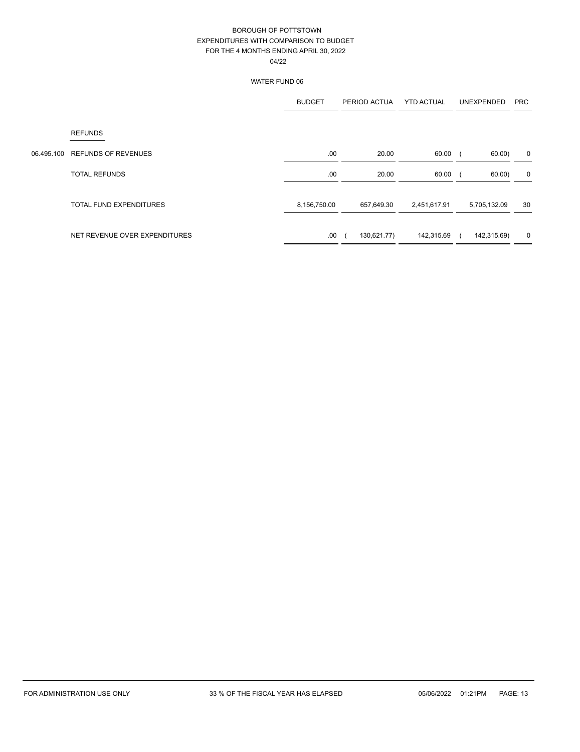BOROUGH OF POTTSTOWN
EXPENDITURES WITH COMPARISON TO BUDGET
FOR THE 4 MONTHS ENDING APRIL 30, 2022
04/22

WATER FUND 06

| | | BUDGET | PERIOD ACTUA | YTD ACTUAL | UNEXPENDED | PRC |
|---|---|---|---|---|---|---|
| | REFUNDS | | | | | |
| 06.495.100 | REFUNDS OF REVENUES | .00 | 20.00 | 60.00 | ( 60.00) | 0 |
| | TOTAL REFUNDS | .00 | 20.00 | 60.00 | ( 60.00) | 0 |
| | TOTAL FUND EXPENDITURES | 8,156,750.00 | 657,649.30 | 2,451,617.91 | 5,705,132.09 | 30 |
| | NET REVENUE OVER EXPENDITURES | .00 | ( 130,621.77) | 142,315.69 | ( 142,315.69) | 0 |

FOR ADMINISTRATION USE ONLY | 33 % OF THE FISCAL YEAR HAS ELAPSED | 05/06/2022 01:21PM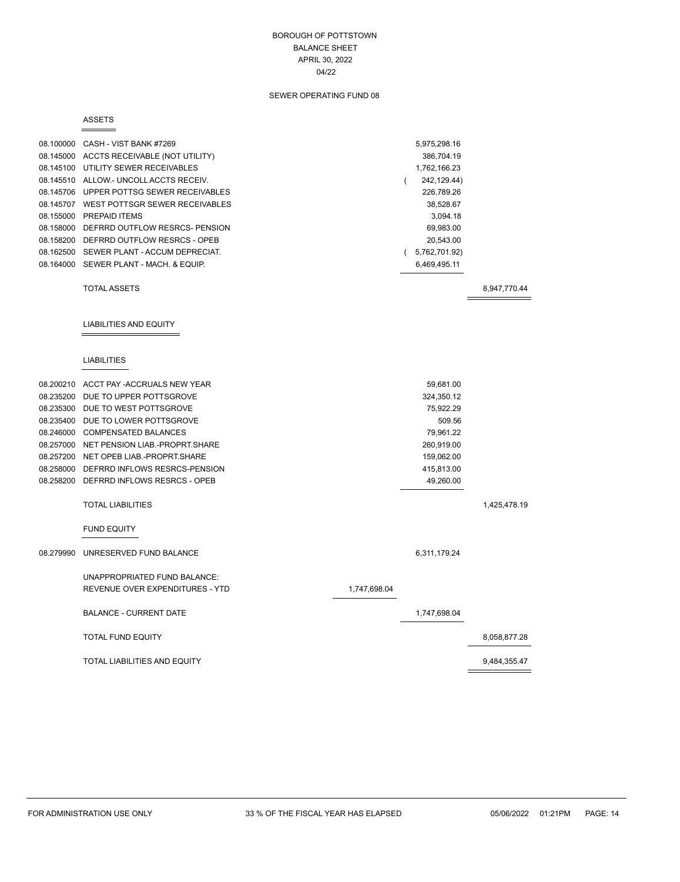# BOROUGH OF POTTSTOWN
## BALANCE SHEET
## APRIL 30, 2022
## 04/22

### SEWER OPERATING FUND 08

#### ASSETS

| Account | Description | | | |
|---|---|---|---|---|
| 08.100000 | CASH - VIST BANK #7269 | | 5,975,298.16 | |
| 08.145000 | ACCTS RECEIVABLE (NOT UTILITY) | | 386,704.19 | |
| 08.145100 | UTILITY SEWER RECEIVABLES | | 1,762,166.23 | |
| 08.145510 | ALLOW.- UNCOLL ACCTS RECEIV. | | ( 242,129.44) | |
| 08.145706 | UPPER POTTSG SEWER RECEIVABLES | | 226,789.26 | |
| 08.145707 | WEST POTTSGR SEWER RECEIVABLES | | 38,528.67 | |
| 08.155000 | PREPAID ITEMS | | 3,094.18 | |
| 08.158000 | DEFRRD OUTFLOW RESRCS- PENSION | | 69,983.00 | |
| 08.158200 | DEFRRD OUTFLOW RESRCS - OPEB | | 20,543.00 | |
| 08.162500 | SEWER PLANT - ACCUM DEPRECIAT. | | ( 5,762,701.92) | |
| 08.164000 | SEWER PLANT - MACH. & EQUIP. | | 6,469,495.11 | |
| | TOTAL ASSETS | | | 8,947,770.44 |

#### LIABILITIES AND EQUITY

##### LIABILITIES

| Account | Description | | | |
|---|---|---|---|---|
| 08.200210 | ACCT PAY -ACCRUALS NEW YEAR | | 59,681.00 | |
| 08.235200 | DUE TO UPPER POTTSGROVE | | 324,350.12 | |
| 08.235300 | DUE TO WEST POTTSGROVE | | 75,922.29 | |
| 08.235400 | DUE TO LOWER POTTSGROVE | | 509.56 | |
| 08.246000 | COMPENSATED BALANCES | | 79,961.22 | |
| 08.257000 | NET PENSION LIAB.-PROPRT.SHARE | | 260,919.00 | |
| 08.257200 | NET OPEB LIAB.-PROPRT.SHARE | | 159,062.00 | |
| 08.258000 | DEFRRD INFLOWS RESRCS-PENSION | | 415,813.00 | |
| 08.258200 | DEFRRD INFLOWS RESRCS - OPEB | | 49,260.00 | |
| | TOTAL LIABILITIES | | | 1,425,478.19 |

##### FUND EQUITY

| Account | Description | | | |
|---|---|---|---|---|
| 08.279990 | UNRESERVED FUND BALANCE | | 6,311,179.24 | |
| | UNAPPROPRIATED FUND BALANCE: | | | |
| | REVENUE OVER EXPENDITURES - YTD | 1,747,698.04 | | |
| | BALANCE - CURRENT DATE | | 1,747,698.04 | |
| | TOTAL FUND EQUITY | | | 8,058,877.28 |
| | TOTAL LIABILITIES AND EQUITY | | | 9,484,355.47 |

FOR ADMINISTRATION USE ONLY | 33 % OF THE FISCAL YEAR HAS ELAPSED | 05/06/2022 01:21PM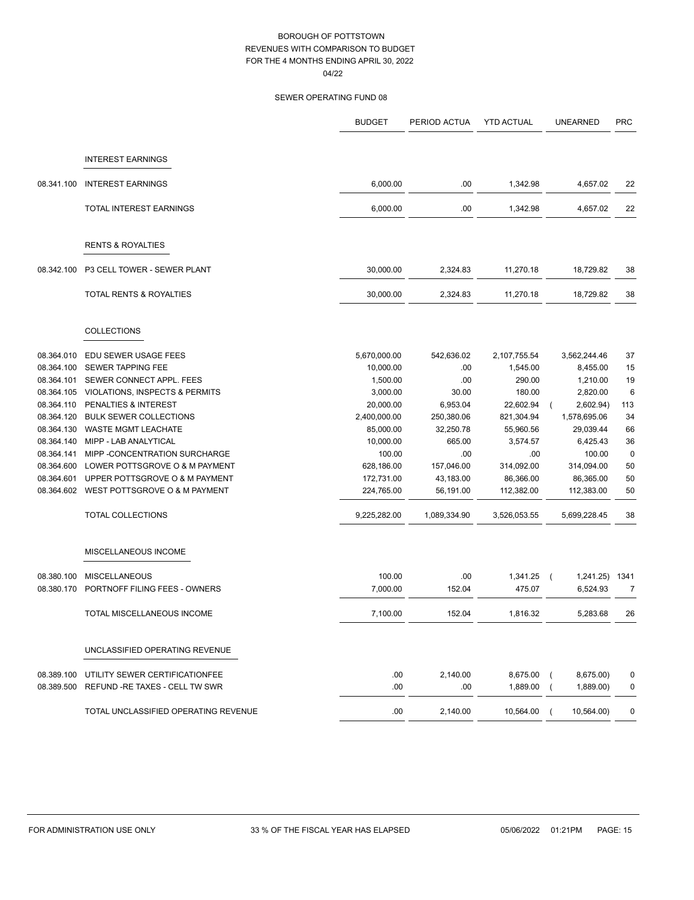# BOROUGH OF POTTSTOWN
## REVENUES WITH COMPARISON TO BUDGET
## FOR THE 4 MONTHS ENDING APRIL 30, 2022
04/22

### SEWER OPERATING FUND 08

| | | BUDGET | PERIOD ACTUA | YTD ACTUAL | UNEARNED | PRC |
|---|---|---|---|---|---|---|
| | **INTEREST EARNINGS** | | | | | |
| 08.341.100 | INTEREST EARNINGS | 6,000.00 | .00 | 1,342.98 | 4,657.02 | 22 |
| | TOTAL INTEREST EARNINGS | 6,000.00 | .00 | 1,342.98 | 4,657.02 | 22 |
| | **RENTS & ROYALTIES** | | | | | |
| 08.342.100 | P3 CELL TOWER - SEWER PLANT | 30,000.00 | 2,324.83 | 11,270.18 | 18,729.82 | 38 |
| | TOTAL RENTS & ROYALTIES | 30,000.00 | 2,324.83 | 11,270.18 | 18,729.82 | 38 |
| | **COLLECTIONS** | | | | | |
| 08.364.010 | EDU SEWER USAGE FEES | 5,670,000.00 | 542,636.02 | 2,107,755.54 | 3,562,244.46 | 37 |
| 08.364.100 | SEWER TAPPING FEE | 10,000.00 | .00 | 1,545.00 | 8,455.00 | 15 |
| 08.364.101 | SEWER CONNECT APPL. FEES | 1,500.00 | .00 | 290.00 | 1,210.00 | 19 |
| 08.364.105 | VIOLATIONS, INSPECTS & PERMITS | 3,000.00 | 30.00 | 180.00 | 2,820.00 | 6 |
| 08.364.110 | PENALTIES & INTEREST | 20,000.00 | 6,953.04 | 22,602.94 | ( 2,602.94) | 113 |
| 08.364.120 | BULK SEWER COLLECTIONS | 2,400,000.00 | 250,380.06 | 821,304.94 | 1,578,695.06 | 34 |
| 08.364.130 | WASTE MGMT LEACHATE | 85,000.00 | 32,250.78 | 55,960.56 | 29,039.44 | 66 |
| 08.364.140 | MIPP - LAB ANALYTICAL | 10,000.00 | 665.00 | 3,574.57 | 6,425.43 | 36 |
| 08.364.141 | MIPP -CONCENTRATION SURCHARGE | 100.00 | .00 | .00 | 100.00 | 0 |
| 08.364.600 | LOWER POTTSGROVE O & M PAYMENT | 628,186.00 | 157,046.00 | 314,092.00 | 314,094.00 | 50 |
| 08.364.601 | UPPER POTTSGROVE O & M PAYMENT | 172,731.00 | 43,183.00 | 86,366.00 | 86,365.00 | 50 |
| 08.364.602 | WEST POTTSGROVE O & M PAYMENT | 224,765.00 | 56,191.00 | 112,382.00 | 112,383.00 | 50 |
| | TOTAL COLLECTIONS | 9,225,282.00 | 1,089,334.90 | 3,526,053.55 | 5,699,228.45 | 38 |
| | **MISCELLANEOUS INCOME** | | | | | |
| 08.380.100 | MISCELLANEOUS | 100.00 | .00 | 1,341.25 | ( 1,241.25) | 1341 |
| 08.380.170 | PORTNOFF FILING FEES - OWNERS | 7,000.00 | 152.04 | 475.07 | 6,524.93 | 7 |
| | TOTAL MISCELLANEOUS INCOME | 7,100.00 | 152.04 | 1,816.32 | 5,283.68 | 26 |
| | **UNCLASSIFIED OPERATING REVENUE** | | | | | |
| 08.389.100 | UTILITY SEWER CERTIFICATIONFEE | .00 | 2,140.00 | 8,675.00 | ( 8,675.00) | 0 |
| 08.389.500 | REFUND -RE TAXES - CELL TW SWR | .00 | .00 | 1,889.00 | ( 1,889.00) | 0 |
| | TOTAL UNCLASSIFIED OPERATING REVENUE | .00 | 2,140.00 | 10,564.00 | ( 10,564.00) | 0 |

FOR ADMINISTRATION USE ONLY — 33 % OF THE FISCAL YEAR HAS ELAPSED — 05/06/2022 01:21PM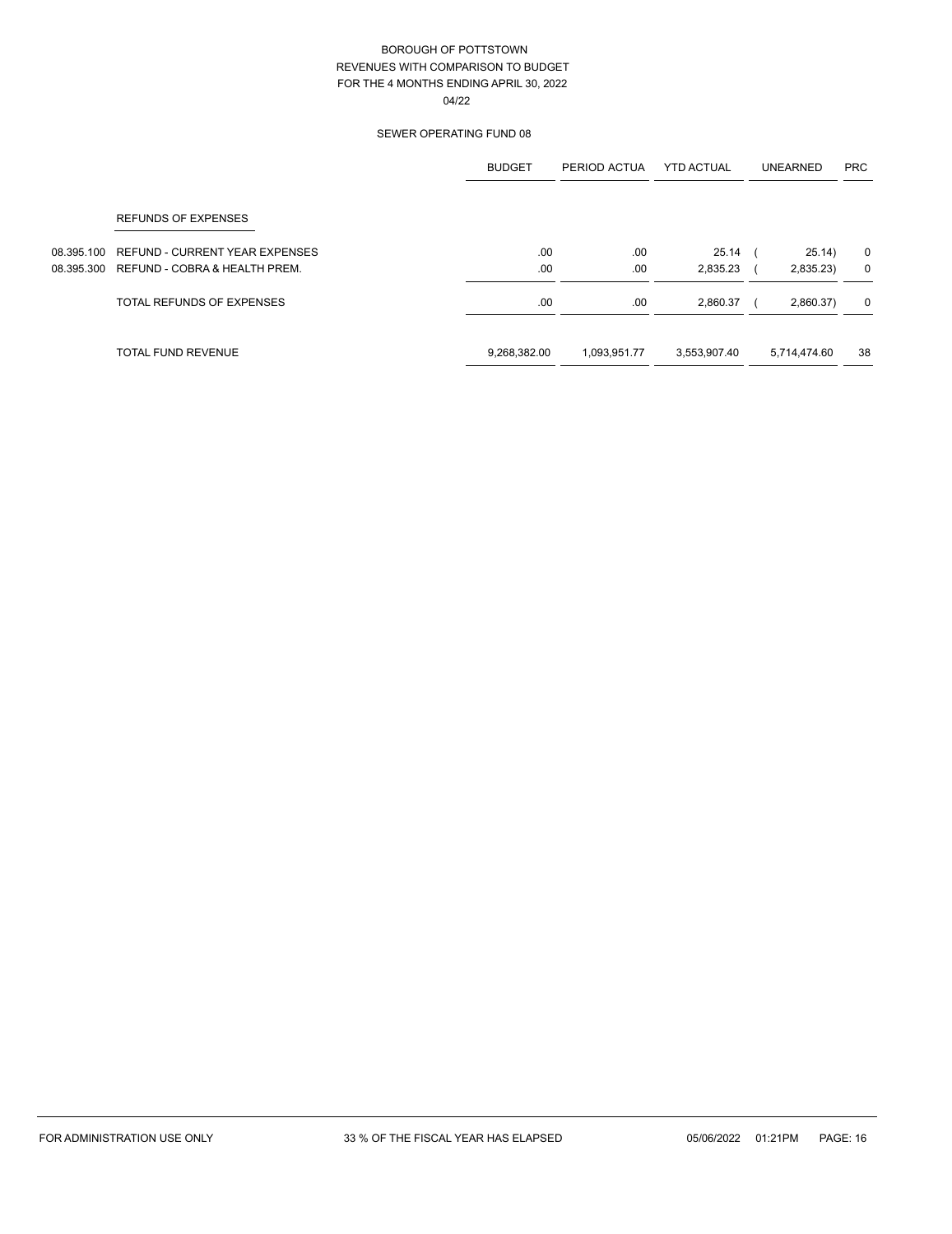# BOROUGH OF POTTSTOWN
## REVENUES WITH COMPARISON TO BUDGET
## FOR THE 4 MONTHS ENDING APRIL 30, 2022
04/22

### SEWER OPERATING FUND 08

| | | BUDGET | PERIOD ACTUA | YTD ACTUAL | UNEARNED | PRC |
|---|---|---|---|---|---|---|
| | REFUNDS OF EXPENSES | | | | | |
| 08.395.100 | REFUND - CURRENT YEAR EXPENSES | .00 | .00 | 25.14 | ( 25.14) | 0 |
| 08.395.300 | REFUND - COBRA & HEALTH PREM. | .00 | .00 | 2,835.23 | ( 2,835.23) | 0 |
| | TOTAL REFUNDS OF EXPENSES | .00 | .00 | 2,860.37 | ( 2,860.37) | 0 |
| | TOTAL FUND REVENUE | 9,268,382.00 | 1,093,951.77 | 3,553,907.40 | 5,714,474.60 | 38 |

FOR ADMINISTRATION USE ONLY | 33 % OF THE FISCAL YEAR HAS ELAPSED | 05/06/2022 01:21PM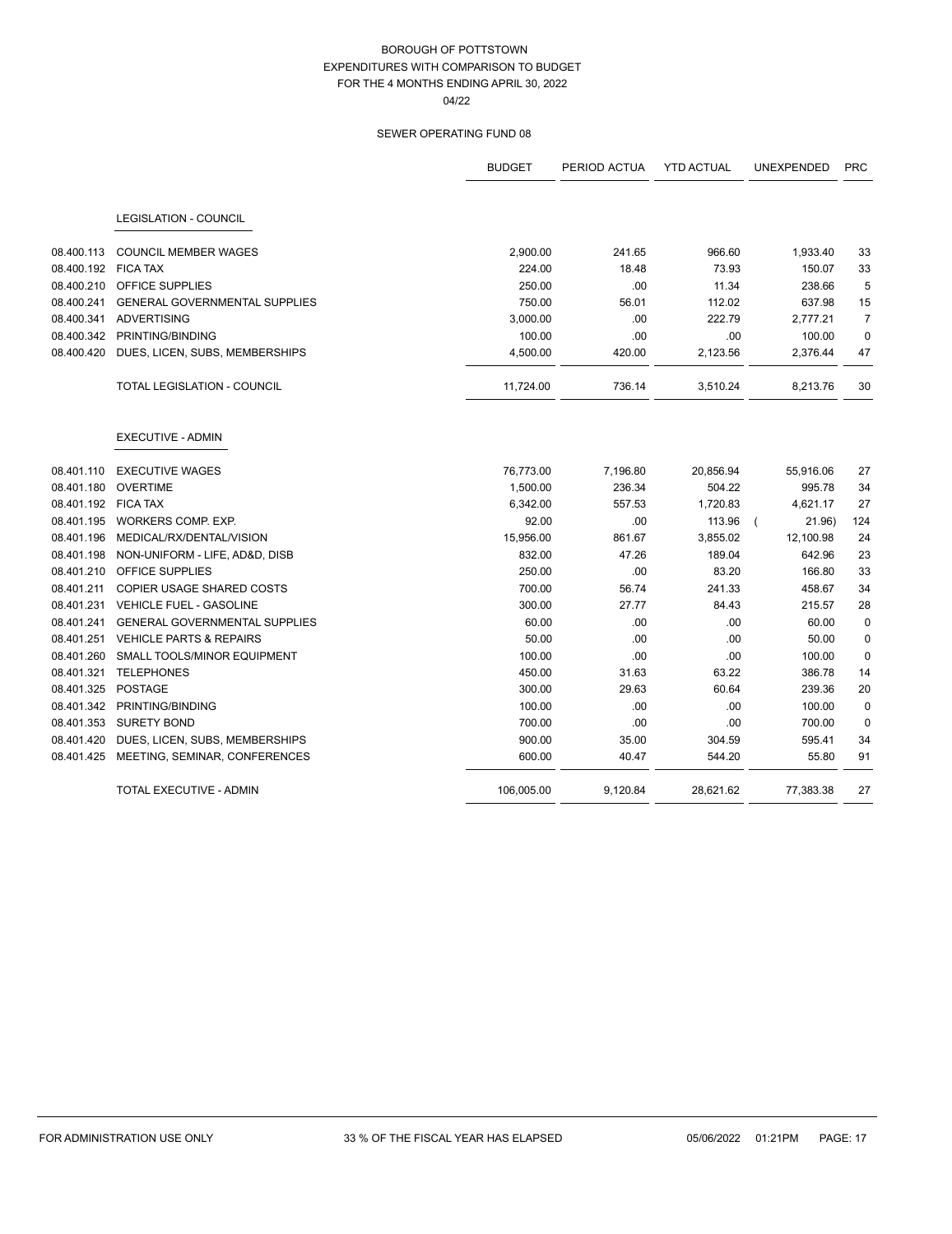# BOROUGH OF POTTSTOWN
## EXPENDITURES WITH COMPARISON TO BUDGET
## FOR THE 4 MONTHS ENDING APRIL 30, 2022
04/22

### SEWER OPERATING FUND 08

| | | BUDGET | PERIOD ACTUA | YTD ACTUAL | UNEXPENDED | PRC |
|---|---|---|---|---|---|---|
| | **LEGISLATION - COUNCIL** | | | | | |
| 08.400.113 | COUNCIL MEMBER WAGES | 2,900.00 | 241.65 | 966.60 | 1,933.40 | 33 |
| 08.400.192 | FICA TAX | 224.00 | 18.48 | 73.93 | 150.07 | 33 |
| 08.400.210 | OFFICE SUPPLIES | 250.00 | .00 | 11.34 | 238.66 | 5 |
| 08.400.241 | GENERAL GOVERNMENTAL SUPPLIES | 750.00 | 56.01 | 112.02 | 637.98 | 15 |
| 08.400.341 | ADVERTISING | 3,000.00 | .00 | 222.79 | 2,777.21 | 7 |
| 08.400.342 | PRINTING/BINDING | 100.00 | .00 | .00 | 100.00 | 0 |
| 08.400.420 | DUES, LICEN, SUBS, MEMBERSHIPS | 4,500.00 | 420.00 | 2,123.56 | 2,376.44 | 47 |
| | TOTAL LEGISLATION - COUNCIL | 11,724.00 | 736.14 | 3,510.24 | 8,213.76 | 30 |
| | **EXECUTIVE - ADMIN** | | | | | |
| 08.401.110 | EXECUTIVE WAGES | 76,773.00 | 7,196.80 | 20,856.94 | 55,916.06 | 27 |
| 08.401.180 | OVERTIME | 1,500.00 | 236.34 | 504.22 | 995.78 | 34 |
| 08.401.192 | FICA TAX | 6,342.00 | 557.53 | 1,720.83 | 4,621.17 | 27 |
| 08.401.195 | WORKERS COMP. EXP. | 92.00 | .00 | 113.96 | ( 21.96) | 124 |
| 08.401.196 | MEDICAL/RX/DENTAL/VISION | 15,956.00 | 861.67 | 3,855.02 | 12,100.98 | 24 |
| 08.401.198 | NON-UNIFORM - LIFE, AD&D, DISB | 832.00 | 47.26 | 189.04 | 642.96 | 23 |
| 08.401.210 | OFFICE SUPPLIES | 250.00 | .00 | 83.20 | 166.80 | 33 |
| 08.401.211 | COPIER USAGE SHARED COSTS | 700.00 | 56.74 | 241.33 | 458.67 | 34 |
| 08.401.231 | VEHICLE FUEL - GASOLINE | 300.00 | 27.77 | 84.43 | 215.57 | 28 |
| 08.401.241 | GENERAL GOVERNMENTAL SUPPLIES | 60.00 | .00 | .00 | 60.00 | 0 |
| 08.401.251 | VEHICLE PARTS & REPAIRS | 50.00 | .00 | .00 | 50.00 | 0 |
| 08.401.260 | SMALL TOOLS/MINOR EQUIPMENT | 100.00 | .00 | .00 | 100.00 | 0 |
| 08.401.321 | TELEPHONES | 450.00 | 31.63 | 63.22 | 386.78 | 14 |
| 08.401.325 | POSTAGE | 300.00 | 29.63 | 60.64 | 239.36 | 20 |
| 08.401.342 | PRINTING/BINDING | 100.00 | .00 | .00 | 100.00 | 0 |
| 08.401.353 | SURETY BOND | 700.00 | .00 | .00 | 700.00 | 0 |
| 08.401.420 | DUES, LICEN, SUBS, MEMBERSHIPS | 900.00 | 35.00 | 304.59 | 595.41 | 34 |
| 08.401.425 | MEETING, SEMINAR, CONFERENCES | 600.00 | 40.47 | 544.20 | 55.80 | 91 |
| | TOTAL EXECUTIVE - ADMIN | 106,005.00 | 9,120.84 | 28,621.62 | 77,383.38 | 27 |

FOR ADMINISTRATION USE ONLY — 33 % OF THE FISCAL YEAR HAS ELAPSED — 05/06/2022 01:21PM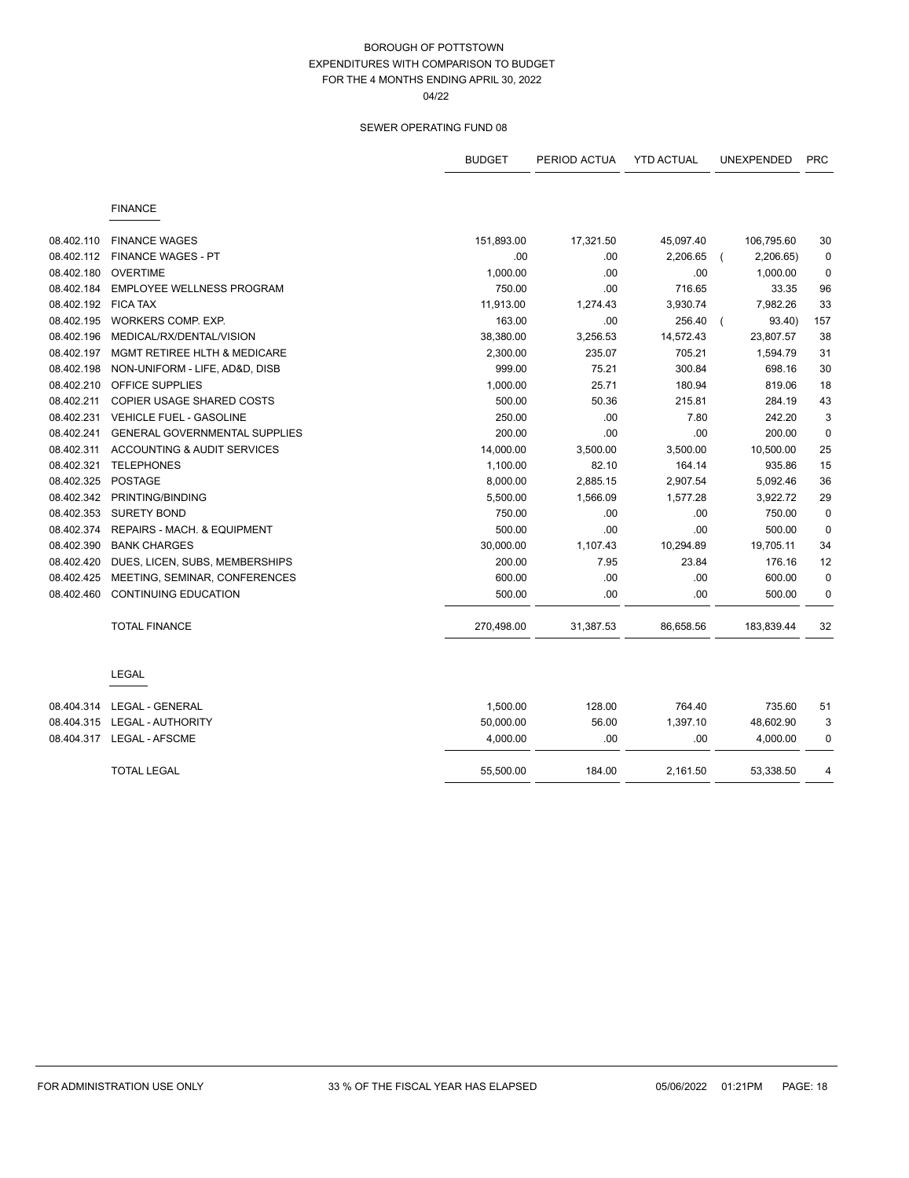BOROUGH OF POTTSTOWN
EXPENDITURES WITH COMPARISON TO BUDGET
FOR THE 4 MONTHS ENDING APRIL 30, 2022
04/22

SEWER OPERATING FUND 08

| | | BUDGET | PERIOD ACTUA | YTD ACTUAL | UNEXPENDED | PRC |
|---|---|---|---|---|---|---|
| | **FINANCE** | | | | | |
| 08.402.110 | FINANCE WAGES | 151,893.00 | 17,321.50 | 45,097.40 | 106,795.60 | 30 |
| 08.402.112 | FINANCE WAGES - PT | .00 | .00 | 2,206.65 | ( 2,206.65) | 0 |
| 08.402.180 | OVERTIME | 1,000.00 | .00 | .00 | 1,000.00 | 0 |
| 08.402.184 | EMPLOYEE WELLNESS PROGRAM | 750.00 | .00 | 716.65 | 33.35 | 96 |
| 08.402.192 | FICA TAX | 11,913.00 | 1,274.43 | 3,930.74 | 7,982.26 | 33 |
| 08.402.195 | WORKERS COMP. EXP. | 163.00 | .00 | 256.40 | ( 93.40) | 157 |
| 08.402.196 | MEDICAL/RX/DENTAL/VISION | 38,380.00 | 3,256.53 | 14,572.43 | 23,807.57 | 38 |
| 08.402.197 | MGMT RETIREE HLTH & MEDICARE | 2,300.00 | 235.07 | 705.21 | 1,594.79 | 31 |
| 08.402.198 | NON-UNIFORM - LIFE, AD&D, DISB | 999.00 | 75.21 | 300.84 | 698.16 | 30 |
| 08.402.210 | OFFICE SUPPLIES | 1,000.00 | 25.71 | 180.94 | 819.06 | 18 |
| 08.402.211 | COPIER USAGE SHARED COSTS | 500.00 | 50.36 | 215.81 | 284.19 | 43 |
| 08.402.231 | VEHICLE FUEL - GASOLINE | 250.00 | .00 | 7.80 | 242.20 | 3 |
| 08.402.241 | GENERAL GOVERNMENTAL SUPPLIES | 200.00 | .00 | .00 | 200.00 | 0 |
| 08.402.311 | ACCOUNTING & AUDIT SERVICES | 14,000.00 | 3,500.00 | 3,500.00 | 10,500.00 | 25 |
| 08.402.321 | TELEPHONES | 1,100.00 | 82.10 | 164.14 | 935.86 | 15 |
| 08.402.325 | POSTAGE | 8,000.00 | 2,885.15 | 2,907.54 | 5,092.46 | 36 |
| 08.402.342 | PRINTING/BINDING | 5,500.00 | 1,566.09 | 1,577.28 | 3,922.72 | 29 |
| 08.402.353 | SURETY BOND | 750.00 | .00 | .00 | 750.00 | 0 |
| 08.402.374 | REPAIRS - MACH. & EQUIPMENT | 500.00 | .00 | .00 | 500.00 | 0 |
| 08.402.390 | BANK CHARGES | 30,000.00 | 1,107.43 | 10,294.89 | 19,705.11 | 34 |
| 08.402.420 | DUES, LICEN, SUBS, MEMBERSHIPS | 200.00 | 7.95 | 23.84 | 176.16 | 12 |
| 08.402.425 | MEETING, SEMINAR, CONFERENCES | 600.00 | .00 | .00 | 600.00 | 0 |
| 08.402.460 | CONTINUING EDUCATION | 500.00 | .00 | .00 | 500.00 | 0 |
| | TOTAL FINANCE | 270,498.00 | 31,387.53 | 86,658.56 | 183,839.44 | 32 |
| | **LEGAL** | | | | | |
| 08.404.314 | LEGAL - GENERAL | 1,500.00 | 128.00 | 764.40 | 735.60 | 51 |
| 08.404.315 | LEGAL - AUTHORITY | 50,000.00 | 56.00 | 1,397.10 | 48,602.90 | 3 |
| 08.404.317 | LEGAL - AFSCME | 4,000.00 | .00 | .00 | 4,000.00 | 0 |
| | TOTAL LEGAL | 55,500.00 | 184.00 | 2,161.50 | 53,338.50 | 4 |

FOR ADMINISTRATION USE ONLY — 33 % OF THE FISCAL YEAR HAS ELAPSED — 05/06/2022 01:21PM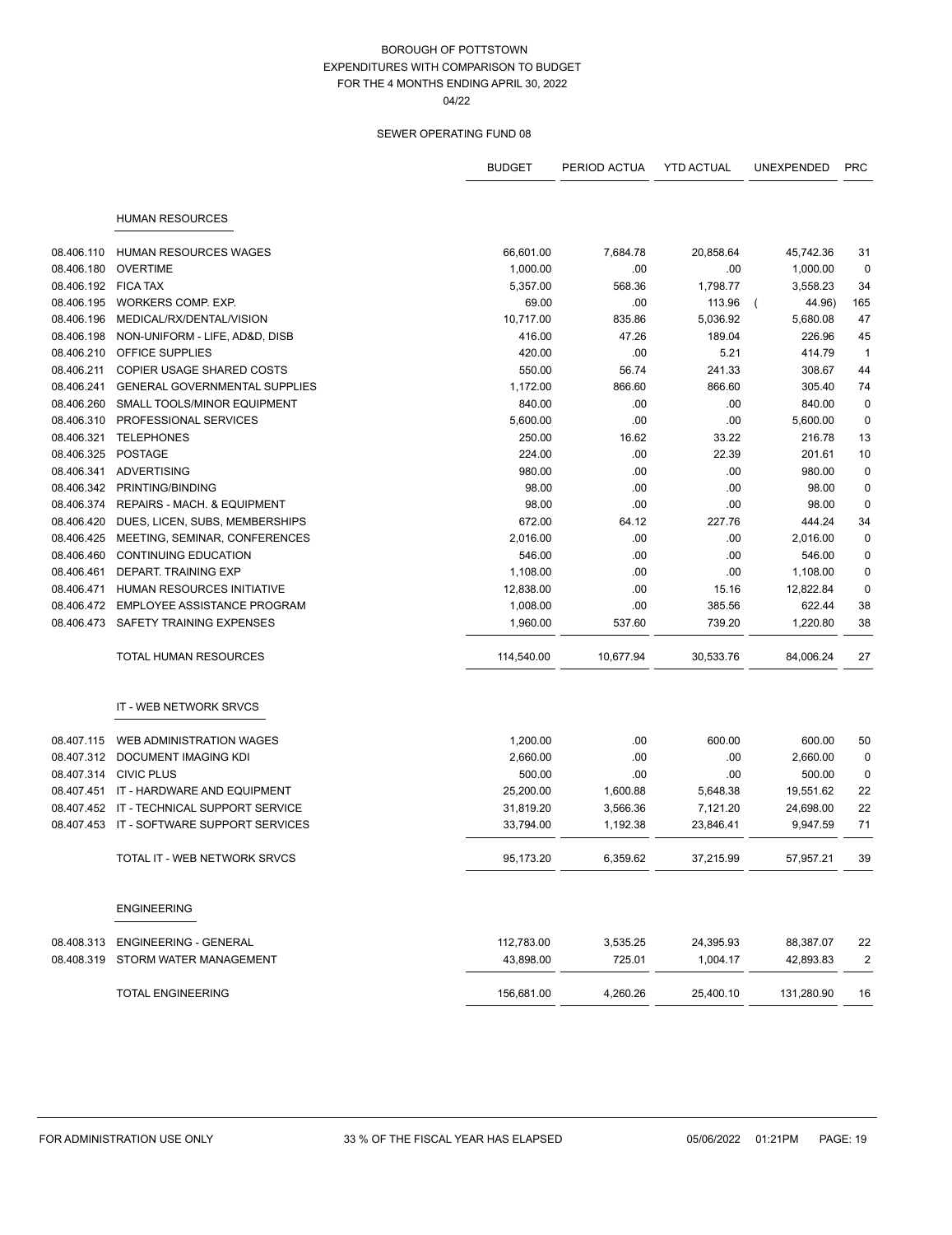BOROUGH OF POTTSTOWN
EXPENDITURES WITH COMPARISON TO BUDGET
FOR THE 4 MONTHS ENDING APRIL 30, 2022
04/22

SEWER OPERATING FUND 08

| | | BUDGET | PERIOD ACTUA | YTD ACTUAL | UNEXPENDED | PRC |
|---|---|---|---|---|---|---|
| | **HUMAN RESOURCES** | | | | | |
| 08.406.110 | HUMAN RESOURCES WAGES | 66,601.00 | 7,684.78 | 20,858.64 | 45,742.36 | 31 |
| 08.406.180 | OVERTIME | 1,000.00 | .00 | .00 | 1,000.00 | 0 |
| 08.406.192 | FICA TAX | 5,357.00 | 568.36 | 1,798.77 | 3,558.23 | 34 |
| 08.406.195 | WORKERS COMP. EXP. | 69.00 | .00 | 113.96 | ( 44.96) | 165 |
| 08.406.196 | MEDICAL/RX/DENTAL/VISION | 10,717.00 | 835.86 | 5,036.92 | 5,680.08 | 47 |
| 08.406.198 | NON-UNIFORM - LIFE, AD&D, DISB | 416.00 | 47.26 | 189.04 | 226.96 | 45 |
| 08.406.210 | OFFICE SUPPLIES | 420.00 | .00 | 5.21 | 414.79 | 1 |
| 08.406.211 | COPIER USAGE SHARED COSTS | 550.00 | 56.74 | 241.33 | 308.67 | 44 |
| 08.406.241 | GENERAL GOVERNMENTAL SUPPLIES | 1,172.00 | 866.60 | 866.60 | 305.40 | 74 |
| 08.406.260 | SMALL TOOLS/MINOR EQUIPMENT | 840.00 | .00 | .00 | 840.00 | 0 |
| 08.406.310 | PROFESSIONAL SERVICES | 5,600.00 | .00 | .00 | 5,600.00 | 0 |
| 08.406.321 | TELEPHONES | 250.00 | 16.62 | 33.22 | 216.78 | 13 |
| 08.406.325 | POSTAGE | 224.00 | .00 | 22.39 | 201.61 | 10 |
| 08.406.341 | ADVERTISING | 980.00 | .00 | .00 | 980.00 | 0 |
| 08.406.342 | PRINTING/BINDING | 98.00 | .00 | .00 | 98.00 | 0 |
| 08.406.374 | REPAIRS - MACH. & EQUIPMENT | 98.00 | .00 | .00 | 98.00 | 0 |
| 08.406.420 | DUES, LICEN, SUBS, MEMBERSHIPS | 672.00 | 64.12 | 227.76 | 444.24 | 34 |
| 08.406.425 | MEETING, SEMINAR, CONFERENCES | 2,016.00 | .00 | .00 | 2,016.00 | 0 |
| 08.406.460 | CONTINUING EDUCATION | 546.00 | .00 | .00 | 546.00 | 0 |
| 08.406.461 | DEPART. TRAINING EXP | 1,108.00 | .00 | .00 | 1,108.00 | 0 |
| 08.406.471 | HUMAN RESOURCES INITIATIVE | 12,838.00 | .00 | 15.16 | 12,822.84 | 0 |
| 08.406.472 | EMPLOYEE ASSISTANCE PROGRAM | 1,008.00 | .00 | 385.56 | 622.44 | 38 |
| 08.406.473 | SAFETY TRAINING EXPENSES | 1,960.00 | 537.60 | 739.20 | 1,220.80 | 38 |
| | TOTAL HUMAN RESOURCES | 114,540.00 | 10,677.94 | 30,533.76 | 84,006.24 | 27 |
| | **IT - WEB NETWORK SRVCS** | | | | | |
| 08.407.115 | WEB ADMINISTRATION WAGES | 1,200.00 | .00 | 600.00 | 600.00 | 50 |
| 08.407.312 | DOCUMENT IMAGING KDI | 2,660.00 | .00 | .00 | 2,660.00 | 0 |
| 08.407.314 | CIVIC PLUS | 500.00 | .00 | .00 | 500.00 | 0 |
| 08.407.451 | IT - HARDWARE AND EQUIPMENT | 25,200.00 | 1,600.88 | 5,648.38 | 19,551.62 | 22 |
| 08.407.452 | IT - TECHNICAL SUPPORT SERVICE | 31,819.20 | 3,566.36 | 7,121.20 | 24,698.00 | 22 |
| 08.407.453 | IT - SOFTWARE SUPPORT SERVICES | 33,794.00 | 1,192.38 | 23,846.41 | 9,947.59 | 71 |
| | TOTAL IT - WEB NETWORK SRVCS | 95,173.20 | 6,359.62 | 37,215.99 | 57,957.21 | 39 |
| | **ENGINEERING** | | | | | |
| 08.408.313 | ENGINEERING - GENERAL | 112,783.00 | 3,535.25 | 24,395.93 | 88,387.07 | 22 |
| 08.408.319 | STORM WATER MANAGEMENT | 43,898.00 | 725.01 | 1,004.17 | 42,893.83 | 2 |
| | TOTAL ENGINEERING | 156,681.00 | 4,260.26 | 25,400.10 | 131,280.90 | 16 |

FOR ADMINISTRATION USE ONLY    33 % OF THE FISCAL YEAR HAS ELAPSED    05/06/2022 01:21PM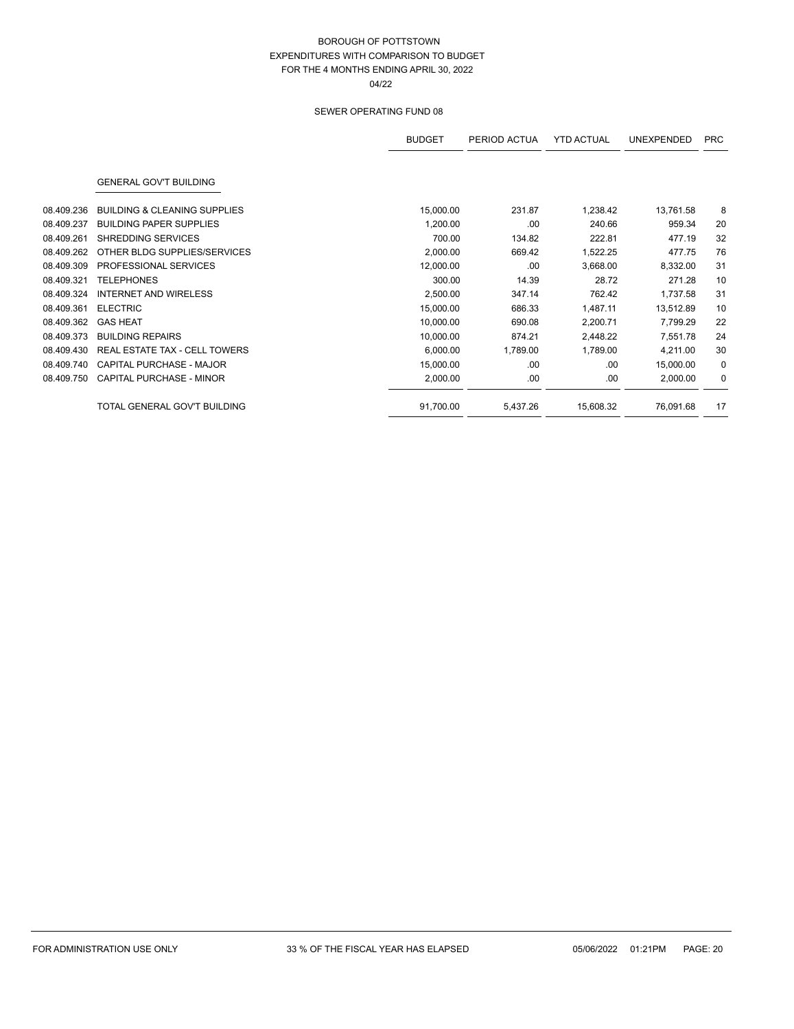# BOROUGH OF POTTSTOWN
## EXPENDITURES WITH COMPARISON TO BUDGET
## FOR THE 4 MONTHS ENDING APRIL 30, 2022

04/22

### SEWER OPERATING FUND 08

| | | BUDGET | PERIOD ACTUA | YTD ACTUAL | UNEXPENDED | PRC |
|---|---|---|---|---|---|---|
| | **GENERAL GOV'T BUILDING** | | | | | |
| 08.409.236 | BUILDING & CLEANING SUPPLIES | 15,000.00 | 231.87 | 1,238.42 | 13,761.58 | 8 |
| 08.409.237 | BUILDING PAPER SUPPLIES | 1,200.00 | .00 | 240.66 | 959.34 | 20 |
| 08.409.261 | SHREDDING SERVICES | 700.00 | 134.82 | 222.81 | 477.19 | 32 |
| 08.409.262 | OTHER BLDG SUPPLIES/SERVICES | 2,000.00 | 669.42 | 1,522.25 | 477.75 | 76 |
| 08.409.309 | PROFESSIONAL SERVICES | 12,000.00 | .00 | 3,668.00 | 8,332.00 | 31 |
| 08.409.321 | TELEPHONES | 300.00 | 14.39 | 28.72 | 271.28 | 10 |
| 08.409.324 | INTERNET AND WIRELESS | 2,500.00 | 347.14 | 762.42 | 1,737.58 | 31 |
| 08.409.361 | ELECTRIC | 15,000.00 | 686.33 | 1,487.11 | 13,512.89 | 10 |
| 08.409.362 | GAS HEAT | 10,000.00 | 690.08 | 2,200.71 | 7,799.29 | 22 |
| 08.409.373 | BUILDING REPAIRS | 10,000.00 | 874.21 | 2,448.22 | 7,551.78 | 24 |
| 08.409.430 | REAL ESTATE TAX - CELL TOWERS | 6,000.00 | 1,789.00 | 1,789.00 | 4,211.00 | 30 |
| 08.409.740 | CAPITAL PURCHASE - MAJOR | 15,000.00 | .00 | .00 | 15,000.00 | 0 |
| 08.409.750 | CAPITAL PURCHASE - MINOR | 2,000.00 | .00 | .00 | 2,000.00 | 0 |
| | TOTAL GENERAL GOV'T BUILDING | 91,700.00 | 5,437.26 | 15,608.32 | 76,091.68 | 17 |

FOR ADMINISTRATION USE ONLY — 33 % OF THE FISCAL YEAR HAS ELAPSED — 05/06/2022 01:21PM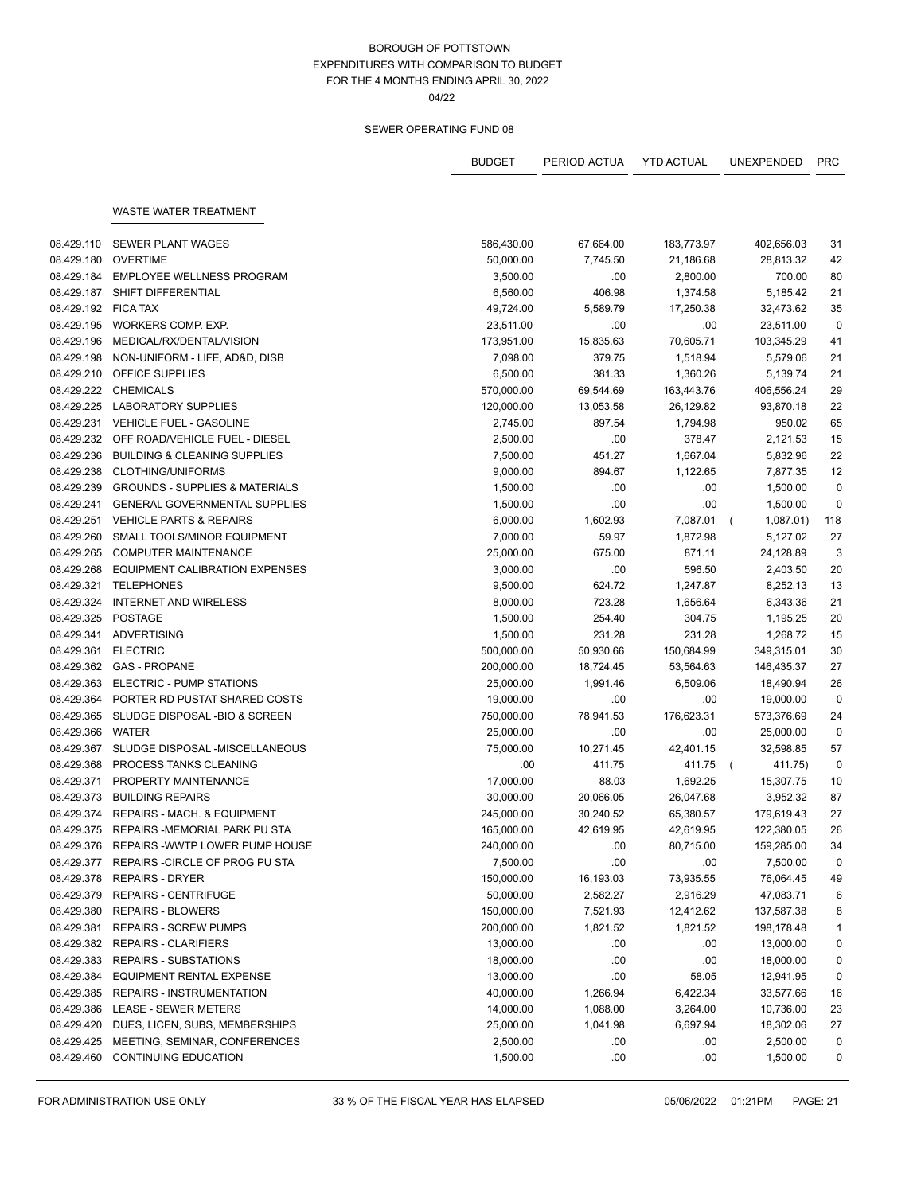BOROUGH OF POTTSTOWN
EXPENDITURES WITH COMPARISON TO BUDGET
FOR THE 4 MONTHS ENDING APRIL 30, 2022
04/22

SEWER OPERATING FUND 08

| | | BUDGET | PERIOD ACTUA | YTD ACTUAL | UNEXPENDED | PRC |
|---|---|---|---|---|---|---|
| | **WASTE WATER TREATMENT** | | | | | |
| 08.429.110 | SEWER PLANT WAGES | 586,430.00 | 67,664.00 | 183,773.97 | 402,656.03 | 31 |
| 08.429.180 | OVERTIME | 50,000.00 | 7,745.50 | 21,186.68 | 28,813.32 | 42 |
| 08.429.184 | EMPLOYEE WELLNESS PROGRAM | 3,500.00 | .00 | 2,800.00 | 700.00 | 80 |
| 08.429.187 | SHIFT DIFFERENTIAL | 6,560.00 | 406.98 | 1,374.58 | 5,185.42 | 21 |
| 08.429.192 | FICA TAX | 49,724.00 | 5,589.79 | 17,250.38 | 32,473.62 | 35 |
| 08.429.195 | WORKERS COMP. EXP. | 23,511.00 | .00 | .00 | 23,511.00 | 0 |
| 08.429.196 | MEDICAL/RX/DENTAL/VISION | 173,951.00 | 15,835.63 | 70,605.71 | 103,345.29 | 41 |
| 08.429.198 | NON-UNIFORM - LIFE, AD&D, DISB | 7,098.00 | 379.75 | 1,518.94 | 5,579.06 | 21 |
| 08.429.210 | OFFICE SUPPLIES | 6,500.00 | 381.33 | 1,360.26 | 5,139.74 | 21 |
| 08.429.222 | CHEMICALS | 570,000.00 | 69,544.69 | 163,443.76 | 406,556.24 | 29 |
| 08.429.225 | LABORATORY SUPPLIES | 120,000.00 | 13,053.58 | 26,129.82 | 93,870.18 | 22 |
| 08.429.231 | VEHICLE FUEL - GASOLINE | 2,745.00 | 897.54 | 1,794.98 | 950.02 | 65 |
| 08.429.232 | OFF ROAD/VEHICLE FUEL - DIESEL | 2,500.00 | .00 | 378.47 | 2,121.53 | 15 |
| 08.429.236 | BUILDING & CLEANING SUPPLIES | 7,500.00 | 451.27 | 1,667.04 | 5,832.96 | 22 |
| 08.429.238 | CLOTHING/UNIFORMS | 9,000.00 | 894.67 | 1,122.65 | 7,877.35 | 12 |
| 08.429.239 | GROUNDS - SUPPLIES & MATERIALS | 1,500.00 | .00 | .00 | 1,500.00 | 0 |
| 08.429.241 | GENERAL GOVERNMENTAL SUPPLIES | 1,500.00 | .00 | .00 | 1,500.00 | 0 |
| 08.429.251 | VEHICLE PARTS & REPAIRS | 6,000.00 | 1,602.93 | 7,087.01 | ( 1,087.01) | 118 |
| 08.429.260 | SMALL TOOLS/MINOR EQUIPMENT | 7,000.00 | 59.97 | 1,872.98 | 5,127.02 | 27 |
| 08.429.265 | COMPUTER MAINTENANCE | 25,000.00 | 675.00 | 871.11 | 24,128.89 | 3 |
| 08.429.268 | EQUIPMENT CALIBRATION EXPENSES | 3,000.00 | .00 | 596.50 | 2,403.50 | 20 |
| 08.429.321 | TELEPHONES | 9,500.00 | 624.72 | 1,247.87 | 8,252.13 | 13 |
| 08.429.324 | INTERNET AND WIRELESS | 8,000.00 | 723.28 | 1,656.64 | 6,343.36 | 21 |
| 08.429.325 | POSTAGE | 1,500.00 | 254.40 | 304.75 | 1,195.25 | 20 |
| 08.429.341 | ADVERTISING | 1,500.00 | 231.28 | 231.28 | 1,268.72 | 15 |
| 08.429.361 | ELECTRIC | 500,000.00 | 50,930.66 | 150,684.99 | 349,315.01 | 30 |
| 08.429.362 | GAS - PROPANE | 200,000.00 | 18,724.45 | 53,564.63 | 146,435.37 | 27 |
| 08.429.363 | ELECTRIC - PUMP STATIONS | 25,000.00 | 1,991.46 | 6,509.06 | 18,490.94 | 26 |
| 08.429.364 | PORTER RD PUSTAT SHARED COSTS | 19,000.00 | .00 | .00 | 19,000.00 | 0 |
| 08.429.365 | SLUDGE DISPOSAL -BIO & SCREEN | 750,000.00 | 78,941.53 | 176,623.31 | 573,376.69 | 24 |
| 08.429.366 | WATER | 25,000.00 | .00 | .00 | 25,000.00 | 0 |
| 08.429.367 | SLUDGE DISPOSAL -MISCELLANEOUS | 75,000.00 | 10,271.45 | 42,401.15 | 32,598.85 | 57 |
| 08.429.368 | PROCESS TANKS CLEANING | .00 | 411.75 | 411.75 | ( 411.75) | 0 |
| 08.429.371 | PROPERTY MAINTENANCE | 17,000.00 | 88.03 | 1,692.25 | 15,307.75 | 10 |
| 08.429.373 | BUILDING REPAIRS | 30,000.00 | 20,066.05 | 26,047.68 | 3,952.32 | 87 |
| 08.429.374 | REPAIRS - MACH. & EQUIPMENT | 245,000.00 | 30,240.52 | 65,380.57 | 179,619.43 | 27 |
| 08.429.375 | REPAIRS -MEMORIAL PARK PU STA | 165,000.00 | 42,619.95 | 42,619.95 | 122,380.05 | 26 |
| 08.429.376 | REPAIRS -WWTP LOWER PUMP HOUSE | 240,000.00 | .00 | 80,715.00 | 159,285.00 | 34 |
| 08.429.377 | REPAIRS -CIRCLE OF PROG PU STA | 7,500.00 | .00 | .00 | 7,500.00 | 0 |
| 08.429.378 | REPAIRS - DRYER | 150,000.00 | 16,193.03 | 73,935.55 | 76,064.45 | 49 |
| 08.429.379 | REPAIRS - CENTRIFUGE | 50,000.00 | 2,582.27 | 2,916.29 | 47,083.71 | 6 |
| 08.429.380 | REPAIRS - BLOWERS | 150,000.00 | 7,521.93 | 12,412.62 | 137,587.38 | 8 |
| 08.429.381 | REPAIRS - SCREW PUMPS | 200,000.00 | 1,821.52 | 1,821.52 | 198,178.48 | 1 |
| 08.429.382 | REPAIRS - CLARIFIERS | 13,000.00 | .00 | .00 | 13,000.00 | 0 |
| 08.429.383 | REPAIRS - SUBSTATIONS | 18,000.00 | .00 | .00 | 18,000.00 | 0 |
| 08.429.384 | EQUIPMENT RENTAL EXPENSE | 13,000.00 | .00 | 58.05 | 12,941.95 | 0 |
| 08.429.385 | REPAIRS - INSTRUMENTATION | 40,000.00 | 1,266.94 | 6,422.34 | 33,577.66 | 16 |
| 08.429.386 | LEASE - SEWER METERS | 14,000.00 | 1,088.00 | 3,264.00 | 10,736.00 | 23 |
| 08.429.420 | DUES, LICEN, SUBS, MEMBERSHIPS | 25,000.00 | 1,041.98 | 6,697.94 | 18,302.06 | 27 |
| 08.429.425 | MEETING, SEMINAR, CONFERENCES | 2,500.00 | .00 | .00 | 2,500.00 | 0 |
| 08.429.460 | CONTINUING EDUCATION | 1,500.00 | .00 | .00 | 1,500.00 | 0 |

FOR ADMINISTRATION USE ONLY 33 % OF THE FISCAL YEAR HAS ELAPSED 05/06/2022 01:21PM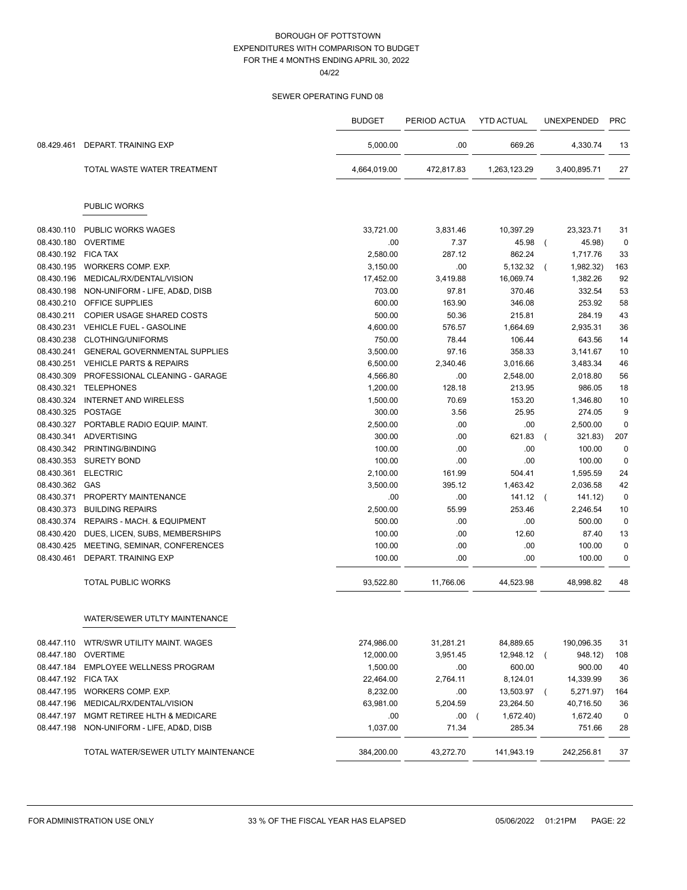BOROUGH OF POTTSTOWN
EXPENDITURES WITH COMPARISON TO BUDGET
FOR THE 4 MONTHS ENDING APRIL 30, 2022
04/22

SEWER OPERATING FUND 08

| | | BUDGET | PERIOD ACTUA | YTD ACTUAL | UNEXPENDED | PRC |
|---|---|---|---|---|---|---|
| 08.429.461 | DEPART. TRAINING EXP | 5,000.00 | .00 | 669.26 | 4,330.74 | 13 |
| | TOTAL WASTE WATER TREATMENT | 4,664,019.00 | 472,817.83 | 1,263,123.29 | 3,400,895.71 | 27 |
| | **PUBLIC WORKS** | | | | | |
| 08.430.110 | PUBLIC WORKS WAGES | 33,721.00 | 3,831.46 | 10,397.29 | 23,323.71 | 31 |
| 08.430.180 | OVERTIME | .00 | 7.37 | 45.98 | ( 45.98) | 0 |
| 08.430.192 | FICA TAX | 2,580.00 | 287.12 | 862.24 | 1,717.76 | 33 |
| 08.430.195 | WORKERS COMP. EXP. | 3,150.00 | .00 | 5,132.32 | ( 1,982.32) | 163 |
| 08.430.196 | MEDICAL/RX/DENTAL/VISION | 17,452.00 | 3,419.88 | 16,069.74 | 1,382.26 | 92 |
| 08.430.198 | NON-UNIFORM - LIFE, AD&D, DISB | 703.00 | 97.81 | 370.46 | 332.54 | 53 |
| 08.430.210 | OFFICE SUPPLIES | 600.00 | 163.90 | 346.08 | 253.92 | 58 |
| 08.430.211 | COPIER USAGE SHARED COSTS | 500.00 | 50.36 | 215.81 | 284.19 | 43 |
| 08.430.231 | VEHICLE FUEL - GASOLINE | 4,600.00 | 576.57 | 1,664.69 | 2,935.31 | 36 |
| 08.430.238 | CLOTHING/UNIFORMS | 750.00 | 78.44 | 106.44 | 643.56 | 14 |
| 08.430.241 | GENERAL GOVERNMENTAL SUPPLIES | 3,500.00 | 97.16 | 358.33 | 3,141.67 | 10 |
| 08.430.251 | VEHICLE PARTS & REPAIRS | 6,500.00 | 2,340.46 | 3,016.66 | 3,483.34 | 46 |
| 08.430.309 | PROFESSIONAL CLEANING - GARAGE | 4,566.80 | .00 | 2,548.00 | 2,018.80 | 56 |
| 08.430.321 | TELEPHONES | 1,200.00 | 128.18 | 213.95 | 986.05 | 18 |
| 08.430.324 | INTERNET AND WIRELESS | 1,500.00 | 70.69 | 153.20 | 1,346.80 | 10 |
| 08.430.325 | POSTAGE | 300.00 | 3.56 | 25.95 | 274.05 | 9 |
| 08.430.327 | PORTABLE RADIO EQUIP. MAINT. | 2,500.00 | .00 | .00 | 2,500.00 | 0 |
| 08.430.341 | ADVERTISING | 300.00 | .00 | 621.83 | ( 321.83) | 207 |
| 08.430.342 | PRINTING/BINDING | 100.00 | .00 | .00 | 100.00 | 0 |
| 08.430.353 | SURETY BOND | 100.00 | .00 | .00 | 100.00 | 0 |
| 08.430.361 | ELECTRIC | 2,100.00 | 161.99 | 504.41 | 1,595.59 | 24 |
| 08.430.362 | GAS | 3,500.00 | 395.12 | 1,463.42 | 2,036.58 | 42 |
| 08.430.371 | PROPERTY MAINTENANCE | .00 | .00 | 141.12 | ( 141.12) | 0 |
| 08.430.373 | BUILDING REPAIRS | 2,500.00 | 55.99 | 253.46 | 2,246.54 | 10 |
| 08.430.374 | REPAIRS - MACH. & EQUIPMENT | 500.00 | .00 | .00 | 500.00 | 0 |
| 08.430.420 | DUES, LICEN, SUBS, MEMBERSHIPS | 100.00 | .00 | 12.60 | 87.40 | 13 |
| 08.430.425 | MEETING, SEMINAR, CONFERENCES | 100.00 | .00 | .00 | 100.00 | 0 |
| 08.430.461 | DEPART. TRAINING EXP | 100.00 | .00 | .00 | 100.00 | 0 |
| | TOTAL PUBLIC WORKS | 93,522.80 | 11,766.06 | 44,523.98 | 48,998.82 | 48 |
| | **WATER/SEWER UTLTY MAINTENANCE** | | | | | |
| 08.447.110 | WTR/SWR UTILITY MAINT. WAGES | 274,986.00 | 31,281.21 | 84,889.65 | 190,096.35 | 31 |
| 08.447.180 | OVERTIME | 12,000.00 | 3,951.45 | 12,948.12 | ( 948.12) | 108 |
| 08.447.184 | EMPLOYEE WELLNESS PROGRAM | 1,500.00 | .00 | 600.00 | 900.00 | 40 |
| 08.447.192 | FICA TAX | 22,464.00 | 2,764.11 | 8,124.01 | 14,339.99 | 36 |
| 08.447.195 | WORKERS COMP. EXP. | 8,232.00 | .00 | 13,503.97 | ( 5,271.97) | 164 |
| 08.447.196 | MEDICAL/RX/DENTAL/VISION | 63,981.00 | 5,204.59 | 23,264.50 | 40,716.50 | 36 |
| 08.447.197 | MGMT RETIREE HLTH & MEDICARE | .00 | .00 | ( 1,672.40) | 1,672.40 | 0 |
| 08.447.198 | NON-UNIFORM - LIFE, AD&D, DISB | 1,037.00 | 71.34 | 285.34 | 751.66 | 28 |
| | TOTAL WATER/SEWER UTLTY MAINTENANCE | 384,200.00 | 43,272.70 | 141,943.19 | 242,256.81 | 37 |

FOR ADMINISTRATION USE ONLY 33 % OF THE FISCAL YEAR HAS ELAPSED 05/06/2022 01:21PM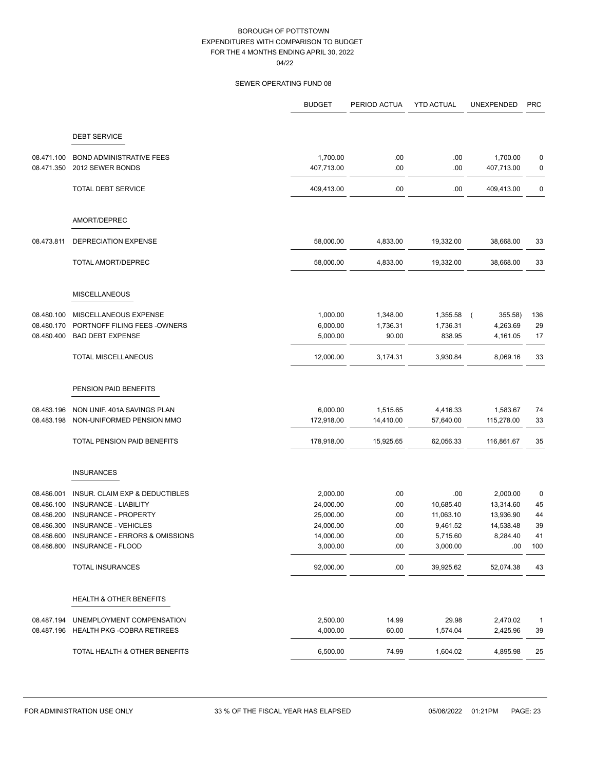BOROUGH OF POTTSTOWN
EXPENDITURES WITH COMPARISON TO BUDGET
FOR THE 4 MONTHS ENDING APRIL 30, 2022
04/22

SEWER OPERATING FUND 08

| | | BUDGET | PERIOD ACTUA | YTD ACTUAL | UNEXPENDED | PRC |
|---|---|---|---|---|---|---|
| | DEBT SERVICE | | | | | |
| 08.471.100 | BOND ADMINISTRATIVE FEES | 1,700.00 | .00 | .00 | 1,700.00 | 0 |
| 08.471.350 | 2012 SEWER BONDS | 407,713.00 | .00 | .00 | 407,713.00 | 0 |
| | TOTAL DEBT SERVICE | 409,413.00 | .00 | .00 | 409,413.00 | 0 |
| | AMORT/DEPREC | | | | | |
| 08.473.811 | DEPRECIATION EXPENSE | 58,000.00 | 4,833.00 | 19,332.00 | 38,668.00 | 33 |
| | TOTAL AMORT/DEPREC | 58,000.00 | 4,833.00 | 19,332.00 | 38,668.00 | 33 |
| | MISCELLANEOUS | | | | | |
| 08.480.100 | MISCELLANEOUS EXPENSE | 1,000.00 | 1,348.00 | 1,355.58 | ( 355.58) | 136 |
| 08.480.170 | PORTNOFF FILING FEES -OWNERS | 6,000.00 | 1,736.31 | 1,736.31 | 4,263.69 | 29 |
| 08.480.400 | BAD DEBT EXPENSE | 5,000.00 | 90.00 | 838.95 | 4,161.05 | 17 |
| | TOTAL MISCELLANEOUS | 12,000.00 | 3,174.31 | 3,930.84 | 8,069.16 | 33 |
| | PENSION PAID BENEFITS | | | | | |
| 08.483.196 | NON UNIF. 401A SAVINGS PLAN | 6,000.00 | 1,515.65 | 4,416.33 | 1,583.67 | 74 |
| 08.483.198 | NON-UNIFORMED PENSION MMO | 172,918.00 | 14,410.00 | 57,640.00 | 115,278.00 | 33 |
| | TOTAL PENSION PAID BENEFITS | 178,918.00 | 15,925.65 | 62,056.33 | 116,861.67 | 35 |
| | INSURANCES | | | | | |
| 08.486.001 | INSUR. CLAIM EXP & DEDUCTIBLES | 2,000.00 | .00 | .00 | 2,000.00 | 0 |
| 08.486.100 | INSURANCE - LIABILITY | 24,000.00 | .00 | 10,685.40 | 13,314.60 | 45 |
| 08.486.200 | INSURANCE - PROPERTY | 25,000.00 | .00 | 11,063.10 | 13,936.90 | 44 |
| 08.486.300 | INSURANCE - VEHICLES | 24,000.00 | .00 | 9,461.52 | 14,538.48 | 39 |
| 08.486.600 | INSURANCE - ERRORS & OMISSIONS | 14,000.00 | .00 | 5,715.60 | 8,284.40 | 41 |
| 08.486.800 | INSURANCE - FLOOD | 3,000.00 | .00 | 3,000.00 | .00 | 100 |
| | TOTAL INSURANCES | 92,000.00 | .00 | 39,925.62 | 52,074.38 | 43 |
| | HEALTH & OTHER BENEFITS | | | | | |
| 08.487.194 | UNEMPLOYMENT COMPENSATION | 2,500.00 | 14.99 | 29.98 | 2,470.02 | 1 |
| 08.487.196 | HEALTH PKG -COBRA RETIREES | 4,000.00 | 60.00 | 1,574.04 | 2,425.96 | 39 |
| | TOTAL HEALTH & OTHER BENEFITS | 6,500.00 | 74.99 | 1,604.02 | 4,895.98 | 25 |

FOR ADMINISTRATION USE ONLY 33 % OF THE FISCAL YEAR HAS ELAPSED 05/06/2022 01:21PM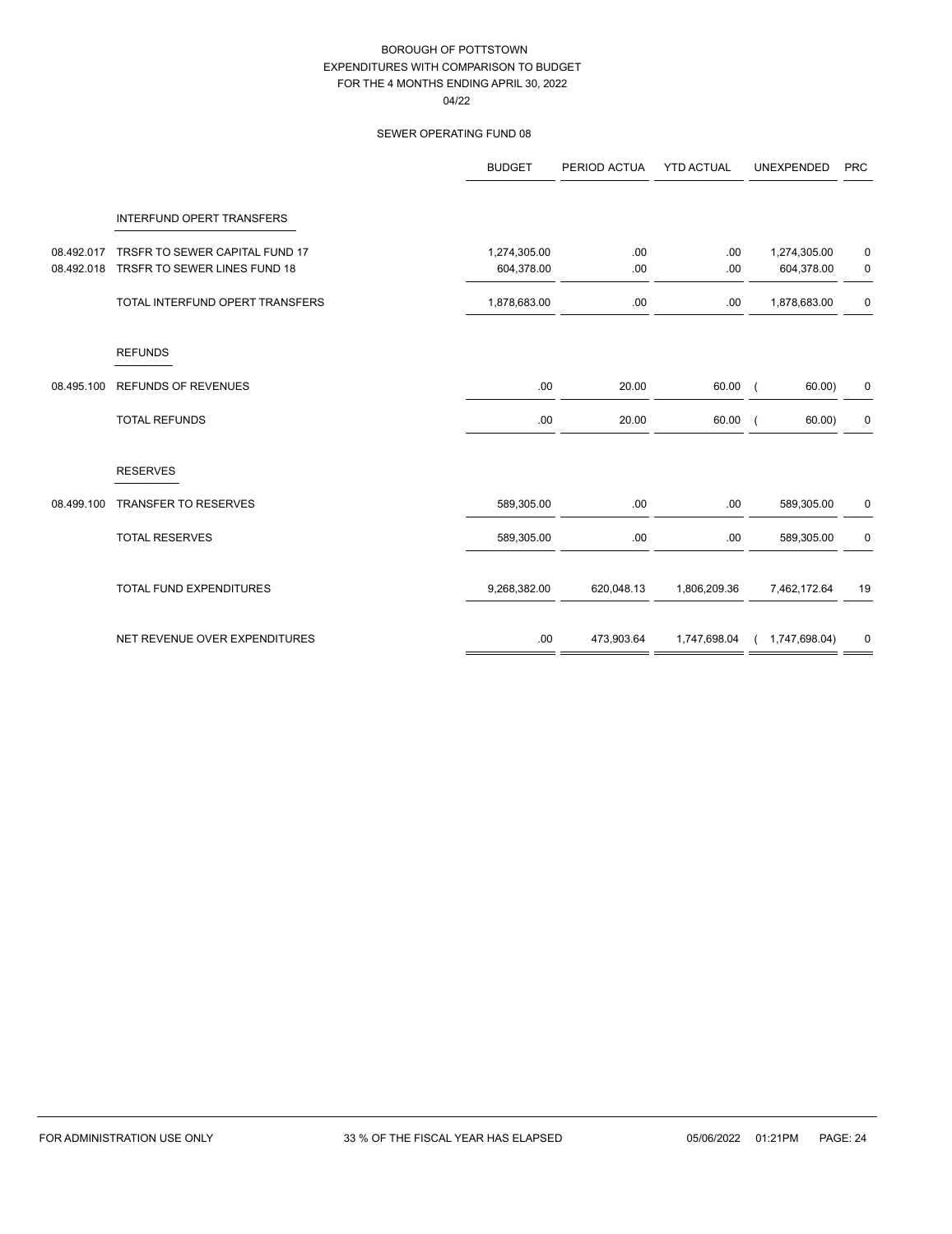# BOROUGH OF POTTSTOWN
## EXPENDITURES WITH COMPARISON TO BUDGET
## FOR THE 4 MONTHS ENDING APRIL 30, 2022
04/22

### SEWER OPERATING FUND 08

| | | BUDGET | PERIOD ACTUA | YTD ACTUAL | UNEXPENDED | PRC |
|---|---|---|---|---|---|---|
| | INTERFUND OPERT TRANSFERS | | | | | |
| 08.492.017 | TRSFR TO SEWER CAPITAL FUND 17 | 1,274,305.00 | .00 | .00 | 1,274,305.00 | 0 |
| 08.492.018 | TRSFR TO SEWER LINES FUND 18 | 604,378.00 | .00 | .00 | 604,378.00 | 0 |
| | TOTAL INTERFUND OPERT TRANSFERS | 1,878,683.00 | .00 | .00 | 1,878,683.00 | 0 |
| | REFUNDS | | | | | |
| 08.495.100 | REFUNDS OF REVENUES | .00 | 20.00 | 60.00 | ( 60.00) | 0 |
| | TOTAL REFUNDS | .00 | 20.00 | 60.00 | ( 60.00) | 0 |
| | RESERVES | | | | | |
| 08.499.100 | TRANSFER TO RESERVES | 589,305.00 | .00 | .00 | 589,305.00 | 0 |
| | TOTAL RESERVES | 589,305.00 | .00 | .00 | 589,305.00 | 0 |
| | TOTAL FUND EXPENDITURES | 9,268,382.00 | 620,048.13 | 1,806,209.36 | 7,462,172.64 | 19 |
| | NET REVENUE OVER EXPENDITURES | .00 | 473,903.64 | 1,747,698.04 | ( 1,747,698.04) | 0 |

FOR ADMINISTRATION USE ONLY — 33 % OF THE FISCAL YEAR HAS ELAPSED — 05/06/2022 01:21PM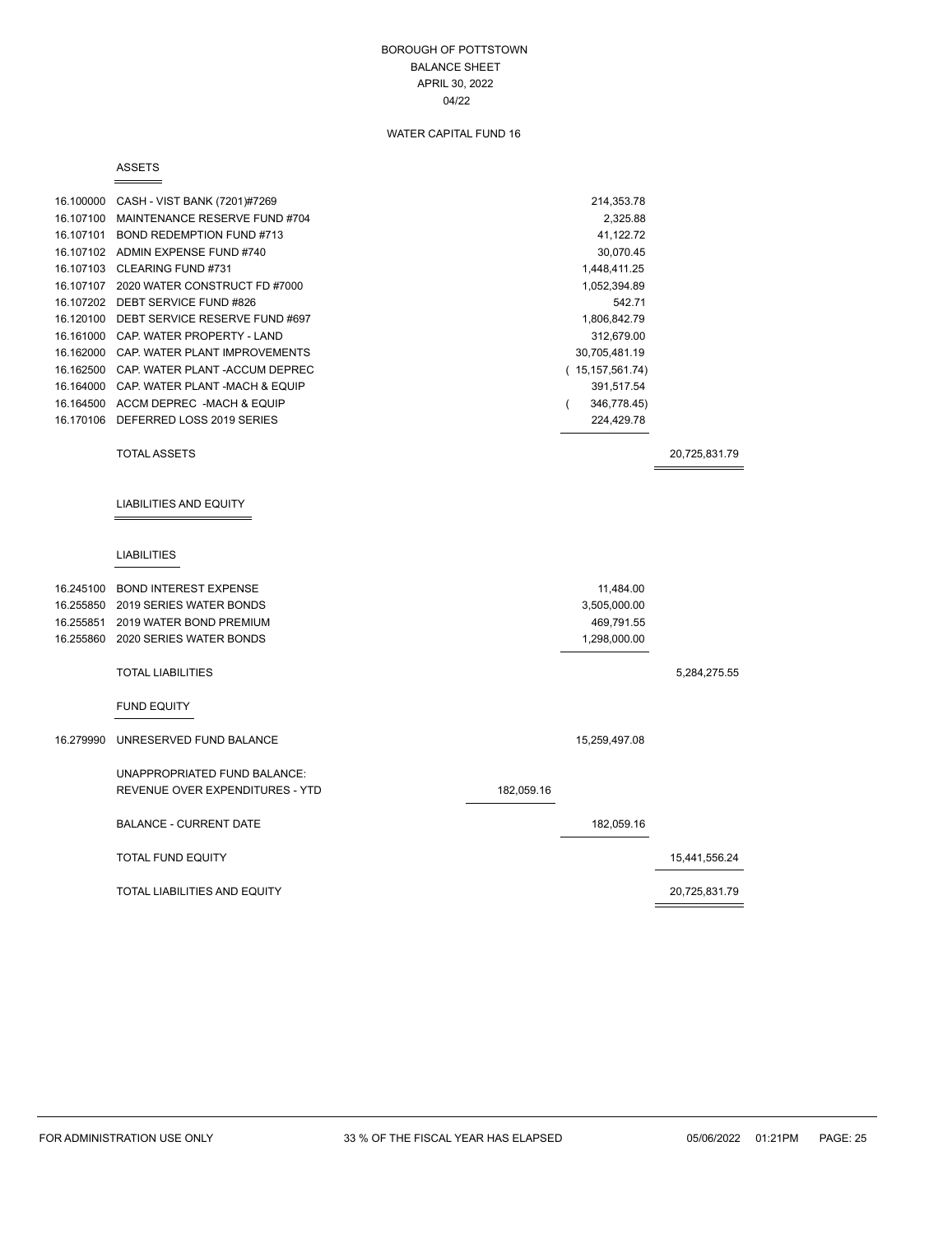BOROUGH OF POTTSTOWN
BALANCE SHEET
APRIL 30, 2022
04/22

WATER CAPITAL FUND 16

## ASSETS

| Account | Description | | | |
|---|---|---|---|---|
| 16.100000 | CASH - VIST BANK (7201)#7269 | | 214,353.78 | |
| 16.107100 | MAINTENANCE RESERVE FUND #704 | | 2,325.88 | |
| 16.107101 | BOND REDEMPTION FUND #713 | | 41,122.72 | |
| 16.107102 | ADMIN EXPENSE FUND #740 | | 30,070.45 | |
| 16.107103 | CLEARING FUND #731 | | 1,448,411.25 | |
| 16.107107 | 2020 WATER CONSTRUCT FD #7000 | | 1,052,394.89 | |
| 16.107202 | DEBT SERVICE FUND #826 | | 542.71 | |
| 16.120100 | DEBT SERVICE RESERVE FUND #697 | | 1,806,842.79 | |
| 16.161000 | CAP. WATER PROPERTY - LAND | | 312,679.00 | |
| 16.162000 | CAP. WATER PLANT IMPROVEMENTS | | 30,705,481.19 | |
| 16.162500 | CAP. WATER PLANT -ACCUM DEPREC | | ( 15,157,561.74) | |
| 16.164000 | CAP. WATER PLANT -MACH & EQUIP | | 391,517.54 | |
| 16.164500 | ACCM DEPREC -MACH & EQUIP | | ( 346,778.45) | |
| 16.170106 | DEFERRED LOSS 2019 SERIES | | 224,429.78 | |
| | TOTAL ASSETS | | | 20,725,831.79 |

## LIABILITIES AND EQUITY

### LIABILITIES

| Account | Description | | | |
|---|---|---|---|---|
| 16.245100 | BOND INTEREST EXPENSE | | 11,484.00 | |
| 16.255850 | 2019 SERIES WATER BONDS | | 3,505,000.00 | |
| 16.255851 | 2019 WATER BOND PREMIUM | | 469,791.55 | |
| 16.255860 | 2020 SERIES WATER BONDS | | 1,298,000.00 | |
| | TOTAL LIABILITIES | | | 5,284,275.55 |

### FUND EQUITY

| Account | Description | | | |
|---|---|---|---|---|
| 16.279990 | UNRESERVED FUND BALANCE | | 15,259,497.08 | |
| | UNAPPROPRIATED FUND BALANCE: | | | |
| | REVENUE OVER EXPENDITURES - YTD | 182,059.16 | | |
| | BALANCE - CURRENT DATE | | 182,059.16 | |
| | TOTAL FUND EQUITY | | | 15,441,556.24 |
| | TOTAL LIABILITIES AND EQUITY | | | 20,725,831.79 |

FOR ADMINISTRATION USE ONLY    33 % OF THE FISCAL YEAR HAS ELAPSED    05/06/2022 01:21PM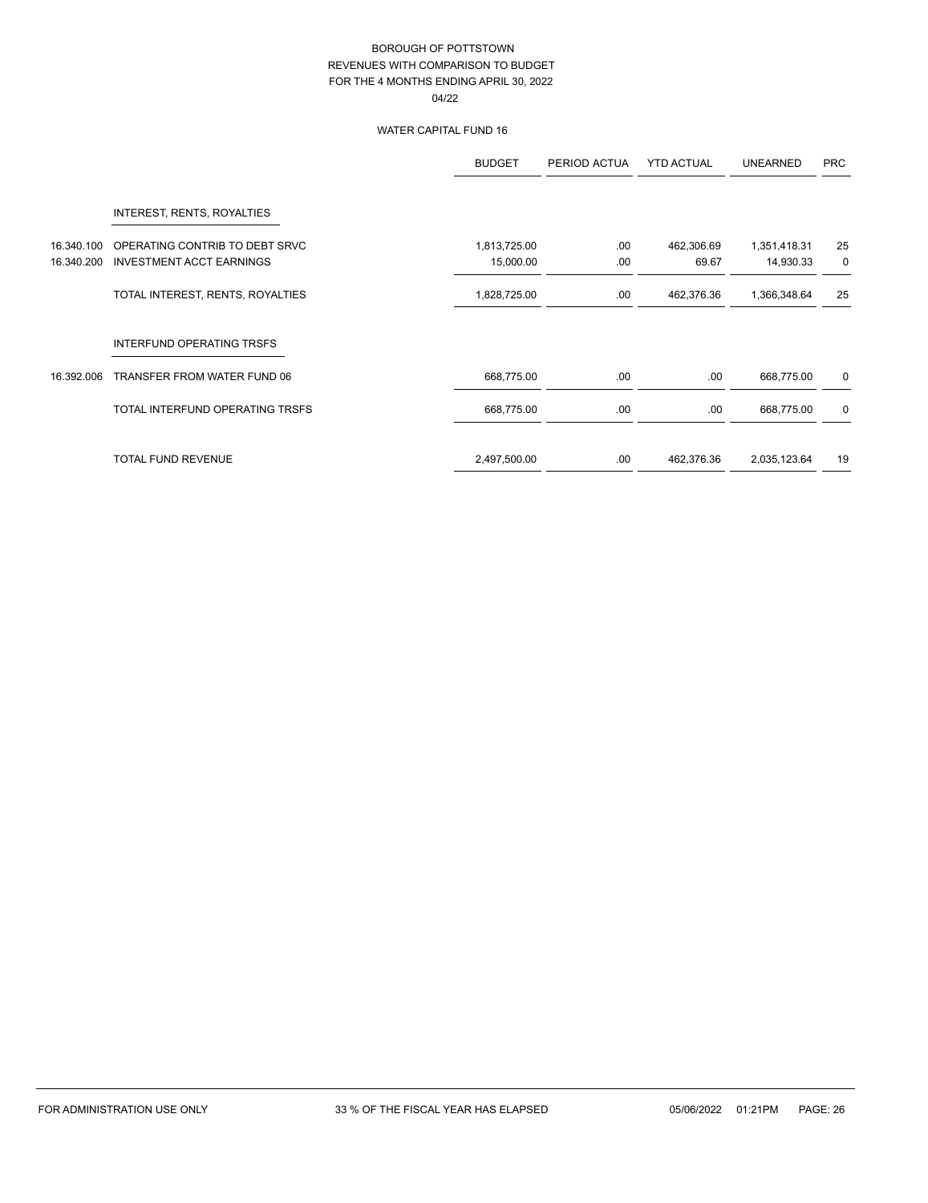# BOROUGH OF POTTSTOWN
## REVENUES WITH COMPARISON TO BUDGET
## FOR THE 4 MONTHS ENDING APRIL 30, 2022
04/22

### WATER CAPITAL FUND 16

| | | BUDGET | PERIOD ACTUA | YTD ACTUAL | UNEARNED | PRC |
|---|---|---|---|---|---|---|
| | INTEREST, RENTS, ROYALTIES | | | | | |
| 16.340.100 | OPERATING CONTRIB TO DEBT SRVC | 1,813,725.00 | .00 | 462,306.69 | 1,351,418.31 | 25 |
| 16.340.200 | INVESTMENT ACCT EARNINGS | 15,000.00 | .00 | 69.67 | 14,930.33 | 0 |
| | TOTAL INTEREST, RENTS, ROYALTIES | 1,828,725.00 | .00 | 462,376.36 | 1,366,348.64 | 25 |
| | INTERFUND OPERATING TRSFS | | | | | |
| 16.392.006 | TRANSFER FROM WATER FUND 06 | 668,775.00 | .00 | .00 | 668,775.00 | 0 |
| | TOTAL INTERFUND OPERATING TRSFS | 668,775.00 | .00 | .00 | 668,775.00 | 0 |
| | TOTAL FUND REVENUE | 2,497,500.00 | .00 | 462,376.36 | 2,035,123.64 | 19 |

FOR ADMINISTRATION USE ONLY 33 % OF THE FISCAL YEAR HAS ELAPSED 05/06/2022 01:21PM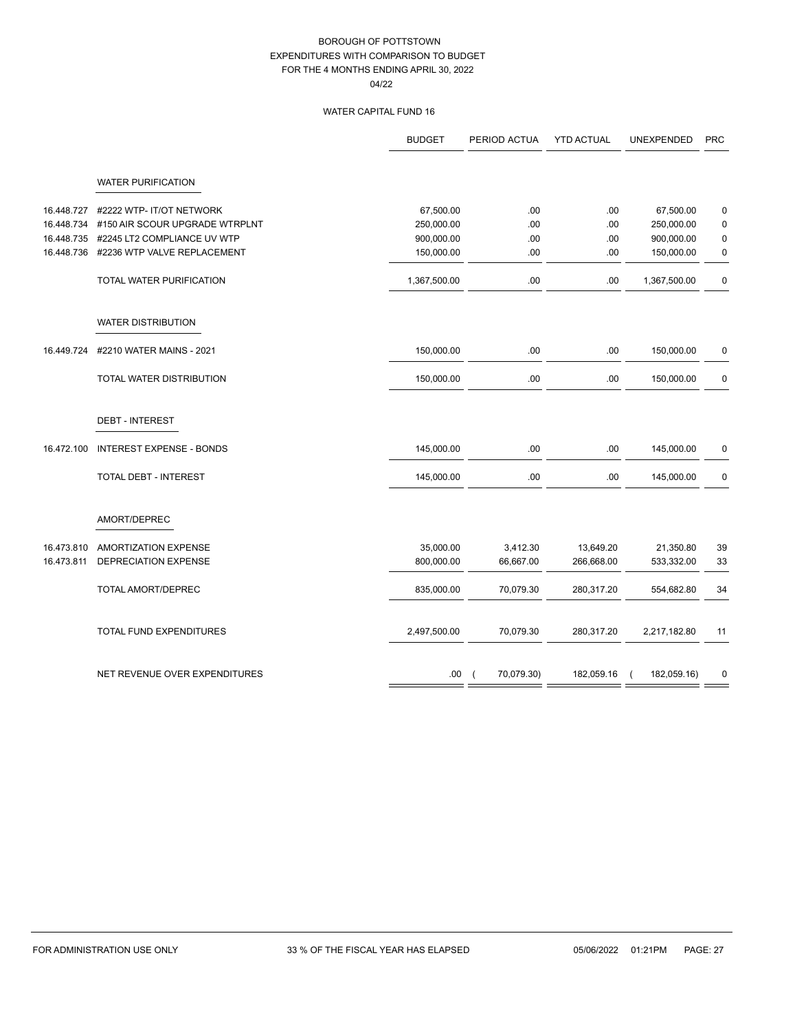BOROUGH OF POTTSTOWN
EXPENDITURES WITH COMPARISON TO BUDGET
FOR THE 4 MONTHS ENDING APRIL 30, 2022
04/22

WATER CAPITAL FUND 16

| | | BUDGET | PERIOD ACTUA | YTD ACTUAL | UNEXPENDED | PRC |
|---|---|---|---|---|---|---|
| | **WATER PURIFICATION** | | | | | |
| 16.448.727 | #2222 WTP- IT/OT NETWORK | 67,500.00 | .00 | .00 | 67,500.00 | 0 |
| 16.448.734 | #150 AIR SCOUR UPGRADE WTRPLNT | 250,000.00 | .00 | .00 | 250,000.00 | 0 |
| 16.448.735 | #2245 LT2 COMPLIANCE UV WTP | 900,000.00 | .00 | .00 | 900,000.00 | 0 |
| 16.448.736 | #2236 WTP VALVE REPLACEMENT | 150,000.00 | .00 | .00 | 150,000.00 | 0 |
| | TOTAL WATER PURIFICATION | 1,367,500.00 | .00 | .00 | 1,367,500.00 | 0 |
| | **WATER DISTRIBUTION** | | | | | |
| 16.449.724 | #2210 WATER MAINS - 2021 | 150,000.00 | .00 | .00 | 150,000.00 | 0 |
| | TOTAL WATER DISTRIBUTION | 150,000.00 | .00 | .00 | 150,000.00 | 0 |
| | **DEBT - INTEREST** | | | | | |
| 16.472.100 | INTEREST EXPENSE - BONDS | 145,000.00 | .00 | .00 | 145,000.00 | 0 |
| | TOTAL DEBT - INTEREST | 145,000.00 | .00 | .00 | 145,000.00 | 0 |
| | **AMORT/DEPREC** | | | | | |
| 16.473.810 | AMORTIZATION EXPENSE | 35,000.00 | 3,412.30 | 13,649.20 | 21,350.80 | 39 |
| 16.473.811 | DEPRECIATION EXPENSE | 800,000.00 | 66,667.00 | 266,668.00 | 533,332.00 | 33 |
| | TOTAL AMORT/DEPREC | 835,000.00 | 70,079.30 | 280,317.20 | 554,682.80 | 34 |
| | TOTAL FUND EXPENDITURES | 2,497,500.00 | 70,079.30 | 280,317.20 | 2,217,182.80 | 11 |
| | NET REVENUE OVER EXPENDITURES | .00 | ( 70,079.30) | 182,059.16 | ( 182,059.16) | 0 |

FOR ADMINISTRATION USE ONLY 33 % OF THE FISCAL YEAR HAS ELAPSED 05/06/2022 01:21PM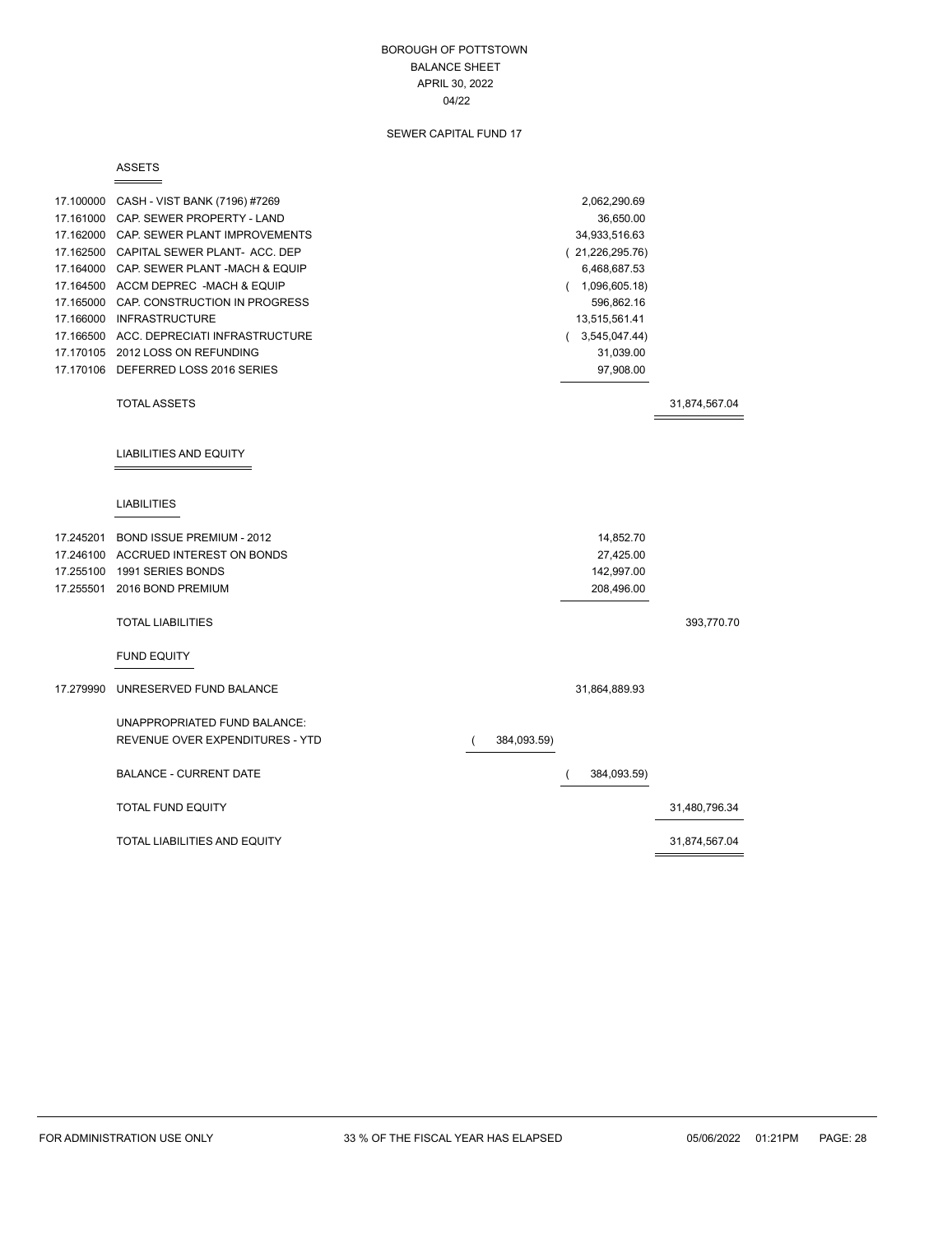# BOROUGH OF POTTSTOWN
## BALANCE SHEET
## APRIL 30, 2022
## 04/22

### SEWER CAPITAL FUND 17

#### ASSETS

| Account | Description | | | |
|---|---|---|---|---|
| 17.100000 | CASH - VIST BANK (7196) #7269 | | 2,062,290.69 | |
| 17.161000 | CAP. SEWER PROPERTY - LAND | | 36,650.00 | |
| 17.162000 | CAP. SEWER PLANT IMPROVEMENTS | | 34,933,516.63 | |
| 17.162500 | CAPITAL SEWER PLANT- ACC. DEP | | ( 21,226,295.76) | |
| 17.164000 | CAP. SEWER PLANT -MACH & EQUIP | | 6,468,687.53 | |
| 17.164500 | ACCM DEPREC -MACH & EQUIP | | ( 1,096,605.18) | |
| 17.165000 | CAP. CONSTRUCTION IN PROGRESS | | 596,862.16 | |
| 17.166000 | INFRASTRUCTURE | | 13,515,561.41 | |
| 17.166500 | ACC. DEPRECIATI INFRASTRUCTURE | | ( 3,545,047.44) | |
| 17.170105 | 2012 LOSS ON REFUNDING | | 31,039.00 | |
| 17.170106 | DEFERRED LOSS 2016 SERIES | | 97,908.00 | |
| | TOTAL ASSETS | | | 31,874,567.04 |

#### LIABILITIES AND EQUITY

##### LIABILITIES

| Account | Description | | | |
|---|---|---|---|---|
| 17.245201 | BOND ISSUE PREMIUM - 2012 | | 14,852.70 | |
| 17.246100 | ACCRUED INTEREST ON BONDS | | 27,425.00 | |
| 17.255100 | 1991 SERIES BONDS | | 142,997.00 | |
| 17.255501 | 2016 BOND PREMIUM | | 208,496.00 | |
| | TOTAL LIABILITIES | | | 393,770.70 |

##### FUND EQUITY

| Account | Description | | | |
|---|---|---|---|---|
| 17.279990 | UNRESERVED FUND BALANCE | | 31,864,889.93 | |
| | UNAPPROPRIATED FUND BALANCE: | | | |
| | REVENUE OVER EXPENDITURES - YTD | ( 384,093.59) | | |
| | BALANCE - CURRENT DATE | | ( 384,093.59) | |
| | TOTAL FUND EQUITY | | | 31,480,796.34 |
| | TOTAL LIABILITIES AND EQUITY | | | 31,874,567.04 |

FOR ADMINISTRATION USE ONLY 33 % OF THE FISCAL YEAR HAS ELAPSED 05/06/2022 01:21PM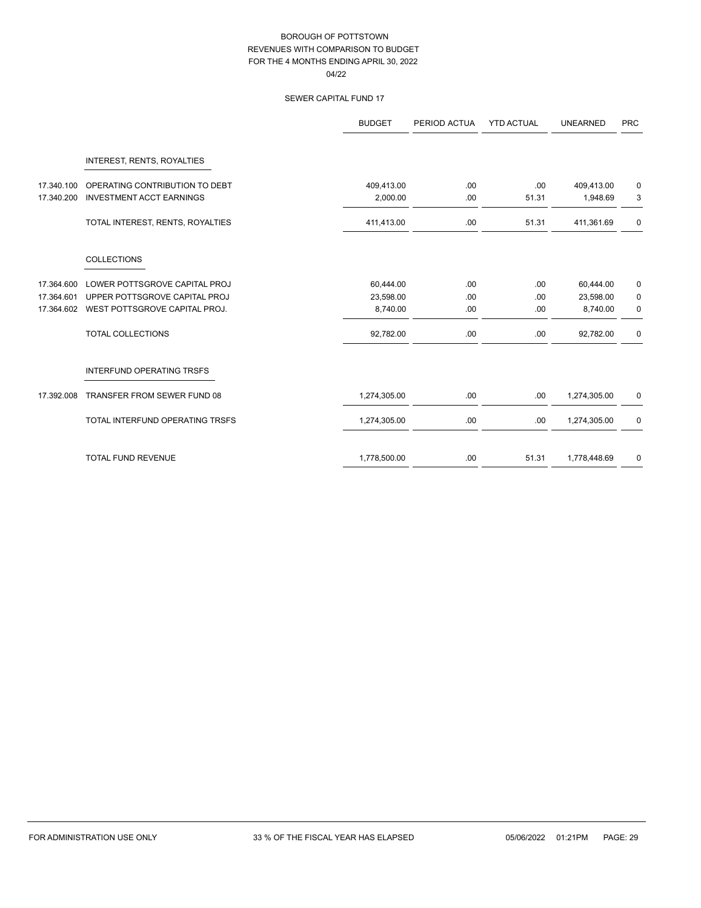# BOROUGH OF POTTSTOWN
## REVENUES WITH COMPARISON TO BUDGET
## FOR THE 4 MONTHS ENDING APRIL 30, 2022
04/22

### SEWER CAPITAL FUND 17

| | | BUDGET | PERIOD ACTUA | YTD ACTUAL | UNEARNED | PRC |
|---|---|---|---|---|---|---|
| | INTEREST, RENTS, ROYALTIES | | | | | |
| 17.340.100 | OPERATING CONTRIBUTION TO DEBT | 409,413.00 | .00 | .00 | 409,413.00 | 0 |
| 17.340.200 | INVESTMENT ACCT EARNINGS | 2,000.00 | .00 | 51.31 | 1,948.69 | 3 |
| | TOTAL INTEREST, RENTS, ROYALTIES | 411,413.00 | .00 | 51.31 | 411,361.69 | 0 |
| | COLLECTIONS | | | | | |
| 17.364.600 | LOWER POTTSGROVE CAPITAL PROJ | 60,444.00 | .00 | .00 | 60,444.00 | 0 |
| 17.364.601 | UPPER POTTSGROVE CAPITAL PROJ | 23,598.00 | .00 | .00 | 23,598.00 | 0 |
| 17.364.602 | WEST POTTSGROVE CAPITAL PROJ. | 8,740.00 | .00 | .00 | 8,740.00 | 0 |
| | TOTAL COLLECTIONS | 92,782.00 | .00 | .00 | 92,782.00 | 0 |
| | INTERFUND OPERATING TRSFS | | | | | |
| 17.392.008 | TRANSFER FROM SEWER FUND 08 | 1,274,305.00 | .00 | .00 | 1,274,305.00 | 0 |
| | TOTAL INTERFUND OPERATING TRSFS | 1,274,305.00 | .00 | .00 | 1,274,305.00 | 0 |
| | TOTAL FUND REVENUE | 1,778,500.00 | .00 | 51.31 | 1,778,448.69 | 0 |

FOR ADMINISTRATION USE ONLY    33 % OF THE FISCAL YEAR HAS ELAPSED    05/06/2022 01:21PM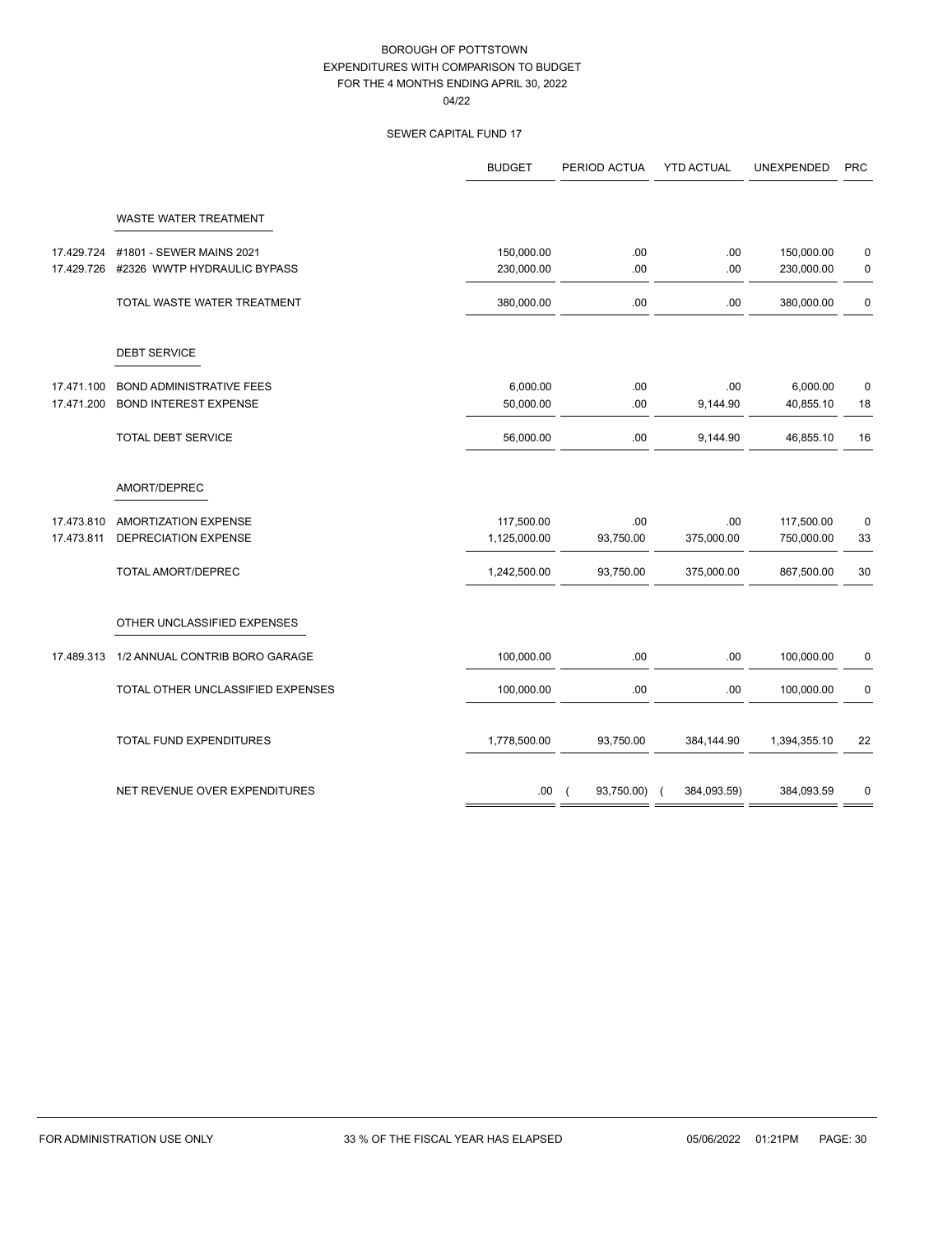BOROUGH OF POTTSTOWN
EXPENDITURES WITH COMPARISON TO BUDGET
FOR THE 4 MONTHS ENDING APRIL 30, 2022
04/22

SEWER CAPITAL FUND 17

| | | BUDGET | PERIOD ACTUA | YTD ACTUAL | UNEXPENDED | PRC |
|---|---|---|---|---|---|---|
| | WASTE WATER TREATMENT | | | | | |
| 17.429.724 | #1801 - SEWER MAINS 2021 | 150,000.00 | .00 | .00 | 150,000.00 | 0 |
| 17.429.726 | #2326 WWTP HYDRAULIC BYPASS | 230,000.00 | .00 | .00 | 230,000.00 | 0 |
| | TOTAL WASTE WATER TREATMENT | 380,000.00 | .00 | .00 | 380,000.00 | 0 |
| | DEBT SERVICE | | | | | |
| 17.471.100 | BOND ADMINISTRATIVE FEES | 6,000.00 | .00 | .00 | 6,000.00 | 0 |
| 17.471.200 | BOND INTEREST EXPENSE | 50,000.00 | .00 | 9,144.90 | 40,855.10 | 18 |
| | TOTAL DEBT SERVICE | 56,000.00 | .00 | 9,144.90 | 46,855.10 | 16 |
| | AMORT/DEPREC | | | | | |
| 17.473.810 | AMORTIZATION EXPENSE | 117,500.00 | .00 | .00 | 117,500.00 | 0 |
| 17.473.811 | DEPRECIATION EXPENSE | 1,125,000.00 | 93,750.00 | 375,000.00 | 750,000.00 | 33 |
| | TOTAL AMORT/DEPREC | 1,242,500.00 | 93,750.00 | 375,000.00 | 867,500.00 | 30 |
| | OTHER UNCLASSIFIED EXPENSES | | | | | |
| 17.489.313 | 1/2 ANNUAL CONTRIB BORO GARAGE | 100,000.00 | .00 | .00 | 100,000.00 | 0 |
| | TOTAL OTHER UNCLASSIFIED EXPENSES | 100,000.00 | .00 | .00 | 100,000.00 | 0 |
| | TOTAL FUND EXPENDITURES | 1,778,500.00 | 93,750.00 | 384,144.90 | 1,394,355.10 | 22 |
| | NET REVENUE OVER EXPENDITURES | .00 | ( 93,750.00) | ( 384,093.59) | 384,093.59 | 0 |

FOR ADMINISTRATION USE ONLY | 33 % OF THE FISCAL YEAR HAS ELAPSED | 05/06/2022 01:21PM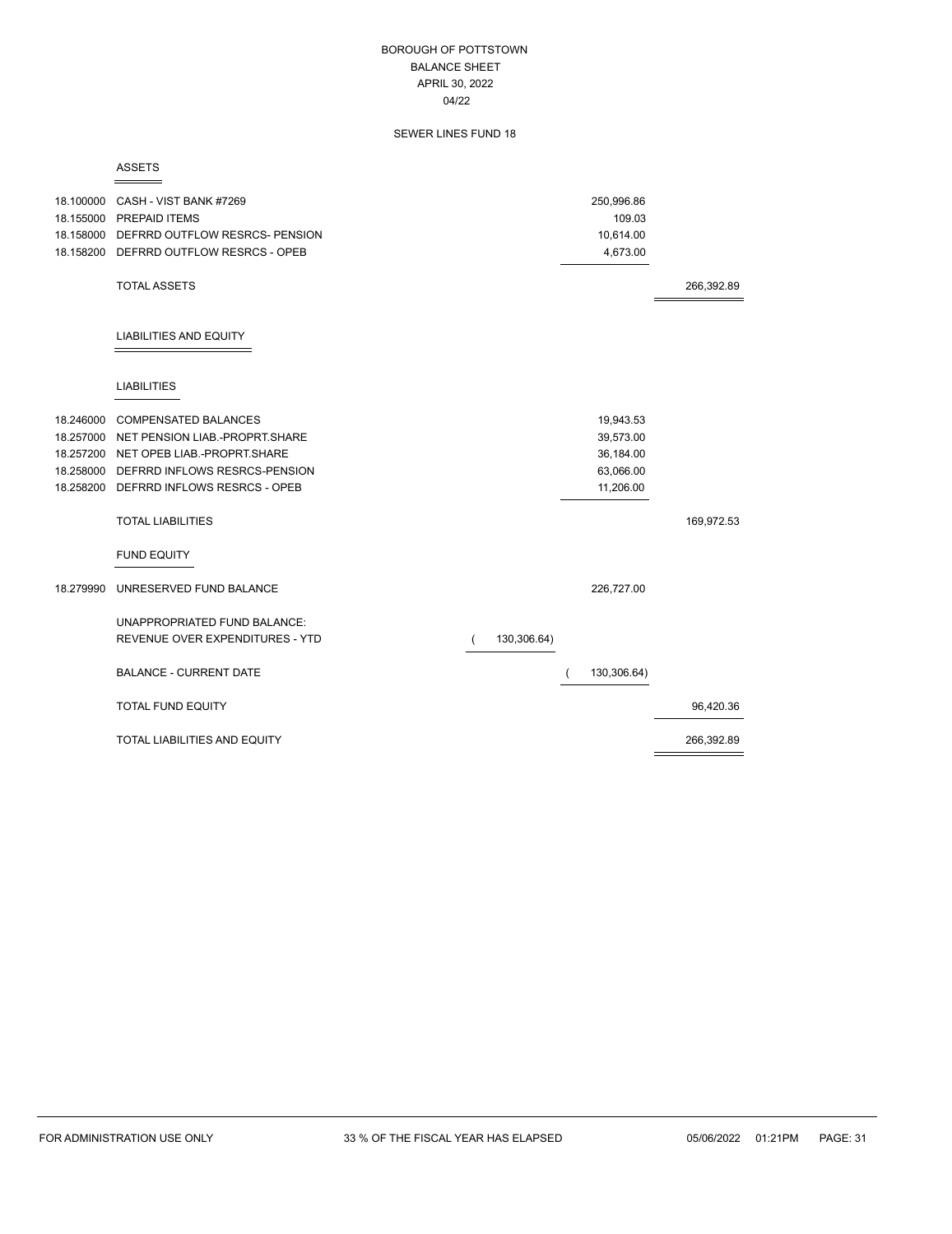# BOROUGH OF POTTSTOWN
## BALANCE SHEET
### APRIL 30, 2022
04/22

SEWER LINES FUND 18

| Account | Description | | | |
|---|---|---|---|---|
| | **ASSETS** | | | |
| 18.100000 | CASH - VIST BANK #7269 | | 250,996.86 | |
| 18.155000 | PREPAID ITEMS | | 109.03 | |
| 18.158000 | DEFRRD OUTFLOW RESRCS- PENSION | | 10,614.00 | |
| 18.158200 | DEFRRD OUTFLOW RESRCS - OPEB | | 4,673.00 | |
| | TOTAL ASSETS | | | 266,392.89 |
| | **LIABILITIES AND EQUITY** | | | |
| | **LIABILITIES** | | | |
| 18.246000 | COMPENSATED BALANCES | | 19,943.53 | |
| 18.257000 | NET PENSION LIAB.-PROPRT.SHARE | | 39,573.00 | |
| 18.257200 | NET OPEB LIAB.-PROPRT.SHARE | | 36,184.00 | |
| 18.258000 | DEFRRD INFLOWS RESRCS-PENSION | | 63,066.00 | |
| 18.258200 | DEFRRD INFLOWS RESRCS - OPEB | | 11,206.00 | |
| | TOTAL LIABILITIES | | | 169,972.53 |
| | **FUND EQUITY** | | | |
| 18.279990 | UNRESERVED FUND BALANCE | | 226,727.00 | |
| | UNAPPROPRIATED FUND BALANCE: | | | |
| | REVENUE OVER EXPENDITURES - YTD | ( 130,306.64) | | |
| | BALANCE - CURRENT DATE | | ( 130,306.64) | |
| | TOTAL FUND EQUITY | | | 96,420.36 |
| | TOTAL LIABILITIES AND EQUITY | | | 266,392.89 |

FOR ADMINISTRATION USE ONLY — 33 % OF THE FISCAL YEAR HAS ELAPSED — 05/06/2022 01:21PM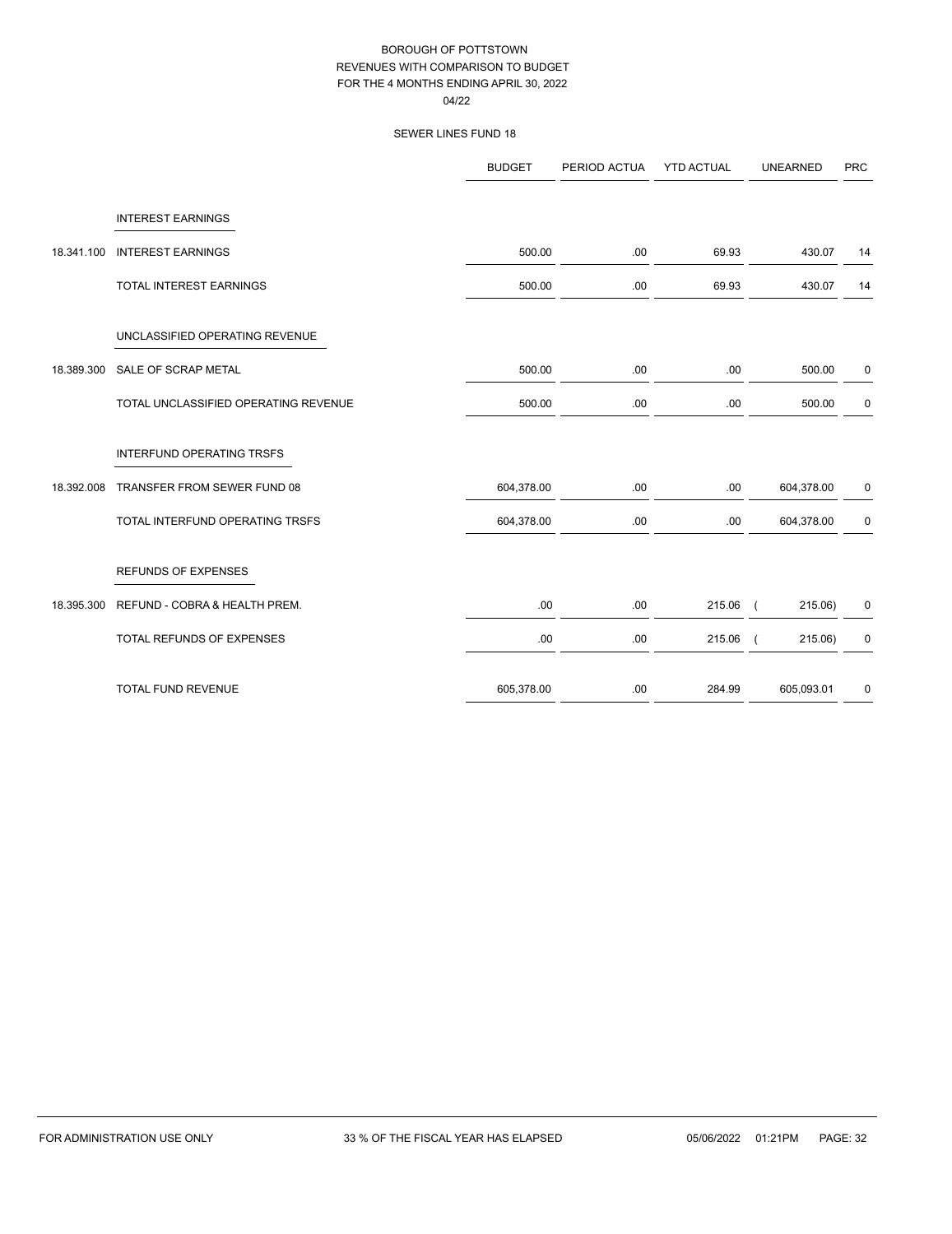# BOROUGH OF POTTSTOWN
## REVENUES WITH COMPARISON TO BUDGET
## FOR THE 4 MONTHS ENDING APRIL 30, 2022
04/22

### SEWER LINES FUND 18

| | | BUDGET | PERIOD ACTUA | YTD ACTUAL | UNEARNED | PRC |
|---|---|---|---|---|---|---|
| | INTEREST EARNINGS | | | | | |
| 18.341.100 | INTEREST EARNINGS | 500.00 | .00 | 69.93 | 430.07 | 14 |
| | TOTAL INTEREST EARNINGS | 500.00 | .00 | 69.93 | 430.07 | 14 |
| | UNCLASSIFIED OPERATING REVENUE | | | | | |
| 18.389.300 | SALE OF SCRAP METAL | 500.00 | .00 | .00 | 500.00 | 0 |
| | TOTAL UNCLASSIFIED OPERATING REVENUE | 500.00 | .00 | .00 | 500.00 | 0 |
| | INTERFUND OPERATING TRSFS | | | | | |
| 18.392.008 | TRANSFER FROM SEWER FUND 08 | 604,378.00 | .00 | .00 | 604,378.00 | 0 |
| | TOTAL INTERFUND OPERATING TRSFS | 604,378.00 | .00 | .00 | 604,378.00 | 0 |
| | REFUNDS OF EXPENSES | | | | | |
| 18.395.300 | REFUND - COBRA & HEALTH PREM. | .00 | .00 | 215.06 | ( 215.06) | 0 |
| | TOTAL REFUNDS OF EXPENSES | .00 | .00 | 215.06 | ( 215.06) | 0 |
| | TOTAL FUND REVENUE | 605,378.00 | .00 | 284.99 | 605,093.01 | 0 |

FOR ADMINISTRATION USE ONLY — 33 % OF THE FISCAL YEAR HAS ELAPSED — 05/06/2022 01:21PM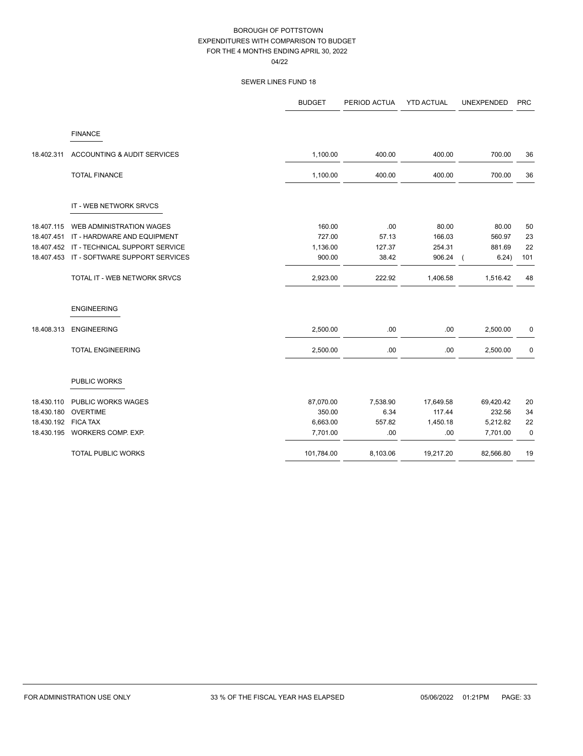BOROUGH OF POTTSTOWN
EXPENDITURES WITH COMPARISON TO BUDGET
FOR THE 4 MONTHS ENDING APRIL 30, 2022
04/22

SEWER LINES FUND 18

| | | BUDGET | PERIOD ACTUA | YTD ACTUAL | UNEXPENDED | PRC |
|---|---|---|---|---|---|---|
| | **FINANCE** | | | | | |
| 18.402.311 | ACCOUNTING & AUDIT SERVICES | 1,100.00 | 400.00 | 400.00 | 700.00 | 36 |
| | TOTAL FINANCE | 1,100.00 | 400.00 | 400.00 | 700.00 | 36 |
| | **IT - WEB NETWORK SRVCS** | | | | | |
| 18.407.115 | WEB ADMINISTRATION WAGES | 160.00 | .00 | 80.00 | 80.00 | 50 |
| 18.407.451 | IT - HARDWARE AND EQUIPMENT | 727.00 | 57.13 | 166.03 | 560.97 | 23 |
| 18.407.452 | IT - TECHNICAL SUPPORT SERVICE | 1,136.00 | 127.37 | 254.31 | 881.69 | 22 |
| 18.407.453 | IT - SOFTWARE SUPPORT SERVICES | 900.00 | 38.42 | 906.24 | ( 6.24) | 101 |
| | TOTAL IT - WEB NETWORK SRVCS | 2,923.00 | 222.92 | 1,406.58 | 1,516.42 | 48 |
| | **ENGINEERING** | | | | | |
| 18.408.313 | ENGINEERING | 2,500.00 | .00 | .00 | 2,500.00 | 0 |
| | TOTAL ENGINEERING | 2,500.00 | .00 | .00 | 2,500.00 | 0 |
| | **PUBLIC WORKS** | | | | | |
| 18.430.110 | PUBLIC WORKS WAGES | 87,070.00 | 7,538.90 | 17,649.58 | 69,420.42 | 20 |
| 18.430.180 | OVERTIME | 350.00 | 6.34 | 117.44 | 232.56 | 34 |
| 18.430.192 | FICA TAX | 6,663.00 | 557.82 | 1,450.18 | 5,212.82 | 22 |
| 18.430.195 | WORKERS COMP. EXP. | 7,701.00 | .00 | .00 | 7,701.00 | 0 |
| | TOTAL PUBLIC WORKS | 101,784.00 | 8,103.06 | 19,217.20 | 82,566.80 | 19 |

FOR ADMINISTRATION USE ONLY    33 % OF THE FISCAL YEAR HAS ELAPSED    05/06/2022 01:21PM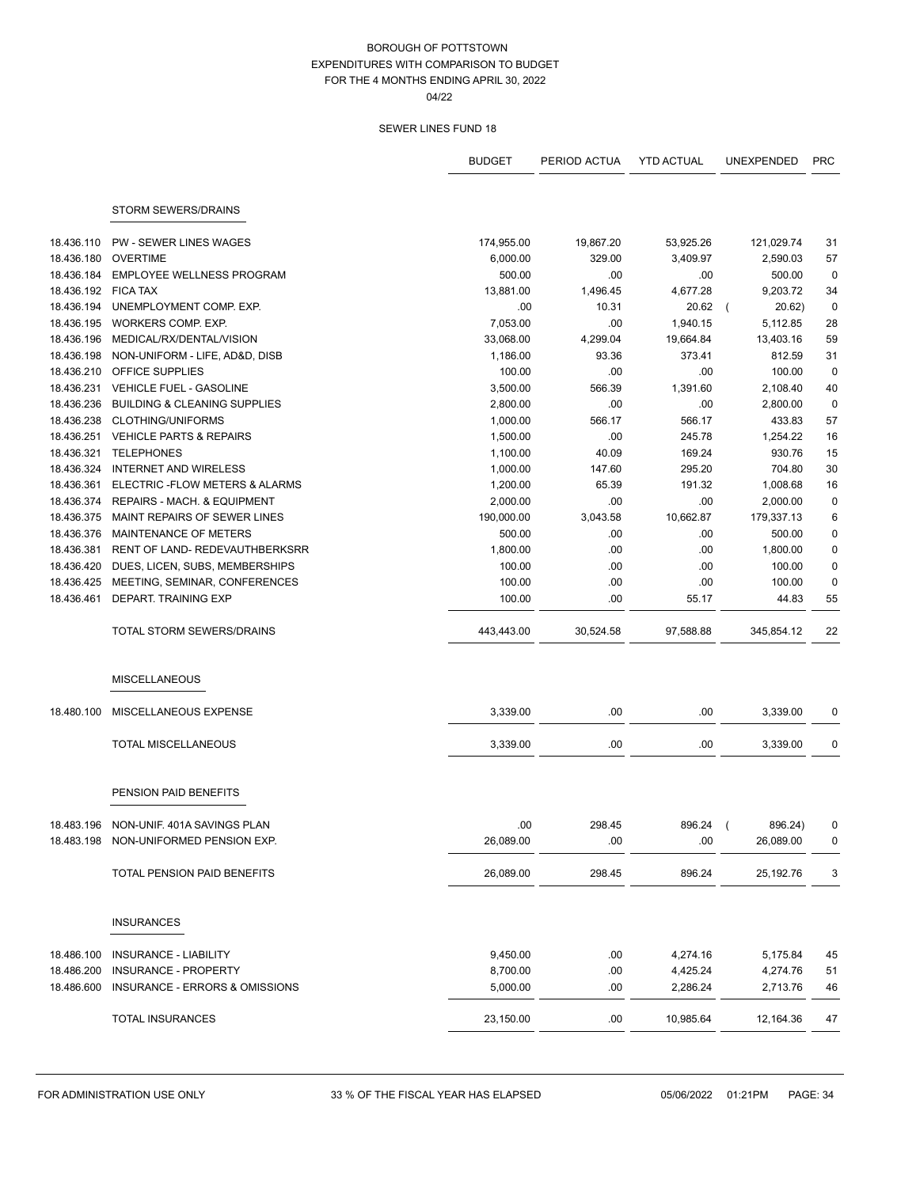BOROUGH OF POTTSTOWN
EXPENDITURES WITH COMPARISON TO BUDGET
FOR THE 4 MONTHS ENDING APRIL 30, 2022
04/22

SEWER LINES FUND 18

| | | BUDGET | PERIOD ACTUA | YTD ACTUAL | UNEXPENDED | PRC |
|---|---|---|---|---|---|---|
| | STORM SEWERS/DRAINS | | | | | |
| 18.436.110 | PW - SEWER LINES WAGES | 174,955.00 | 19,867.20 | 53,925.26 | 121,029.74 | 31 |
| 18.436.180 | OVERTIME | 6,000.00 | 329.00 | 3,409.97 | 2,590.03 | 57 |
| 18.436.184 | EMPLOYEE WELLNESS PROGRAM | 500.00 | .00 | .00 | 500.00 | 0 |
| 18.436.192 | FICA TAX | 13,881.00 | 1,496.45 | 4,677.28 | 9,203.72 | 34 |
| 18.436.194 | UNEMPLOYMENT COMP. EXP. | .00 | 10.31 | 20.62 | ( 20.62) | 0 |
| 18.436.195 | WORKERS COMP. EXP. | 7,053.00 | .00 | 1,940.15 | 5,112.85 | 28 |
| 18.436.196 | MEDICAL/RX/DENTAL/VISION | 33,068.00 | 4,299.04 | 19,664.84 | 13,403.16 | 59 |
| 18.436.198 | NON-UNIFORM - LIFE, AD&D, DISB | 1,186.00 | 93.36 | 373.41 | 812.59 | 31 |
| 18.436.210 | OFFICE SUPPLIES | 100.00 | .00 | .00 | 100.00 | 0 |
| 18.436.231 | VEHICLE FUEL - GASOLINE | 3,500.00 | 566.39 | 1,391.60 | 2,108.40 | 40 |
| 18.436.236 | BUILDING & CLEANING SUPPLIES | 2,800.00 | .00 | .00 | 2,800.00 | 0 |
| 18.436.238 | CLOTHING/UNIFORMS | 1,000.00 | 566.17 | 566.17 | 433.83 | 57 |
| 18.436.251 | VEHICLE PARTS & REPAIRS | 1,500.00 | .00 | 245.78 | 1,254.22 | 16 |
| 18.436.321 | TELEPHONES | 1,100.00 | 40.09 | 169.24 | 930.76 | 15 |
| 18.436.324 | INTERNET AND WIRELESS | 1,000.00 | 147.60 | 295.20 | 704.80 | 30 |
| 18.436.361 | ELECTRIC -FLOW METERS & ALARMS | 1,200.00 | 65.39 | 191.32 | 1,008.68 | 16 |
| 18.436.374 | REPAIRS - MACH. & EQUIPMENT | 2,000.00 | .00 | .00 | 2,000.00 | 0 |
| 18.436.375 | MAINT REPAIRS OF SEWER LINES | 190,000.00 | 3,043.58 | 10,662.87 | 179,337.13 | 6 |
| 18.436.376 | MAINTENANCE OF METERS | 500.00 | .00 | .00 | 500.00 | 0 |
| 18.436.381 | RENT OF LAND- REDEVAUTHBERKSRR | 1,800.00 | .00 | .00 | 1,800.00 | 0 |
| 18.436.420 | DUES, LICEN, SUBS, MEMBERSHIPS | 100.00 | .00 | .00 | 100.00 | 0 |
| 18.436.425 | MEETING, SEMINAR, CONFERENCES | 100.00 | .00 | .00 | 100.00 | 0 |
| 18.436.461 | DEPART. TRAINING EXP | 100.00 | .00 | 55.17 | 44.83 | 55 |
| | TOTAL STORM SEWERS/DRAINS | 443,443.00 | 30,524.58 | 97,588.88 | 345,854.12 | 22 |
| | MISCELLANEOUS | | | | | |
| 18.480.100 | MISCELLANEOUS EXPENSE | 3,339.00 | .00 | .00 | 3,339.00 | 0 |
| | TOTAL MISCELLANEOUS | 3,339.00 | .00 | .00 | 3,339.00 | 0 |
| | PENSION PAID BENEFITS | | | | | |
| 18.483.196 | NON-UNIF. 401A SAVINGS PLAN | .00 | 298.45 | 896.24 | ( 896.24) | 0 |
| 18.483.198 | NON-UNIFORMED PENSION EXP. | 26,089.00 | .00 | .00 | 26,089.00 | 0 |
| | TOTAL PENSION PAID BENEFITS | 26,089.00 | 298.45 | 896.24 | 25,192.76 | 3 |
| | INSURANCES | | | | | |
| 18.486.100 | INSURANCE - LIABILITY | 9,450.00 | .00 | 4,274.16 | 5,175.84 | 45 |
| 18.486.200 | INSURANCE - PROPERTY | 8,700.00 | .00 | 4,425.24 | 4,274.76 | 51 |
| 18.486.600 | INSURANCE - ERRORS & OMISSIONS | 5,000.00 | .00 | 2,286.24 | 2,713.76 | 46 |
| | TOTAL INSURANCES | 23,150.00 | .00 | 10,985.64 | 12,164.36 | 47 |

FOR ADMINISTRATION USE ONLY    33 % OF THE FISCAL YEAR HAS ELAPSED    05/06/2022 01:21PM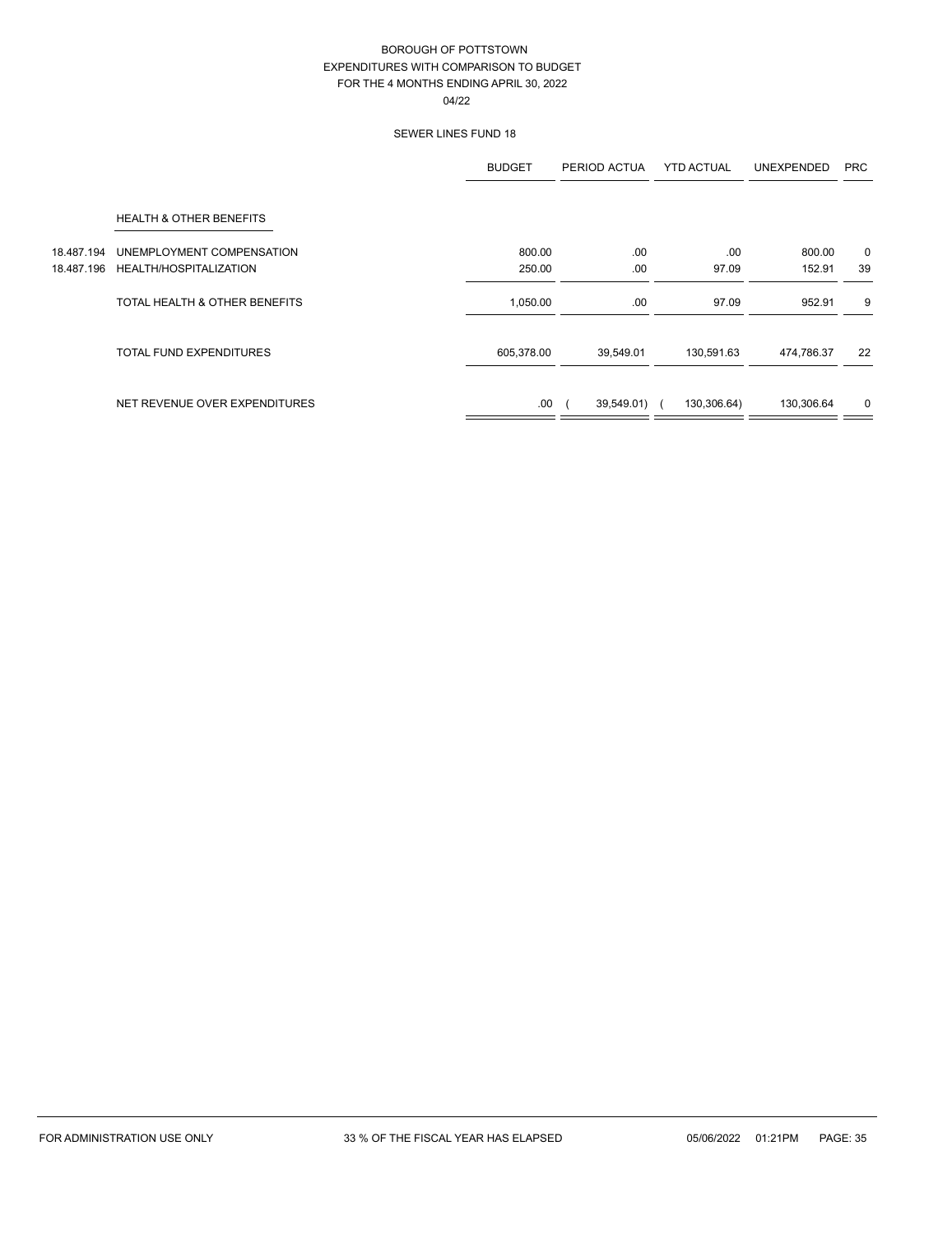BOROUGH OF POTTSTOWN
EXPENDITURES WITH COMPARISON TO BUDGET
FOR THE 4 MONTHS ENDING APRIL 30, 2022
04/22

SEWER LINES FUND 18

| | | BUDGET | PERIOD ACTUA | YTD ACTUAL | UNEXPENDED | PRC |
|---|---|---|---|---|---|---|
| | HEALTH & OTHER BENEFITS | | | | | |
| 18.487.194 | UNEMPLOYMENT COMPENSATION | 800.00 | .00 | .00 | 800.00 | 0 |
| 18.487.196 | HEALTH/HOSPITALIZATION | 250.00 | .00 | 97.09 | 152.91 | 39 |
| | TOTAL HEALTH & OTHER BENEFITS | 1,050.00 | .00 | 97.09 | 952.91 | 9 |
| | TOTAL FUND EXPENDITURES | 605,378.00 | 39,549.01 | 130,591.63 | 474,786.37 | 22 |
| | NET REVENUE OVER EXPENDITURES | .00 | ( 39,549.01) | ( 130,306.64) | 130,306.64 | 0 |

FOR ADMINISTRATION USE ONLY | 33 % OF THE FISCAL YEAR HAS ELAPSED | 05/06/2022 01:21PM